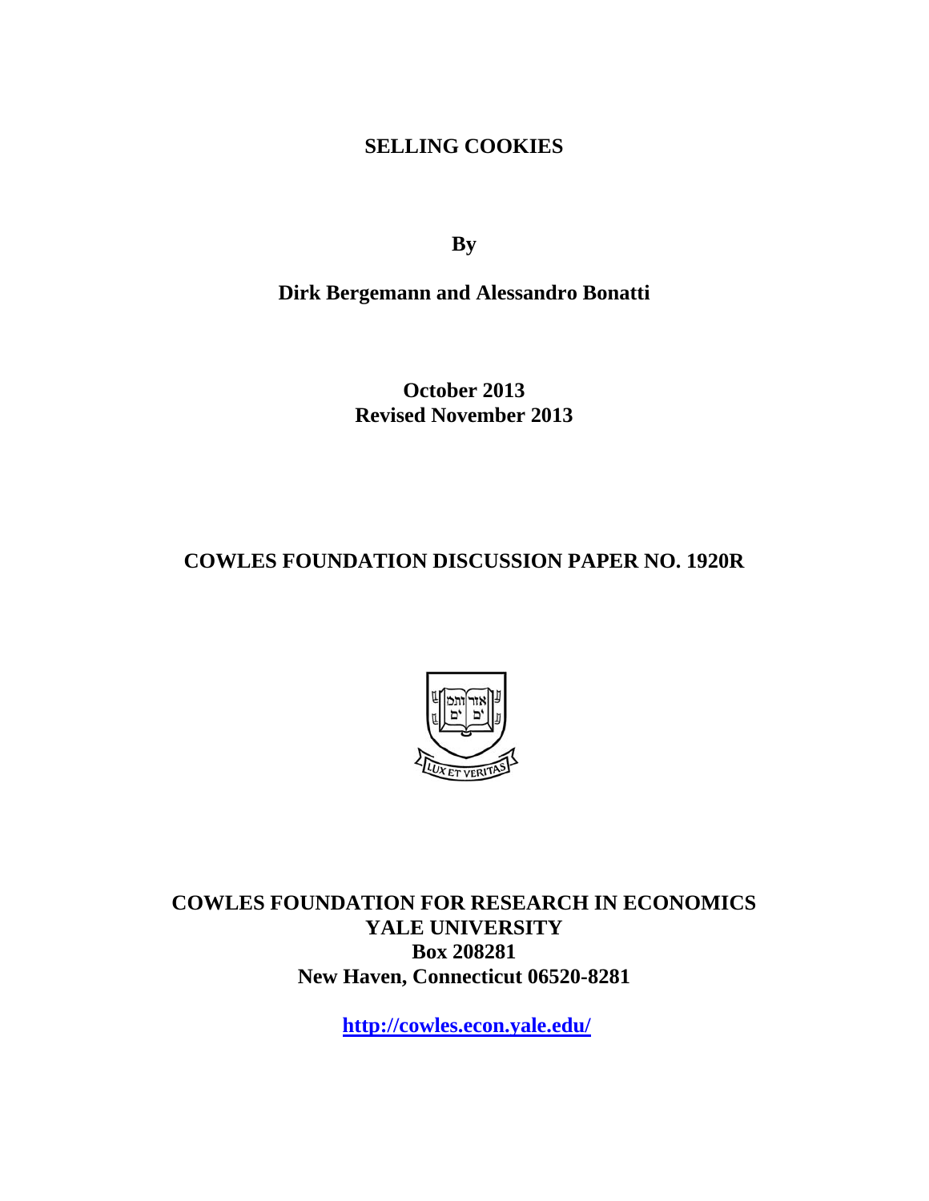# SELLING COOKIES

**By**

**Dirk Bergemann and Alessandro Bonatti**

**October 2013**
**Revised November 2013**

**COWLES FOUNDATION DISCUSSION PAPER NO. 1920R**

**COWLES FOUNDATION FOR RESEARCH IN ECONOMICS**
**YALE UNIVERSITY**
**Box 208281**
**New Haven, Connecticut 06520-8281**

**http://cowles.econ.yale.edu/**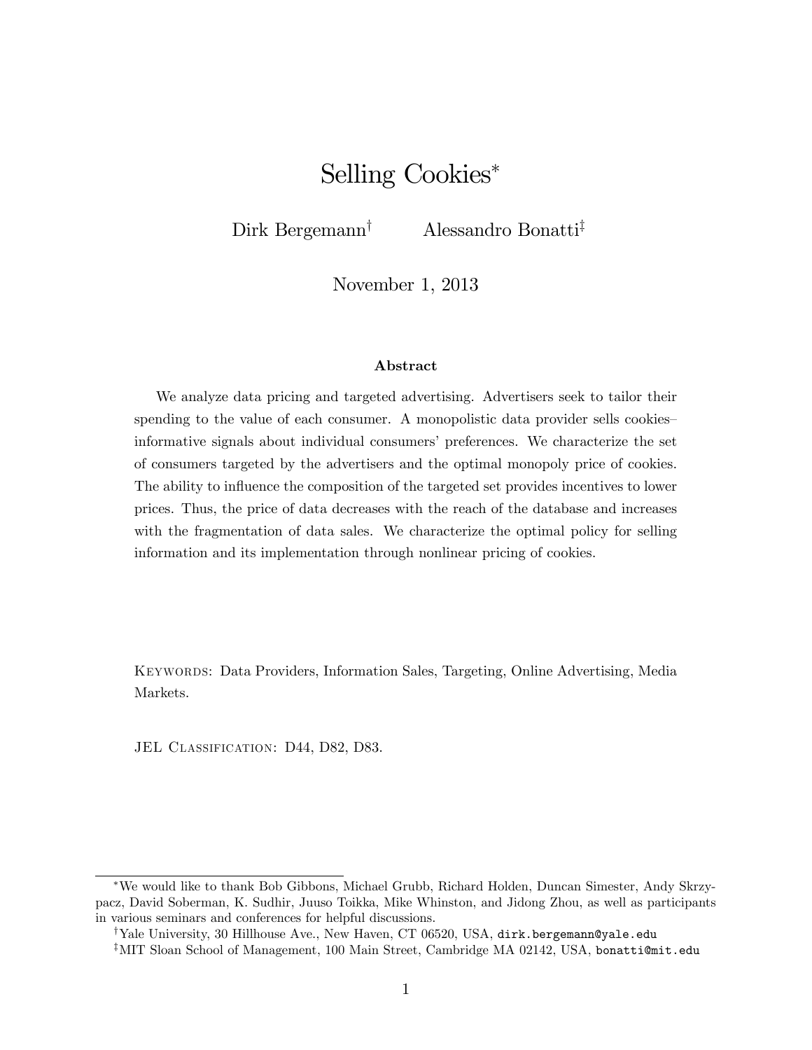# Selling Cookies*

Dirk Bergemann[†] Alessandro Bonatti[‡]

November 1, 2013

### Abstract

We analyze data pricing and targeted advertising. Advertisers seek to tailor their spending to the value of each consumer. A monopolistic data provider sells cookies–informative signals about individual consumers' preferences. We characterize the set of consumers targeted by the advertisers and the optimal monopoly price of cookies. The ability to influence the composition of the targeted set provides incentives to lower prices. Thus, the price of data decreases with the reach of the database and increases with the fragmentation of data sales. We characterize the optimal policy for selling information and its implementation through nonlinear pricing of cookies.

Keywords: Data Providers, Information Sales, Targeting, Online Advertising, Media Markets.

JEL Classification: D44, D82, D83.

---

*We would like to thank Bob Gibbons, Michael Grubb, Richard Holden, Duncan Simester, Andy Skrzypacz, David Soberman, K. Sudhir, Juuso Toikka, Mike Whinston, and Jidong Zhou, as well as participants in various seminars and conferences for helpful discussions.

[†]Yale University, 30 Hillhouse Ave., New Haven, CT 06520, USA, dirk.bergemann@yale.edu

[‡]MIT Sloan School of Management, 100 Main Street, Cambridge MA 02142, USA, bonatti@mit.edu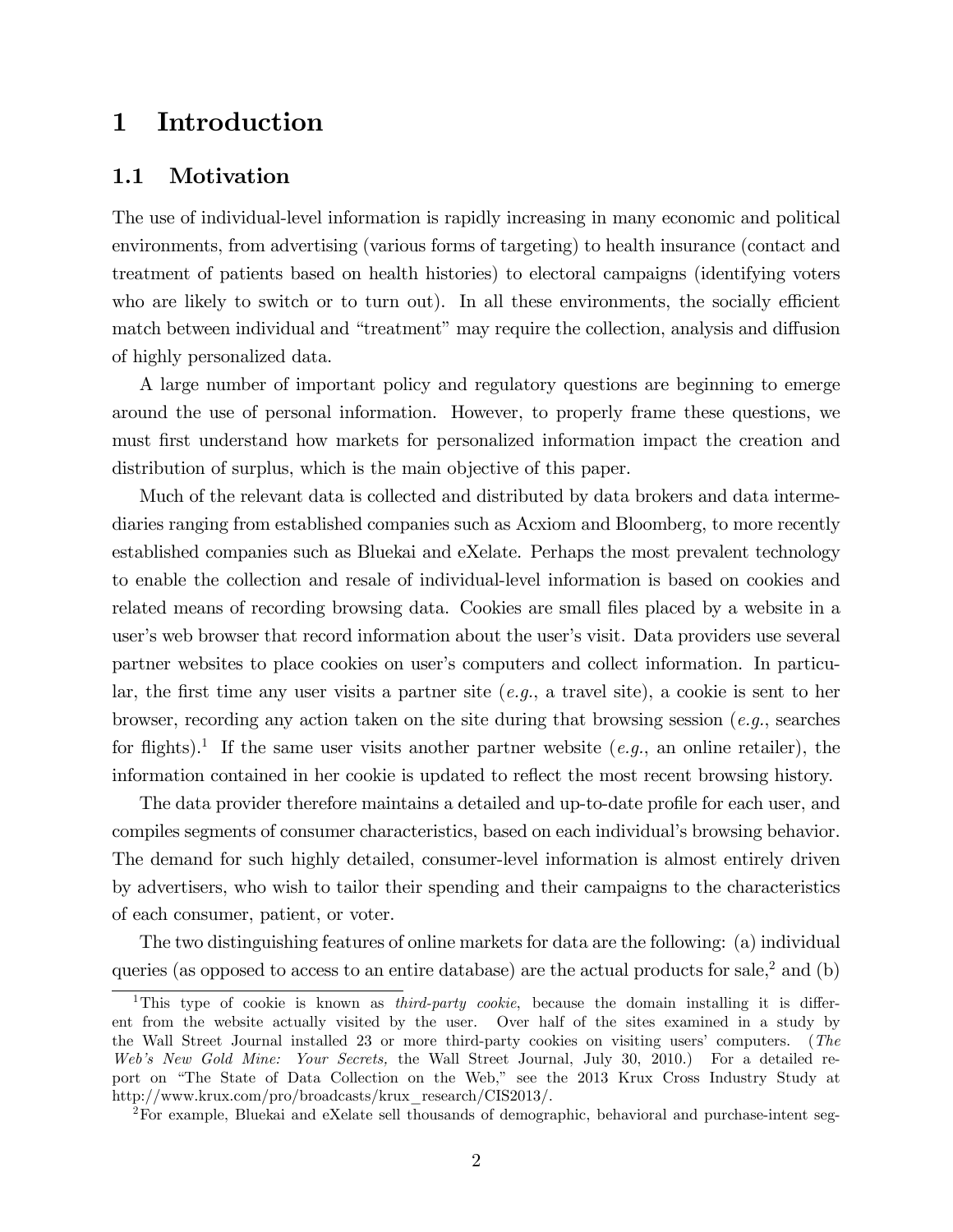# 1 Introduction

## 1.1 Motivation

The use of individual-level information is rapidly increasing in many economic and political environments, from advertising (various forms of targeting) to health insurance (contact and treatment of patients based on health histories) to electoral campaigns (identifying voters who are likely to switch or to turn out). In all these environments, the socially efficient match between individual and "treatment" may require the collection, analysis and diffusion of highly personalized data.

A large number of important policy and regulatory questions are beginning to emerge around the use of personal information. However, to properly frame these questions, we must first understand how markets for personalized information impact the creation and distribution of surplus, which is the main objective of this paper.

Much of the relevant data is collected and distributed by data brokers and data intermediaries ranging from established companies such as Acxiom and Bloomberg, to more recently established companies such as Bluekai and eXelate. Perhaps the most prevalent technology to enable the collection and resale of individual-level information is based on cookies and related means of recording browsing data. Cookies are small files placed by a website in a user's web browser that record information about the user's visit. Data providers use several partner websites to place cookies on user's computers and collect information. In particular, the first time any user visits a partner site (*e.g.*, a travel site), a cookie is sent to her browser, recording any action taken on the site during that browsing session (*e.g.*, searches for flights).[1] If the same user visits another partner website (*e.g.*, an online retailer), the information contained in her cookie is updated to reflect the most recent browsing history.

The data provider therefore maintains a detailed and up-to-date profile for each user, and compiles segments of consumer characteristics, based on each individual's browsing behavior. The demand for such highly detailed, consumer-level information is almost entirely driven by advertisers, who wish to tailor their spending and their campaigns to the characteristics of each consumer, patient, or voter.

The two distinguishing features of online markets for data are the following: (a) individual queries (as opposed to access to an entire database) are the actual products for sale,[2] and (b)

[1] This type of cookie is known as *third-party cookie*, because the domain installing it is different from the website actually visited by the user. Over half of the sites examined in a study by the Wall Street Journal installed 23 or more third-party cookies on visiting users' computers. (*The Web's New Gold Mine: Your Secrets,* the Wall Street Journal, July 30, 2010.) For a detailed report on "The State of Data Collection on the Web," see the 2013 Krux Cross Industry Study at http://www.krux.com/pro/broadcasts/krux_research/CIS2013/.

[2] For example, Bluekai and eXelate sell thousands of demographic, behavioral and purchase-intent seg-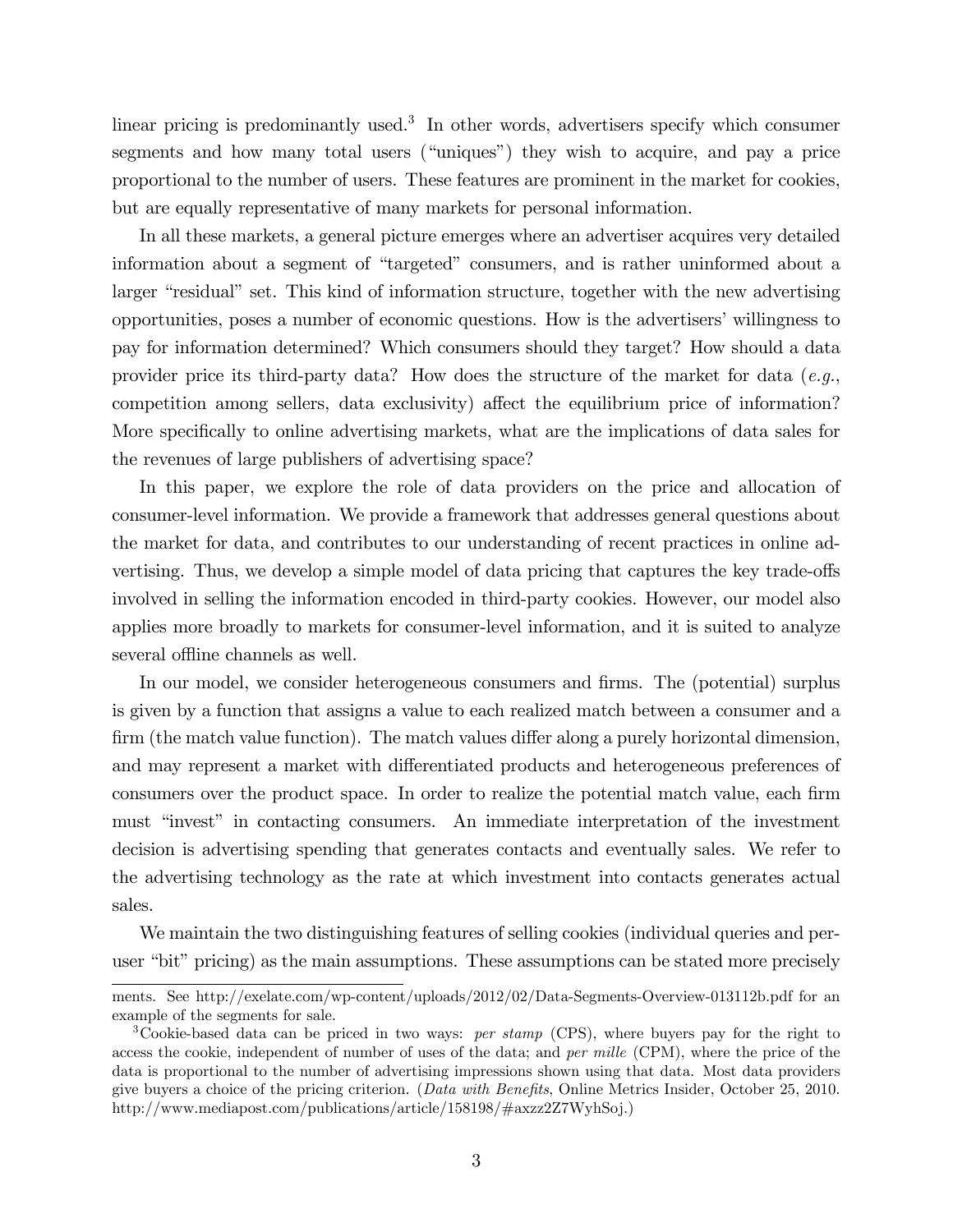linear pricing is predominantly used.[3] In other words, advertisers specify which consumer segments and how many total users ("uniques") they wish to acquire, and pay a price proportional to the number of users. These features are prominent in the market for cookies, but are equally representative of many markets for personal information.

In all these markets, a general picture emerges where an advertiser acquires very detailed information about a segment of "targeted" consumers, and is rather uninformed about a larger "residual" set. This kind of information structure, together with the new advertising opportunities, poses a number of economic questions. How is the advertisers' willingness to pay for information determined? Which consumers should they target? How should a data provider price its third-party data? How does the structure of the market for data (*e.g.*, competition among sellers, data exclusivity) affect the equilibrium price of information? More specifically to online advertising markets, what are the implications of data sales for the revenues of large publishers of advertising space?

In this paper, we explore the role of data providers on the price and allocation of consumer-level information. We provide a framework that addresses general questions about the market for data, and contributes to our understanding of recent practices in online advertising. Thus, we develop a simple model of data pricing that captures the key trade-offs involved in selling the information encoded in third-party cookies. However, our model also applies more broadly to markets for consumer-level information, and it is suited to analyze several offline channels as well.

In our model, we consider heterogeneous consumers and firms. The (potential) surplus is given by a function that assigns a value to each realized match between a consumer and a firm (the match value function). The match values differ along a purely horizontal dimension, and may represent a market with differentiated products and heterogeneous preferences of consumers over the product space. In order to realize the potential match value, each firm must "invest" in contacting consumers. An immediate interpretation of the investment decision is advertising spending that generates contacts and eventually sales. We refer to the advertising technology as the rate at which investment into contacts generates actual sales.

We maintain the two distinguishing features of selling cookies (individual queries and per-user "bit" pricing) as the main assumptions. These assumptions can be stated more precisely

ments. See http://exelate.com/wp-content/uploads/2012/02/Data-Segments-Overview-013112b.pdf for an example of the segments for sale.

[3] Cookie-based data can be priced in two ways: *per stamp* (CPS), where buyers pay for the right to access the cookie, independent of number of uses of the data; and *per mille* (CPM), where the price of the data is proportional to the number of advertising impressions shown using that data. Most data providers give buyers a choice of the pricing criterion. (*Data with Benefits*, Online Metrics Insider, October 25, 2010. http://www.mediapost.com/publications/article/158198/#axzz2Z7WyhSoj.)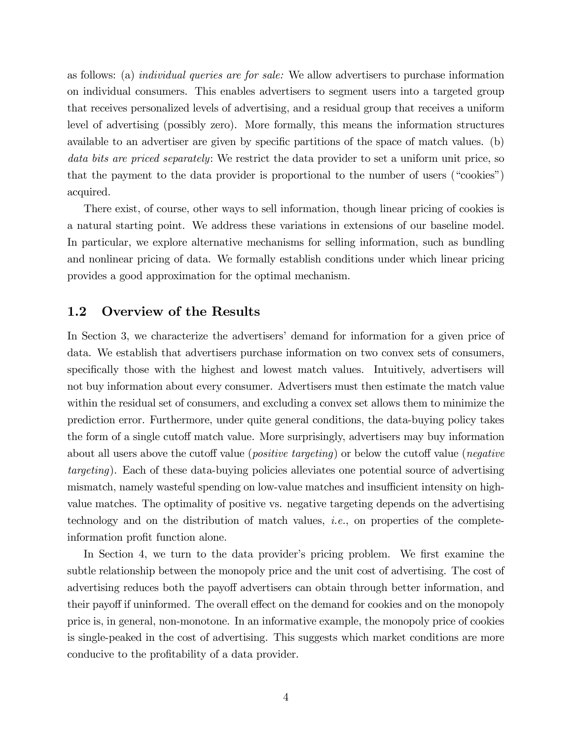as follows: (a) *individual queries are for sale:* We allow advertisers to purchase information on individual consumers. This enables advertisers to segment users into a targeted group that receives personalized levels of advertising, and a residual group that receives a uniform level of advertising (possibly zero). More formally, this means the information structures available to an advertiser are given by specific partitions of the space of match values. (b) *data bits are priced separately*: We restrict the data provider to set a uniform unit price, so that the payment to the data provider is proportional to the number of users ("cookies") acquired.

There exist, of course, other ways to sell information, though linear pricing of cookies is a natural starting point. We address these variations in extensions of our baseline model. In particular, we explore alternative mechanisms for selling information, such as bundling and nonlinear pricing of data. We formally establish conditions under which linear pricing provides a good approximation for the optimal mechanism.

## 1.2 Overview of the Results

In Section 3, we characterize the advertisers' demand for information for a given price of data. We establish that advertisers purchase information on two convex sets of consumers, specifically those with the highest and lowest match values. Intuitively, advertisers will not buy information about every consumer. Advertisers must then estimate the match value within the residual set of consumers, and excluding a convex set allows them to minimize the prediction error. Furthermore, under quite general conditions, the data-buying policy takes the form of a single cutoff match value. More surprisingly, advertisers may buy information about all users above the cutoff value (*positive targeting*) or below the cutoff value (*negative targeting*). Each of these data-buying policies alleviates one potential source of advertising mismatch, namely wasteful spending on low-value matches and insufficient intensity on high-value matches. The optimality of positive vs. negative targeting depends on the advertising technology and on the distribution of match values, *i.e.*, on properties of the complete-information profit function alone.

In Section 4, we turn to the data provider's pricing problem. We first examine the subtle relationship between the monopoly price and the unit cost of advertising. The cost of advertising reduces both the payoff advertisers can obtain through better information, and their payoff if uninformed. The overall effect on the demand for cookies and on the monopoly price is, in general, non-monotone. In an informative example, the monopoly price of cookies is single-peaked in the cost of advertising. This suggests which market conditions are more conducive to the profitability of a data provider.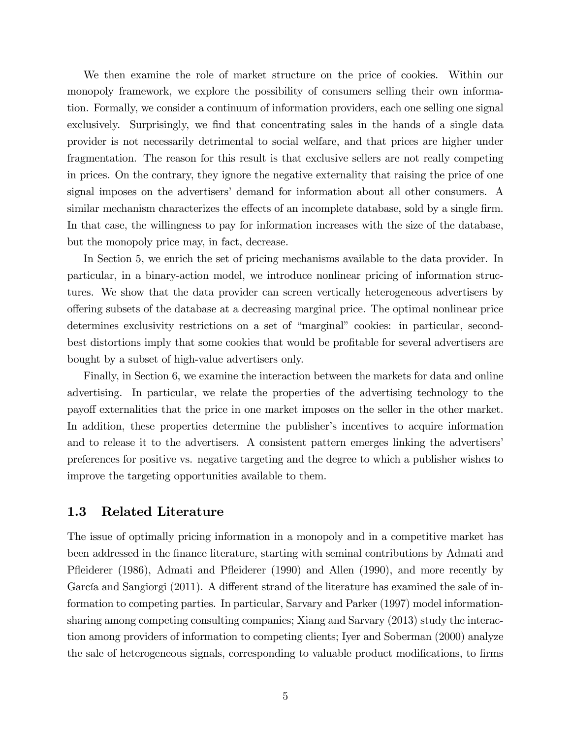We then examine the role of market structure on the price of cookies. Within our monopoly framework, we explore the possibility of consumers selling their own information. Formally, we consider a continuum of information providers, each one selling one signal exclusively. Surprisingly, we find that concentrating sales in the hands of a single data provider is not necessarily detrimental to social welfare, and that prices are higher under fragmentation. The reason for this result is that exclusive sellers are not really competing in prices. On the contrary, they ignore the negative externality that raising the price of one signal imposes on the advertisers' demand for information about all other consumers. A similar mechanism characterizes the effects of an incomplete database, sold by a single firm. In that case, the willingness to pay for information increases with the size of the database, but the monopoly price may, in fact, decrease.

In Section 5, we enrich the set of pricing mechanisms available to the data provider. In particular, in a binary-action model, we introduce nonlinear pricing of information structures. We show that the data provider can screen vertically heterogeneous advertisers by offering subsets of the database at a decreasing marginal price. The optimal nonlinear price determines exclusivity restrictions on a set of "marginal" cookies: in particular, second-best distortions imply that some cookies that would be profitable for several advertisers are bought by a subset of high-value advertisers only.

Finally, in Section 6, we examine the interaction between the markets for data and online advertising. In particular, we relate the properties of the advertising technology to the payoff externalities that the price in one market imposes on the seller in the other market. In addition, these properties determine the publisher's incentives to acquire information and to release it to the advertisers. A consistent pattern emerges linking the advertisers' preferences for positive vs. negative targeting and the degree to which a publisher wishes to improve the targeting opportunities available to them.

### 1.3 Related Literature

The issue of optimally pricing information in a monopoly and in a competitive market has been addressed in the finance literature, starting with seminal contributions by Admati and Pfleiderer (1986), Admati and Pfleiderer (1990) and Allen (1990), and more recently by García and Sangiorgi (2011). A different strand of the literature has examined the sale of information to competing parties. In particular, Sarvary and Parker (1997) model information-sharing among competing consulting companies; Xiang and Sarvary (2013) study the interaction among providers of information to competing clients; Iyer and Soberman (2000) analyze the sale of heterogeneous signals, corresponding to valuable product modifications, to firms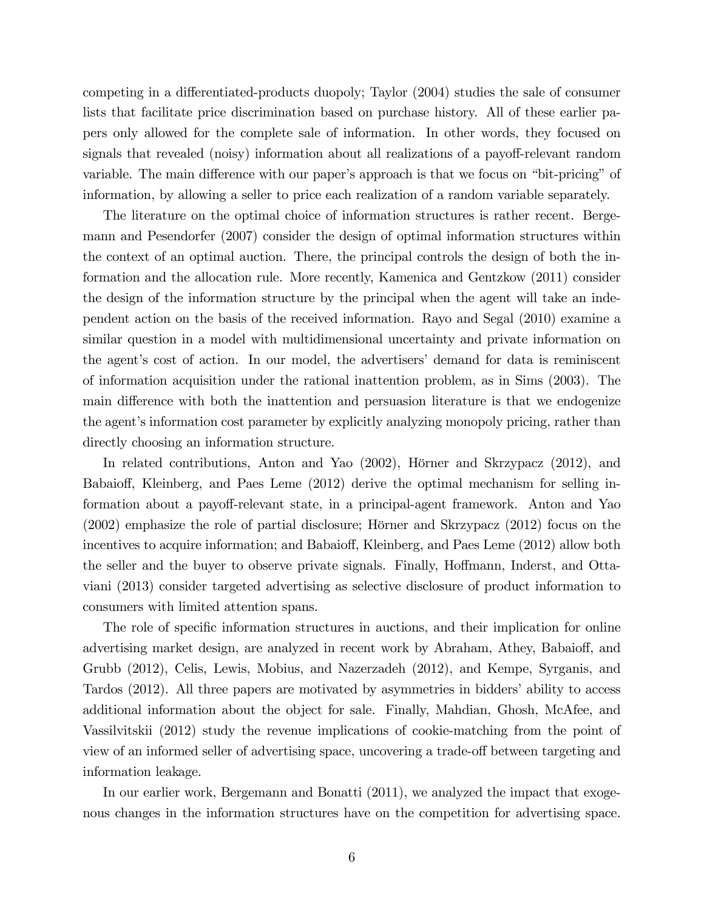competing in a differentiated-products duopoly; Taylor (2004) studies the sale of consumer lists that facilitate price discrimination based on purchase history. All of these earlier papers only allowed for the complete sale of information. In other words, they focused on signals that revealed (noisy) information about all realizations of a payoff-relevant random variable. The main difference with our paper's approach is that we focus on "bit-pricing" of information, by allowing a seller to price each realization of a random variable separately.

The literature on the optimal choice of information structures is rather recent. Bergemann and Pesendorfer (2007) consider the design of optimal information structures within the context of an optimal auction. There, the principal controls the design of both the information and the allocation rule. More recently, Kamenica and Gentzkow (2011) consider the design of the information structure by the principal when the agent will take an independent action on the basis of the received information. Rayo and Segal (2010) examine a similar question in a model with multidimensional uncertainty and private information on the agent's cost of action. In our model, the advertisers' demand for data is reminiscent of information acquisition under the rational inattention problem, as in Sims (2003). The main difference with both the inattention and persuasion literature is that we endogenize the agent's information cost parameter by explicitly analyzing monopoly pricing, rather than directly choosing an information structure.

In related contributions, Anton and Yao (2002), Hörner and Skrzypacz (2012), and Babaioff, Kleinberg, and Paes Leme (2012) derive the optimal mechanism for selling information about a payoff-relevant state, in a principal-agent framework. Anton and Yao (2002) emphasize the role of partial disclosure; Hörner and Skrzypacz (2012) focus on the incentives to acquire information; and Babaioff, Kleinberg, and Paes Leme (2012) allow both the seller and the buyer to observe private signals. Finally, Hoffmann, Inderst, and Ottaviani (2013) consider targeted advertising as selective disclosure of product information to consumers with limited attention spans.

The role of specific information structures in auctions, and their implication for online advertising market design, are analyzed in recent work by Abraham, Athey, Babaioff, and Grubb (2012), Celis, Lewis, Mobius, and Nazerzadeh (2012), and Kempe, Syrganis, and Tardos (2012). All three papers are motivated by asymmetries in bidders' ability to access additional information about the object for sale. Finally, Mahdian, Ghosh, McAfee, and Vassilvitskii (2012) study the revenue implications of cookie-matching from the point of view of an informed seller of advertising space, uncovering a trade-off between targeting and information leakage.

In our earlier work, Bergemann and Bonatti (2011), we analyzed the impact that exogenous changes in the information structures have on the competition for advertising space.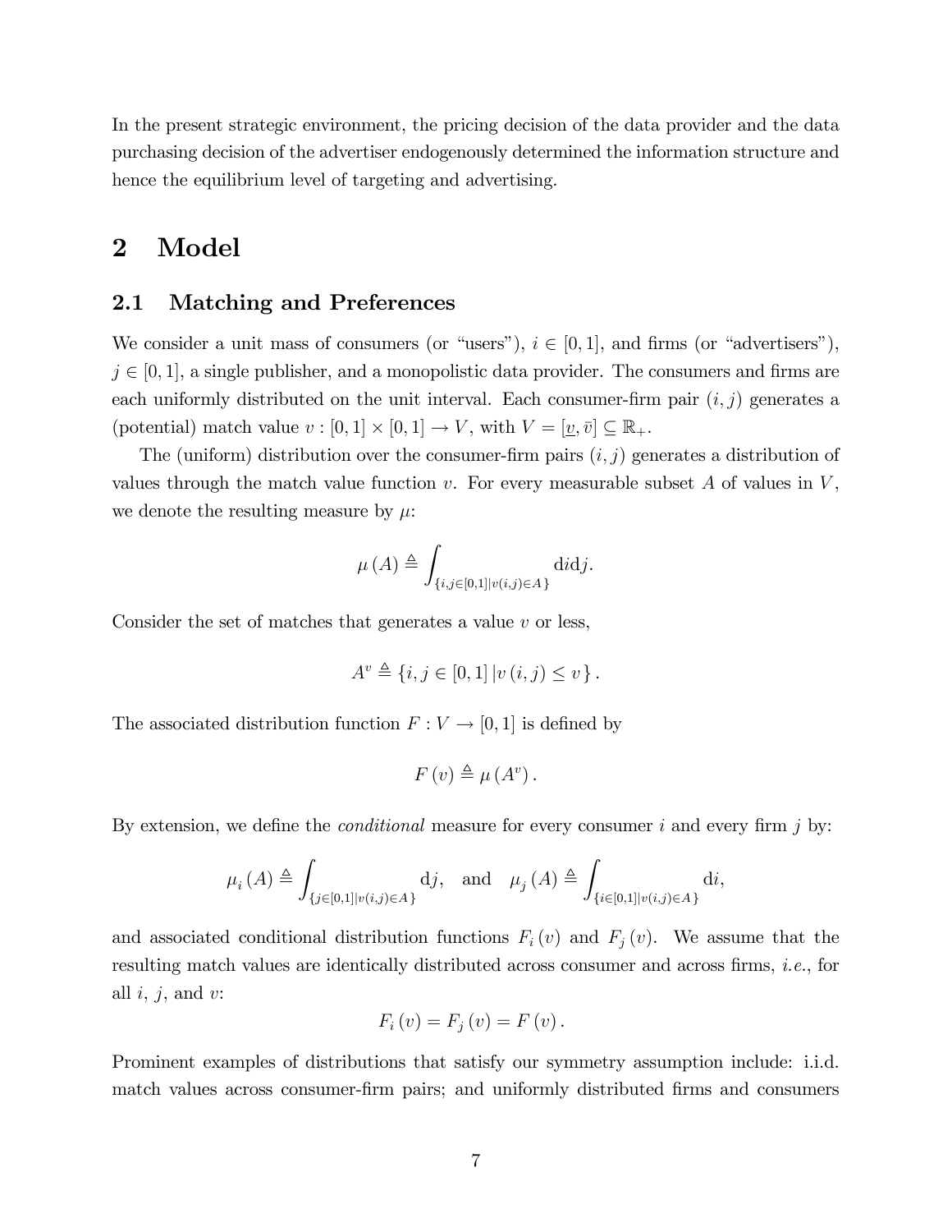In the present strategic environment, the pricing decision of the data provider and the data purchasing decision of the advertiser endogenously determined the information structure and hence the equilibrium level of targeting and advertising.

# 2 Model

## 2.1 Matching and Preferences

We consider a unit mass of consumers (or "users"), $i \in [0,1]$, and firms (or "advertisers"), $j \in [0,1]$, a single publisher, and a monopolistic data provider. The consumers and firms are each uniformly distributed on the unit interval. Each consumer-firm pair $(i,j)$ generates a (potential) match value $v : [0,1] \times [0,1] \to V$, with $V = [\underline{v}, \bar{v}] \subseteq \mathbb{R}_+$.

The (uniform) distribution over the consumer-firm pairs $(i,j)$ generates a distribution of values through the match value function $v$. For every measurable subset $A$ of values in $V$, we denote the resulting measure by $\mu$:

$$\mu(A) \triangleq \int_{\{i,j \in [0,1] | v(i,j) \in A\}} \mathrm{d}i \mathrm{d}j.$$

Consider the set of matches that generates a value $v$ or less,

$$A^v \triangleq \{i, j \in [0,1] \,| v(i,j) \leq v\}.$$

The associated distribution function $F : V \to [0,1]$ is defined by

$$F(v) \triangleq \mu(A^v).$$

By extension, we define the *conditional* measure for every consumer $i$ and every firm $j$ by:

$$\mu_i(A) \triangleq \int_{\{j \in [0,1] | v(i,j) \in A\}} \mathrm{d}j, \quad \text{and} \quad \mu_j(A) \triangleq \int_{\{i \in [0,1] | v(i,j) \in A\}} \mathrm{d}i,$$

and associated conditional distribution functions $F_i(v)$ and $F_j(v)$. We assume that the resulting match values are identically distributed across consumer and across firms, *i.e.*, for all $i$, $j$, and $v$:

$$F_i(v) = F_j(v) = F(v).$$

Prominent examples of distributions that satisfy our symmetry assumption include: i.i.d. match values across consumer-firm pairs; and uniformly distributed firms and consumers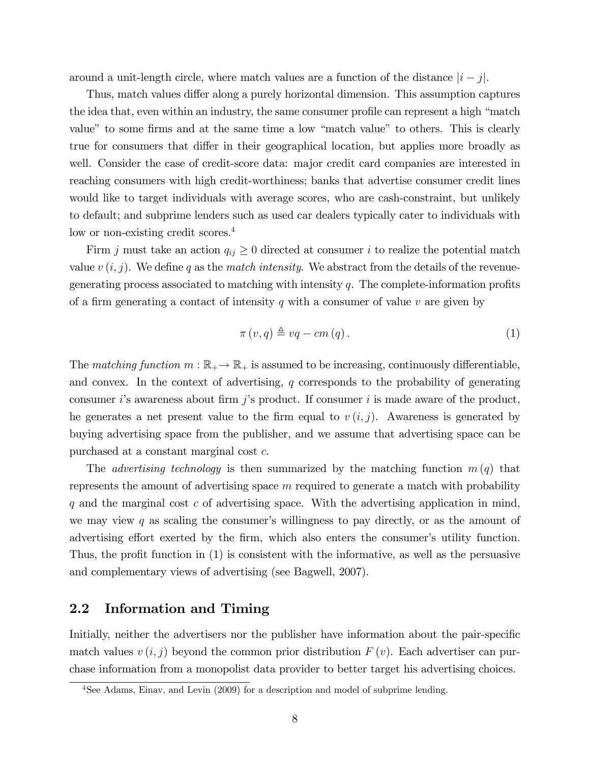around a unit-length circle, where match values are a function of the distance $|i - j|$.

Thus, match values differ along a purely horizontal dimension. This assumption captures the idea that, even within an industry, the same consumer profile can represent a high "match value" to some firms and at the same time a low "match value" to others. This is clearly true for consumers that differ in their geographical location, but applies more broadly as well. Consider the case of credit-score data: major credit card companies are interested in reaching consumers with high credit-worthiness; banks that advertise consumer credit lines would like to target individuals with average scores, who are cash-constraint, but unlikely to default; and subprime lenders such as used car dealers typically cater to individuals with low or non-existing credit scores.[4]

Firm $j$ must take an action $q_{ij} \geq 0$ directed at consumer $i$ to realize the potential match value $v(i,j)$. We define $q$ as the *match intensity*. We abstract from the details of the revenue-generating process associated to matching with intensity $q$. The complete-information profits of a firm generating a contact of intensity $q$ with a consumer of value $v$ are given by

$$\pi(v,q) \triangleq vq - cm(q). \tag{1}$$

The *matching function* $m : \mathbb{R}_+ \rightarrow \mathbb{R}_+$ is assumed to be increasing, continuously differentiable, and convex. In the context of advertising, $q$ corresponds to the probability of generating consumer $i$'s awareness about firm $j$'s product. If consumer $i$ is made aware of the product, he generates a net present value to the firm equal to $v(i,j)$. Awareness is generated by buying advertising space from the publisher, and we assume that advertising space can be purchased at a constant marginal cost $c$.

The *advertising technology* is then summarized by the matching function $m(q)$ that represents the amount of advertising space $m$ required to generate a match with probability $q$ and the marginal cost $c$ of advertising space. With the advertising application in mind, we may view $q$ as scaling the consumer's willingness to pay directly, or as the amount of advertising effort exerted by the firm, which also enters the consumer's utility function. Thus, the profit function in (1) is consistent with the informative, as well as the persuasive and complementary views of advertising (see Bagwell, 2007).

## 2.2 Information and Timing

Initially, neither the advertisers nor the publisher have information about the pair-specific match values $v(i,j)$ beyond the common prior distribution $F(v)$. Each advertiser can purchase information from a monopolist data provider to better target his advertising choices.

[4] See Adams, Einav, and Levin (2009) for a description and model of subprime lending.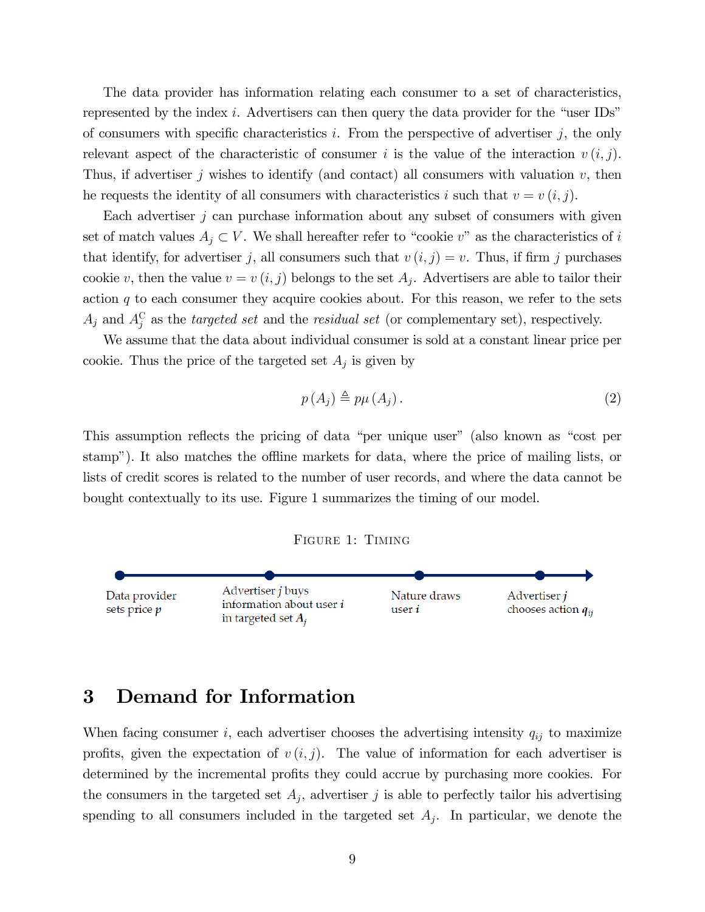The data provider has information relating each consumer to a set of characteristics, represented by the index $i$. Advertisers can then query the data provider for the "user IDs" of consumers with specific characteristics $i$. From the perspective of advertiser $j$, the only relevant aspect of the characteristic of consumer $i$ is the value of the interaction $v(i,j)$. Thus, if advertiser $j$ wishes to identify (and contact) all consumers with valuation $v$, then he requests the identity of all consumers with characteristics $i$ such that $v = v(i,j)$.

Each advertiser $j$ can purchase information about any subset of consumers with given set of match values $A_j \subset V$. We shall hereafter refer to "cookie $v$" as the characteristics of $i$ that identify, for advertiser $j$, all consumers such that $v(i,j) = v$. Thus, if firm $j$ purchases cookie $v$, then the value $v = v(i,j)$ belongs to the set $A_j$. Advertisers are able to tailor their action $q$ to each consumer they acquire cookies about. For this reason, we refer to the sets $A_j$ and $A_j^C$ as the *targeted set* and the *residual set* (or complementary set), respectively.

We assume that the data about individual consumer is sold at a constant linear price per cookie. Thus the price of the targeted set $A_j$ is given by

$$p(A_j) \triangleq p\mu(A_j). \tag{2}$$

This assumption reflects the pricing of data "per unique user" (also known as "cost per stamp"). It also matches the offline markets for data, where the price of mailing lists, or lists of credit scores is related to the number of user records, and where the data cannot be bought contextually to its use. Figure 1 summarizes the timing of our model.

FIGURE 1: TIMING

Data provider sets price $p$ → Advertiser $j$ buys information about user $i$ in targeted set $A_j$ → Nature draws user $i$ → Advertiser $j$ chooses action $q_{ij}$

# 3 Demand for Information

When facing consumer $i$, each advertiser chooses the advertising intensity $q_{ij}$ to maximize profits, given the expectation of $v(i,j)$. The value of information for each advertiser is determined by the incremental profits they could accrue by purchasing more cookies. For the consumers in the targeted set $A_j$, advertiser $j$ is able to perfectly tailor his advertising spending to all consumers included in the targeted set $A_j$. In particular, we denote the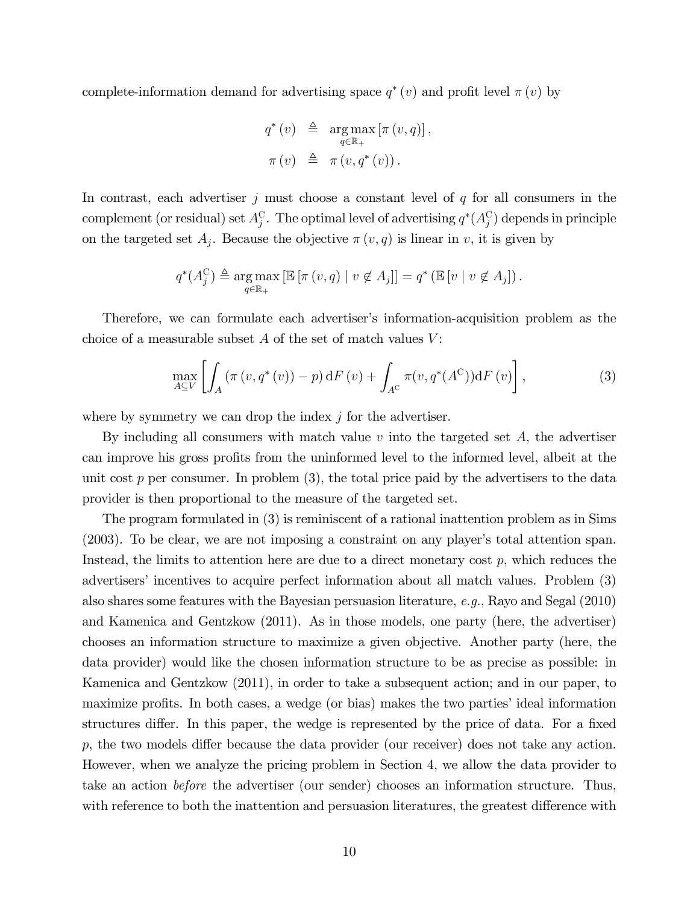complete-information demand for advertising space $q^*(v)$ and profit level $\pi(v)$ by

$$
\begin{aligned}
q^*(v) &\triangleq \underset{q \in \mathbb{R}_+}{\arg\max}\left[\pi(v,q)\right], \\
\pi(v) &\triangleq \pi(v, q^*(v)).
\end{aligned}
$$

In contrast, each advertiser $j$ must choose a constant level of $q$ for all consumers in the complement (or residual) set $A_j^{\mathrm{C}}$. The optimal level of advertising $q^*(A_j^{\mathrm{C}})$ depends in principle on the targeted set $A_j$. Because the objective $\pi(v,q)$ is linear in $v$, it is given by

$$
q^*(A_j^{\mathrm{C}}) \triangleq \underset{q \in \mathbb{R}_+}{\arg\max}\left[\mathbb{E}\left[\pi(v,q) \mid v \notin A_j\right]\right] = q^*\left(\mathbb{E}\left[v \mid v \notin A_j\right]\right).
$$

Therefore, we can formulate each advertiser's information-acquisition problem as the choice of a measurable subset $A$ of the set of match values $V$:

$$
\max_{A \subseteq V}\left[\int_A \left(\pi(v, q^*(v)) - p\right)\mathrm{d}F(v) + \int_{A^{\mathrm{C}}} \pi(v, q^*(A^{\mathrm{C}}))\mathrm{d}F(v)\right], \tag{3}
$$

where by symmetry we can drop the index $j$ for the advertiser.

By including all consumers with match value $v$ into the targeted set $A$, the advertiser can improve his gross profits from the uninformed level to the informed level, albeit at the unit cost $p$ per consumer. In problem (3), the total price paid by the advertisers to the data provider is then proportional to the measure of the targeted set.

The program formulated in (3) is reminiscent of a rational inattention problem as in Sims (2003). To be clear, we are not imposing a constraint on any player's total attention span. Instead, the limits to attention here are due to a direct monetary cost $p$, which reduces the advertisers' incentives to acquire perfect information about all match values. Problem (3) also shares some features with the Bayesian persuasion literature, *e.g.*, Rayo and Segal (2010) and Kamenica and Gentzkow (2011). As in those models, one party (here, the advertiser) chooses an information structure to maximize a given objective. Another party (here, the data provider) would like the chosen information structure to be as precise as possible: in Kamenica and Gentzkow (2011), in order to take a subsequent action; and in our paper, to maximize profits. In both cases, a wedge (or bias) makes the two parties' ideal information structures differ. In this paper, the wedge is represented by the price of data. For a fixed $p$, the two models differ because the data provider (our receiver) does not take any action. However, when we analyze the pricing problem in Section 4, we allow the data provider to take an action *before* the advertiser (our sender) chooses an information structure. Thus, with reference to both the inattention and persuasion literatures, the greatest difference with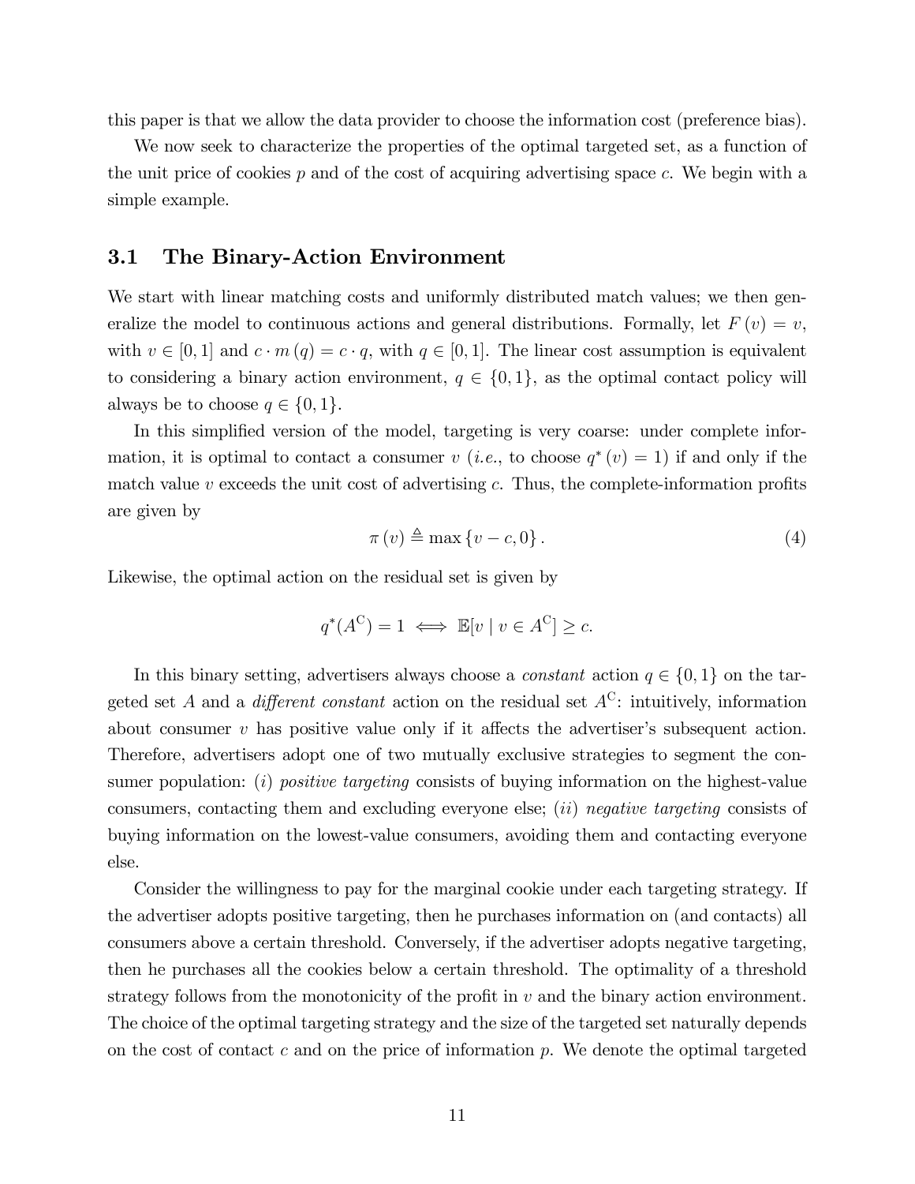this paper is that we allow the data provider to choose the information cost (preference bias).

We now seek to characterize the properties of the optimal targeted set, as a function of the unit price of cookies $p$ and of the cost of acquiring advertising space $c$. We begin with a simple example.

## 3.1 The Binary-Action Environment

We start with linear matching costs and uniformly distributed match values; we then generalize the model to continuous actions and general distributions. Formally, let $F(v) = v$, with $v \in [0,1]$ and $c \cdot m(q) = c \cdot q$, with $q \in [0,1]$. The linear cost assumption is equivalent to considering a binary action environment, $q \in \{0,1\}$, as the optimal contact policy will always be to choose $q \in \{0,1\}$.

In this simplified version of the model, targeting is very coarse: under complete information, it is optimal to contact a consumer $v$ (*i.e.*, to choose $q^*(v) = 1$) if and only if the match value $v$ exceeds the unit cost of advertising $c$. Thus, the complete-information profits are given by

$$\pi(v) \triangleq \max\{v - c, 0\}. \tag{4}$$

Likewise, the optimal action on the residual set is given by

$$q^*(A^{\mathrm{C}}) = 1 \iff \mathbb{E}[v \mid v \in A^{\mathrm{C}}] \geq c.$$

In this binary setting, advertisers always choose a *constant* action $q \in \{0,1\}$ on the targeted set $A$ and a *different constant* action on the residual set $A^{\mathrm{C}}$: intuitively, information about consumer $v$ has positive value only if it affects the advertiser's subsequent action. Therefore, advertisers adopt one of two mutually exclusive strategies to segment the consumer population: ($i$) *positive targeting* consists of buying information on the highest-value consumers, contacting them and excluding everyone else; ($ii$) *negative targeting* consists of buying information on the lowest-value consumers, avoiding them and contacting everyone else.

Consider the willingness to pay for the marginal cookie under each targeting strategy. If the advertiser adopts positive targeting, then he purchases information on (and contacts) all consumers above a certain threshold. Conversely, if the advertiser adopts negative targeting, then he purchases all the cookies below a certain threshold. The optimality of a threshold strategy follows from the monotonicity of the profit in $v$ and the binary action environment. The choice of the optimal targeting strategy and the size of the targeted set naturally depends on the cost of contact $c$ and on the price of information $p$. We denote the optimal targeted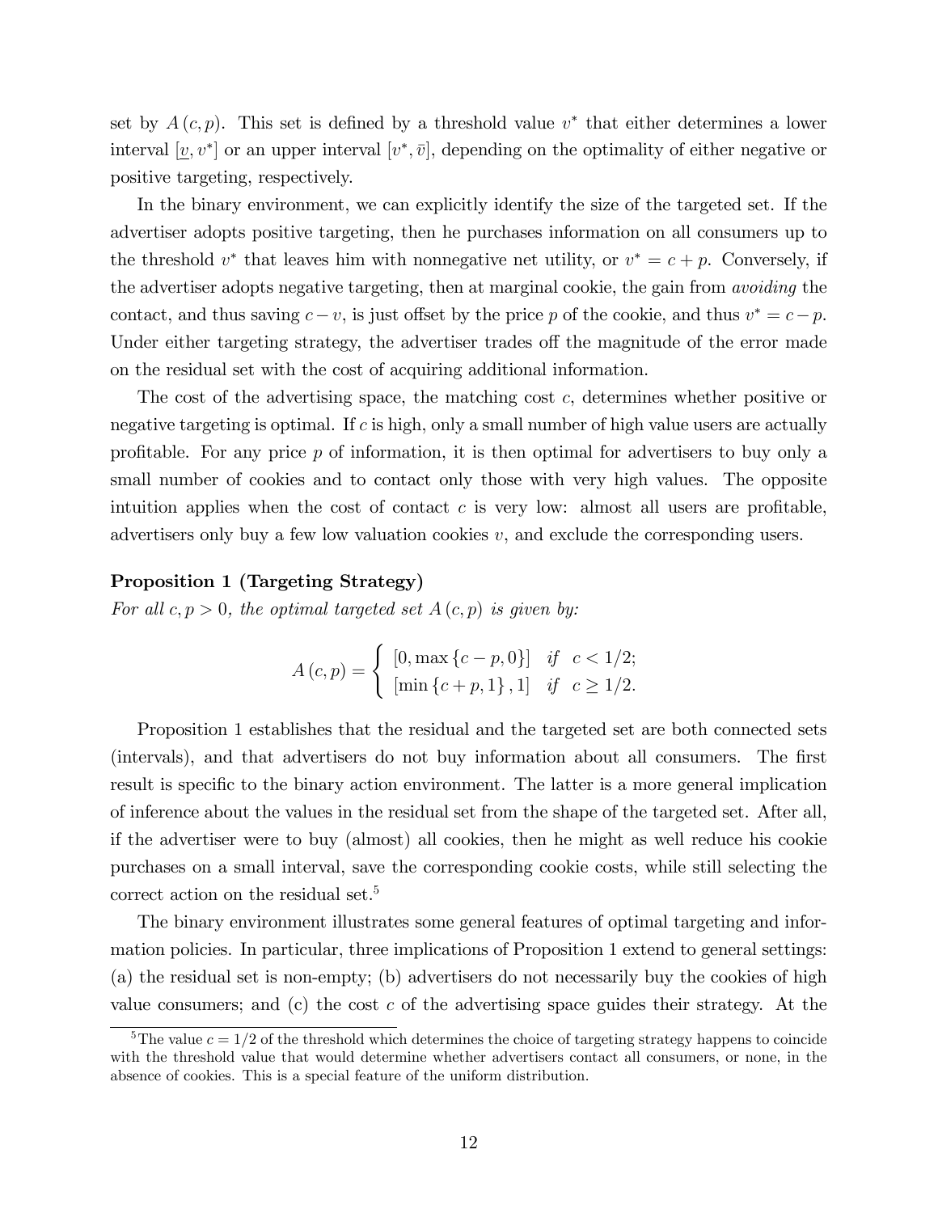set by $A(c,p)$. This set is defined by a threshold value $v^*$ that either determines a lower interval $[\underline{v}, v^*]$ or an upper interval $[v^*, \bar{v}]$, depending on the optimality of either negative or positive targeting, respectively.

In the binary environment, we can explicitly identify the size of the targeted set. If the advertiser adopts positive targeting, then he purchases information on all consumers up to the threshold $v^*$ that leaves him with nonnegative net utility, or $v^* = c + p$. Conversely, if the advertiser adopts negative targeting, then at marginal cookie, the gain from *avoiding* the contact, and thus saving $c - v$, is just offset by the price $p$ of the cookie, and thus $v^* = c - p$. Under either targeting strategy, the advertiser trades off the magnitude of the error made on the residual set with the cost of acquiring additional information.

The cost of the advertising space, the matching cost $c$, determines whether positive or negative targeting is optimal. If $c$ is high, only a small number of high value users are actually profitable. For any price $p$ of information, it is then optimal for advertisers to buy only a small number of cookies and to contact only those with very high values. The opposite intuition applies when the cost of contact $c$ is very low: almost all users are profitable, advertisers only buy a few low valuation cookies $v$, and exclude the corresponding users.

**Proposition 1 (Targeting Strategy)**
*For all $c, p > 0$, the optimal targeted set $A(c,p)$ is given by:*

$$A(c,p) = \begin{cases} [0, \max\{c-p, 0\}] & \text{if} \quad c < 1/2; \\ [\min\{c+p, 1\}, 1] & \text{if} \quad c \geq 1/2. \end{cases}$$

Proposition 1 establishes that the residual and the targeted set are both connected sets (intervals), and that advertisers do not buy information about all consumers. The first result is specific to the binary action environment. The latter is a more general implication of inference about the values in the residual set from the shape of the targeted set. After all, if the advertiser were to buy (almost) all cookies, then he might as well reduce his cookie purchases on a small interval, save the corresponding cookie costs, while still selecting the correct action on the residual set.[5]

The binary environment illustrates some general features of optimal targeting and information policies. In particular, three implications of Proposition 1 extend to general settings: (a) the residual set is non-empty; (b) advertisers do not necessarily buy the cookies of high value consumers; and (c) the cost $c$ of the advertising space guides their strategy. At the

[5] The value $c = 1/2$ of the threshold which determines the choice of targeting strategy happens to coincide with the threshold value that would determine whether advertisers contact all consumers, or none, in the absence of cookies. This is a special feature of the uniform distribution.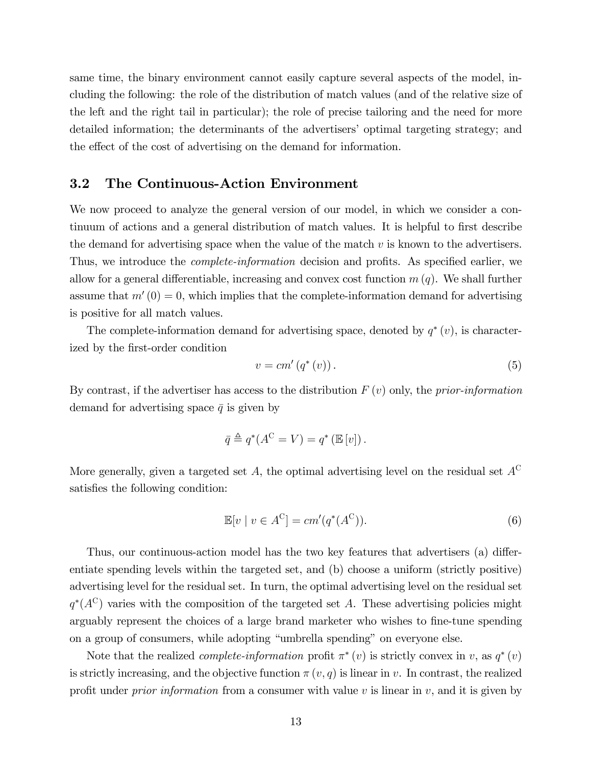same time, the binary environment cannot easily capture several aspects of the model, including the following: the role of the distribution of match values (and of the relative size of the left and the right tail in particular); the role of precise tailoring and the need for more detailed information; the determinants of the advertisers' optimal targeting strategy; and the effect of the cost of advertising on the demand for information.

## 3.2 The Continuous-Action Environment

We now proceed to analyze the general version of our model, in which we consider a continuum of actions and a general distribution of match values. It is helpful to first describe the demand for advertising space when the value of the match $v$ is known to the advertisers. Thus, we introduce the *complete-information* decision and profits. As specified earlier, we allow for a general differentiable, increasing and convex cost function $m(q)$. We shall further assume that $m'(0) = 0$, which implies that the complete-information demand for advertising is positive for all match values.

The complete-information demand for advertising space, denoted by $q^*(v)$, is characterized by the first-order condition

$$v = cm'(q^*(v)). \tag{5}$$

By contrast, if the advertiser has access to the distribution $F(v)$ only, the *prior-information* demand for advertising space $\bar{q}$ is given by

$$\bar{q} \triangleq q^*(A^{\mathrm{C}} = V) = q^*(\mathbb{E}[v]).$$

More generally, given a targeted set $A$, the optimal advertising level on the residual set $A^{\mathrm{C}}$ satisfies the following condition:

$$\mathbb{E}[v \mid v \in A^{\mathrm{C}}] = cm'(q^*(A^{\mathrm{C}})). \tag{6}$$

Thus, our continuous-action model has the two key features that advertisers (a) differentiate spending levels within the targeted set, and (b) choose a uniform (strictly positive) advertising level for the residual set. In turn, the optimal advertising level on the residual set $q^*(A^{\mathrm{C}})$ varies with the composition of the targeted set $A$. These advertising policies might arguably represent the choices of a large brand marketer who wishes to fine-tune spending on a group of consumers, while adopting "umbrella spending" on everyone else.

Note that the realized *complete-information* profit $\pi^*(v)$ is strictly convex in $v$, as $q^*(v)$ is strictly increasing, and the objective function $\pi(v, q)$ is linear in $v$. In contrast, the realized profit under *prior information* from a consumer with value $v$ is linear in $v$, and it is given by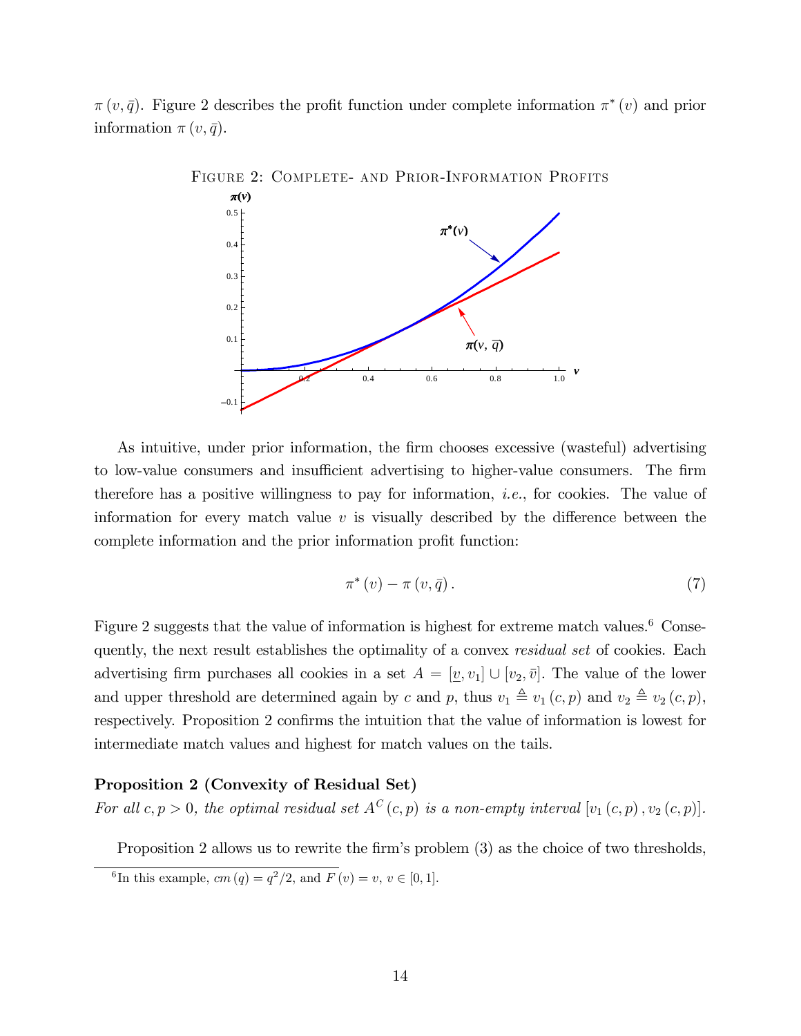$\pi(v, \bar{q})$. Figure 2 describes the profit function under complete information $\pi^*(v)$ and prior information $\pi(v, \bar{q})$.

Figure 2: Complete- and Prior-Information Profits

As intuitive, under prior information, the firm chooses excessive (wasteful) advertising to low-value consumers and insufficient advertising to higher-value consumers. The firm therefore has a positive willingness to pay for information, *i.e.*, for cookies. The value of information for every match value $v$ is visually described by the difference between the complete information and the prior information profit function:

$$\pi^*(v) - \pi(v, \bar{q}). \tag{7}$$

Figure 2 suggests that the value of information is highest for extreme match values.[6] Consequently, the next result establishes the optimality of a convex *residual set* of cookies. Each advertising firm purchases all cookies in a set $A = [\underline{v}, v_1] \cup [v_2, \bar{v}]$. The value of the lower and upper threshold are determined again by $c$ and $p$, thus $v_1 \triangleq v_1(c,p)$ and $v_2 \triangleq v_2(c,p)$, respectively. Proposition 2 confirms the intuition that the value of information is lowest for intermediate match values and highest for match values on the tails.

**Proposition 2 (Convexity of Residual Set)**
*For all $c, p > 0$, the optimal residual set $A^C(c,p)$ is a non-empty interval $[v_1(c,p), v_2(c,p)]$.*

Proposition 2 allows us to rewrite the firm's problem (3) as the choice of two thresholds,

[6] In this example, $cm(q) = q^2/2$, and $F(v) = v$, $v \in [0, 1]$.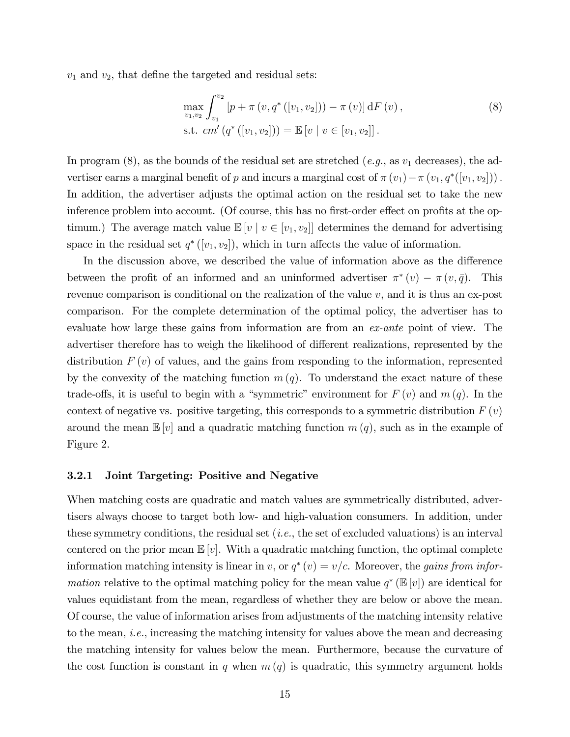$v_1$ and $v_2$, that define the targeted and residual sets:

$$\max_{v_1, v_2} \int_{v_1}^{v_2} \left[p + \pi\left(v, q^*\left([v_1, v_2]\right)\right) - \pi\left(v\right)\right] \mathrm{d}F\left(v\right), \tag{8}$$
$$\text{s.t. } cm'\left(q^*\left([v_1, v_2]\right)\right) = \mathbb{E}\left[v \mid v \in [v_1, v_2]\right].$$

In program (8), as the bounds of the residual set are stretched (*e.g.*, as $v_1$ decreases), the advertiser earns a marginal benefit of $p$ and incurs a marginal cost of $\pi\left(v_1\right) - \pi\left(v_1, q^*([v_1, v_2])\right)$. In addition, the advertiser adjusts the optimal action on the residual set to take the new inference problem into account. (Of course, this has no first-order effect on profits at the optimum.) The average match value $\mathbb{E}\left[v \mid v \in [v_1, v_2]\right]$ determines the demand for advertising space in the residual set $q^*\left([v_1, v_2]\right)$, which in turn affects the value of information.

In the discussion above, we described the value of information above as the difference between the profit of an informed and an uninformed advertiser $\pi^*\left(v\right) - \pi\left(v, \bar{q}\right)$. This revenue comparison is conditional on the realization of the value $v$, and it is thus an ex-post comparison. For the complete determination of the optimal policy, the advertiser has to evaluate how large these gains from information are from an *ex-ante* point of view. The advertiser therefore has to weigh the likelihood of different realizations, represented by the distribution $F\left(v\right)$ of values, and the gains from responding to the information, represented by the convexity of the matching function $m\left(q\right)$. To understand the exact nature of these trade-offs, it is useful to begin with a "symmetric" environment for $F\left(v\right)$ and $m\left(q\right)$. In the context of negative vs. positive targeting, this corresponds to a symmetric distribution $F\left(v\right)$ around the mean $\mathbb{E}\left[v\right]$ and a quadratic matching function $m\left(q\right)$, such as in the example of Figure 2.

### 3.2.1 Joint Targeting: Positive and Negative

When matching costs are quadratic and match values are symmetrically distributed, advertisers always choose to target both low- and high-valuation consumers. In addition, under these symmetry conditions, the residual set (*i.e.*, the set of excluded valuations) is an interval centered on the prior mean $\mathbb{E}\left[v\right]$. With a quadratic matching function, the optimal complete information matching intensity is linear in $v$, or $q^*\left(v\right) = v/c$. Moreover, the *gains from information* relative to the optimal matching policy for the mean value $q^*\left(\mathbb{E}\left[v\right]\right)$ are identical for values equidistant from the mean, regardless of whether they are below or above the mean. Of course, the value of information arises from adjustments of the matching intensity relative to the mean, *i.e.*, increasing the matching intensity for values above the mean and decreasing the matching intensity for values below the mean. Furthermore, because the curvature of the cost function is constant in $q$ when $m\left(q\right)$ is quadratic, this symmetry argument holds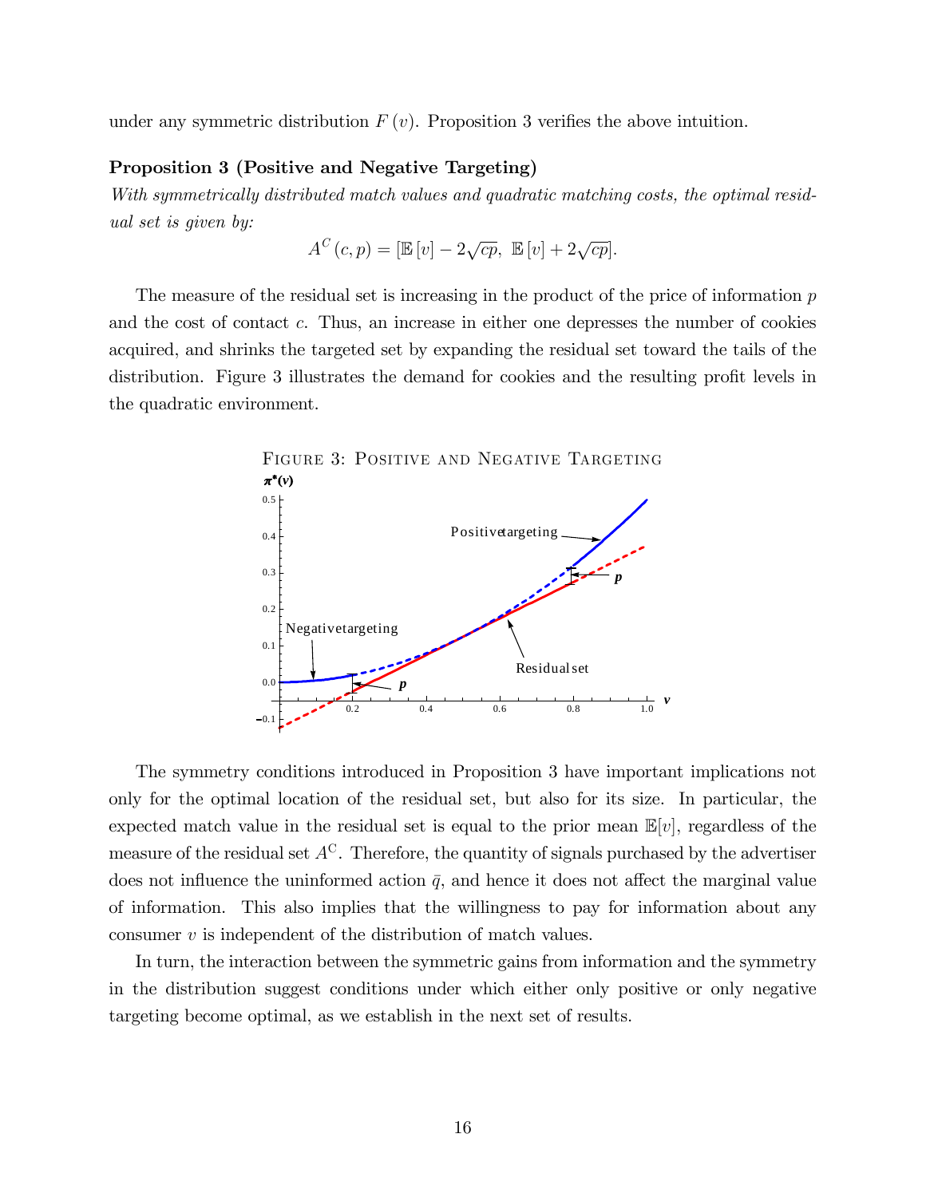under any symmetric distribution $F(v)$. Proposition 3 verifies the above intuition.

**Proposition 3 (Positive and Negative Targeting)**

*With symmetrically distributed match values and quadratic matching costs, the optimal residual set is given by:*

$$A^C(c,p) = [\mathbb{E}[v] - 2\sqrt{cp},\ \mathbb{E}[v] + 2\sqrt{cp}].$$

The measure of the residual set is increasing in the product of the price of information $p$ and the cost of contact $c$. Thus, an increase in either one depresses the number of cookies acquired, and shrinks the targeted set by expanding the residual set toward the tails of the distribution. Figure 3 illustrates the demand for cookies and the resulting profit levels in the quadratic environment.

Figure 3: Positive and Negative Targeting

The symmetry conditions introduced in Proposition 3 have important implications not only for the optimal location of the residual set, but also for its size. In particular, the expected match value in the residual set is equal to the prior mean $\mathbb{E}[v]$, regardless of the measure of the residual set $A^C$. Therefore, the quantity of signals purchased by the advertiser does not influence the uninformed action $\bar{q}$, and hence it does not affect the marginal value of information. This also implies that the willingness to pay for information about any consumer $v$ is independent of the distribution of match values.

In turn, the interaction between the symmetric gains from information and the symmetry in the distribution suggest conditions under which either only positive or only negative targeting become optimal, as we establish in the next set of results.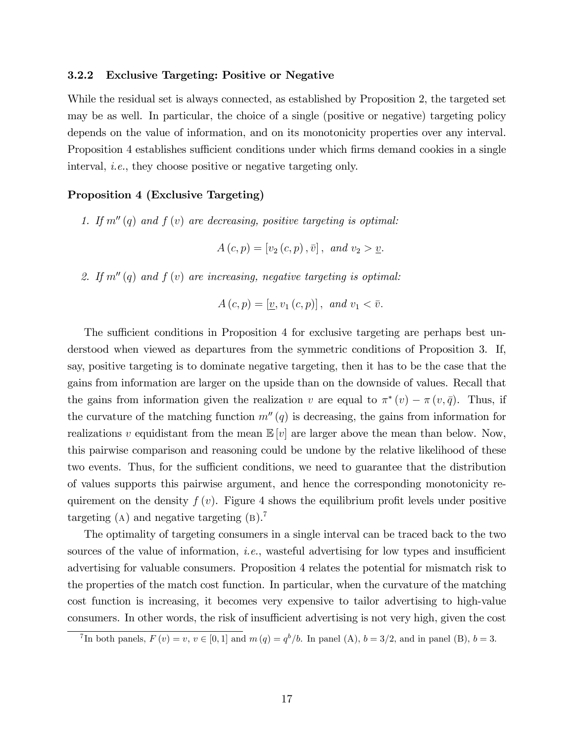### 3.2.2 Exclusive Targeting: Positive or Negative

While the residual set is always connected, as established by Proposition 2, the targeted set may be as well. In particular, the choice of a single (positive or negative) targeting policy depends on the value of information, and on its monotonicity properties over any interval. Proposition 4 establishes sufficient conditions under which firms demand cookies in a single interval, *i.e.*, they choose positive or negative targeting only.

**Proposition 4 (Exclusive Targeting)**

1. *If $m''(q)$ and $f(v)$ are decreasing, positive targeting is optimal:*

$$A(c,p) = [v_2(c,p), \bar{v}], \text{ and } v_2 > \underline{v}.$$

2. *If $m''(q)$ and $f(v)$ are increasing, negative targeting is optimal:*

$$A(c,p) = [\underline{v}, v_1(c,p)], \text{ and } v_1 < \bar{v}.$$

The sufficient conditions in Proposition 4 for exclusive targeting are perhaps best understood when viewed as departures from the symmetric conditions of Proposition 3. If, say, positive targeting is to dominate negative targeting, then it has to be the case that the gains from information are larger on the upside than on the downside of values. Recall that the gains from information given the realization $v$ are equal to $\pi^*(v) - \pi(v, \bar{q})$. Thus, if the curvature of the matching function $m''(q)$ is decreasing, the gains from information for realizations $v$ equidistant from the mean $\mathbb{E}[v]$ are larger above the mean than below. Now, this pairwise comparison and reasoning could be undone by the relative likelihood of these two events. Thus, for the sufficient conditions, we need to guarantee that the distribution of values supports this pairwise argument, and hence the corresponding monotonicity requirement on the density $f(v)$. Figure 4 shows the equilibrium profit levels under positive targeting (A) and negative targeting (B).[7]

The optimality of targeting consumers in a single interval can be traced back to the two sources of the value of information, *i.e.*, wasteful advertising for low types and insufficient advertising for valuable consumers. Proposition 4 relates the potential for mismatch risk to the properties of the match cost function. In particular, when the curvature of the matching cost function is increasing, it becomes very expensive to tailor advertising to high-value consumers. In other words, the risk of insufficient advertising is not very high, given the cost

[7] In both panels, $F(v) = v$, $v \in [0,1]$ and $m(q) = q^b/b$. In panel (A), $b = 3/2$, and in panel (B), $b = 3$.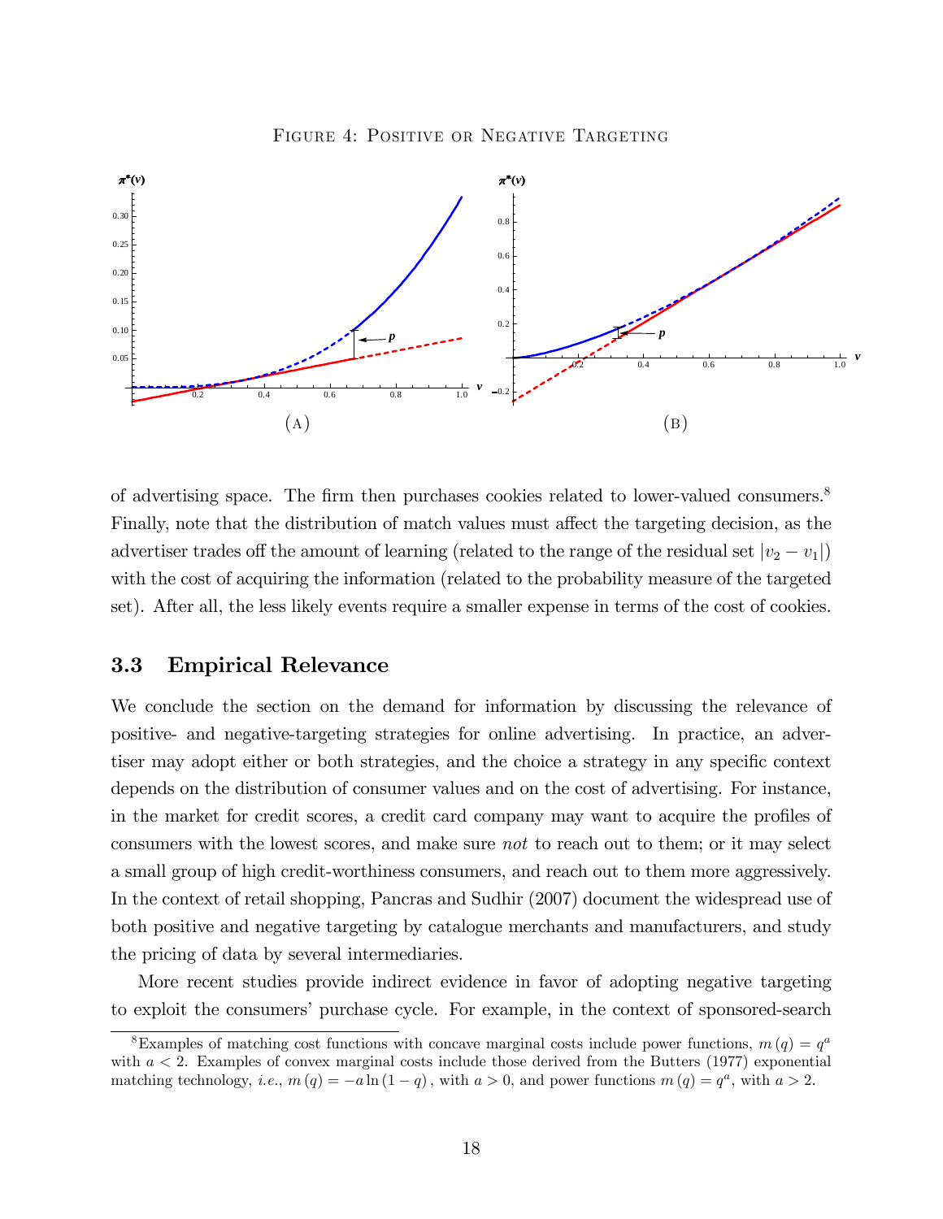Figure 4: Positive or Negative Targeting

(A) (B)

of advertising space. The firm then purchases cookies related to lower-valued consumers.[8] Finally, note that the distribution of match values must affect the targeting decision, as the advertiser trades off the amount of learning (related to the range of the residual set $|v_2 - v_1|$) with the cost of acquiring the information (related to the probability measure of the targeted set). After all, the less likely events require a smaller expense in terms of the cost of cookies.

## 3.3 Empirical Relevance

We conclude the section on the demand for information by discussing the relevance of positive- and negative-targeting strategies for online advertising. In practice, an advertiser may adopt either or both strategies, and the choice a strategy in any specific context depends on the distribution of consumer values and on the cost of advertising. For instance, in the market for credit scores, a credit card company may want to acquire the profiles of consumers with the lowest scores, and make sure *not* to reach out to them; or it may select a small group of high credit-worthiness consumers, and reach out to them more aggressively. In the context of retail shopping, Pancras and Sudhir (2007) document the widespread use of both positive and negative targeting by catalogue merchants and manufacturers, and study the pricing of data by several intermediaries.

More recent studies provide indirect evidence in favor of adopting negative targeting to exploit the consumers' purchase cycle. For example, in the context of sponsored-search

[8] Examples of matching cost functions with concave marginal costs include power functions, $m(q) = q^a$ with $a < 2$. Examples of convex marginal costs include those derived from the Butters (1977) exponential matching technology, *i.e.*, $m(q) = -a \ln(1-q)$, with $a > 0$, and power functions $m(q) = q^a$, with $a > 2$.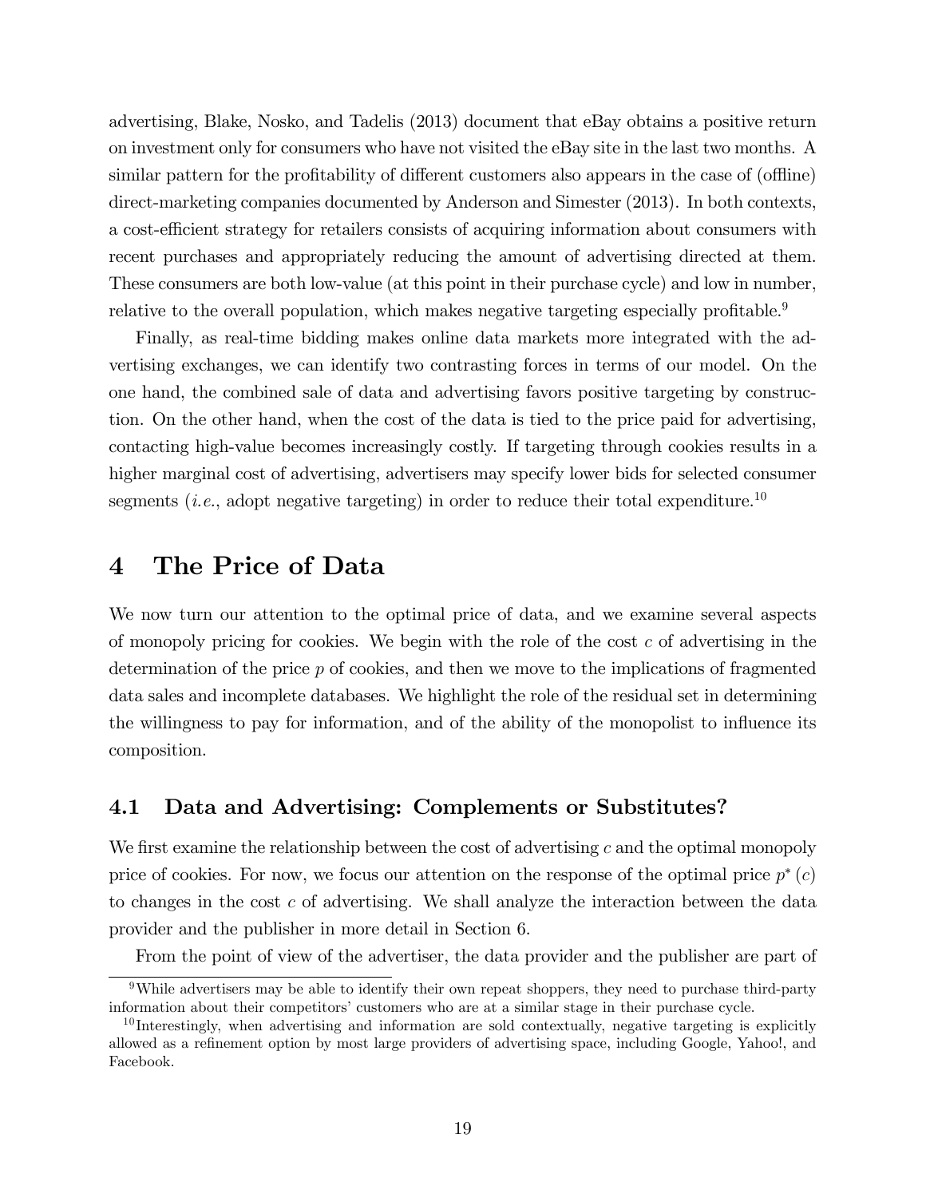advertising, Blake, Nosko, and Tadelis (2013) document that eBay obtains a positive return on investment only for consumers who have not visited the eBay site in the last two months. A similar pattern for the profitability of different customers also appears in the case of (offline) direct-marketing companies documented by Anderson and Simester (2013). In both contexts, a cost-efficient strategy for retailers consists of acquiring information about consumers with recent purchases and appropriately reducing the amount of advertising directed at them. These consumers are both low-value (at this point in their purchase cycle) and low in number, relative to the overall population, which makes negative targeting especially profitable.[9]

Finally, as real-time bidding makes online data markets more integrated with the advertising exchanges, we can identify two contrasting forces in terms of our model. On the one hand, the combined sale of data and advertising favors positive targeting by construction. On the other hand, when the cost of the data is tied to the price paid for advertising, contacting high-value becomes increasingly costly. If targeting through cookies results in a higher marginal cost of advertising, advertisers may specify lower bids for selected consumer segments (*i.e.*, adopt negative targeting) in order to reduce their total expenditure.[10]

# 4 The Price of Data

We now turn our attention to the optimal price of data, and we examine several aspects of monopoly pricing for cookies. We begin with the role of the cost $c$ of advertising in the determination of the price $p$ of cookies, and then we move to the implications of fragmented data sales and incomplete databases. We highlight the role of the residual set in determining the willingness to pay for information, and of the ability of the monopolist to influence its composition.

## 4.1 Data and Advertising: Complements or Substitutes?

We first examine the relationship between the cost of advertising $c$ and the optimal monopoly price of cookies. For now, we focus our attention on the response of the optimal price $p^*(c)$ to changes in the cost $c$ of advertising. We shall analyze the interaction between the data provider and the publisher in more detail in Section 6.

From the point of view of the advertiser, the data provider and the publisher are part of

[9] While advertisers may be able to identify their own repeat shoppers, they need to purchase third-party information about their competitors' customers who are at a similar stage in their purchase cycle.

[10] Interestingly, when advertising and information are sold contextually, negative targeting is explicitly allowed as a refinement option by most large providers of advertising space, including Google, Yahoo!, and Facebook.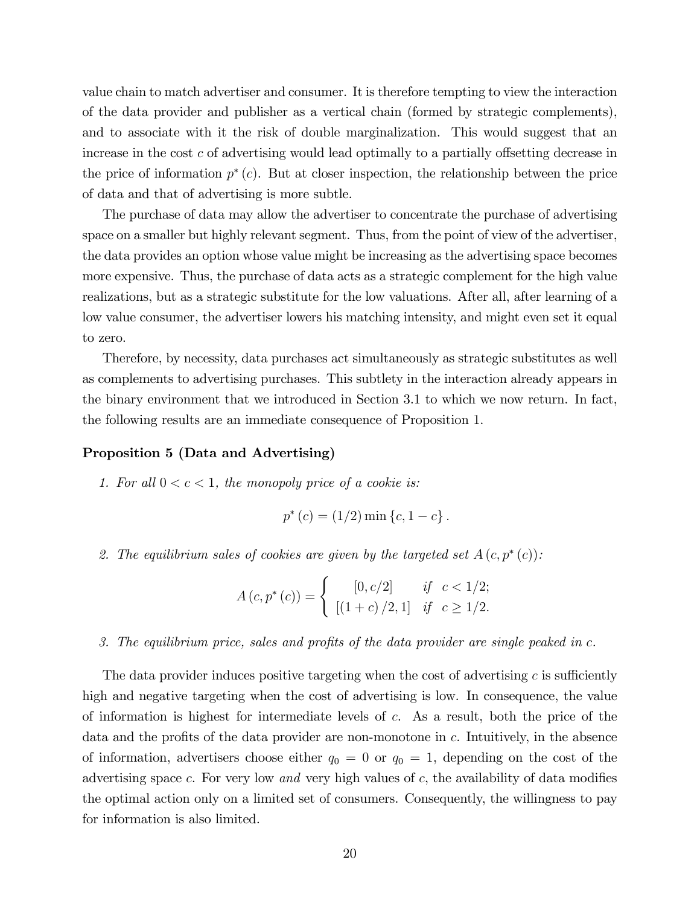value chain to match advertiser and consumer. It is therefore tempting to view the interaction of the data provider and publisher as a vertical chain (formed by strategic complements), and to associate with it the risk of double marginalization. This would suggest that an increase in the cost $c$ of advertising would lead optimally to a partially offsetting decrease in the price of information $p^*(c)$. But at closer inspection, the relationship between the price of data and that of advertising is more subtle.

The purchase of data may allow the advertiser to concentrate the purchase of advertising space on a smaller but highly relevant segment. Thus, from the point of view of the advertiser, the data provides an option whose value might be increasing as the advertising space becomes more expensive. Thus, the purchase of data acts as a strategic complement for the high value realizations, but as a strategic substitute for the low valuations. After all, after learning of a low value consumer, the advertiser lowers his matching intensity, and might even set it equal to zero.

Therefore, by necessity, data purchases act simultaneously as strategic substitutes as well as complements to advertising purchases. This subtlety in the interaction already appears in the binary environment that we introduced in Section 3.1 to which we now return. In fact, the following results are an immediate consequence of Proposition 1.

**Proposition 5 (Data and Advertising)**

1. *For all* $0 < c < 1$*, the monopoly price of a cookie is:*

$$p^*(c) = (1/2)\min\{c, 1-c\}.$$

2. *The equilibrium sales of cookies are given by the targeted set* $A(c, p^*(c))$*:*

$$A(c, p^*(c)) = \begin{cases} [0, c/2] & \text{if } \ c < 1/2; \\ [(1+c)/2, 1] & \text{if } \ c \geq 1/2. \end{cases}$$

3. *The equilibrium price, sales and profits of the data provider are single peaked in* $c$*.*

The data provider induces positive targeting when the cost of advertising $c$ is sufficiently high and negative targeting when the cost of advertising is low. In consequence, the value of information is highest for intermediate levels of $c$. As a result, both the price of the data and the profits of the data provider are non-monotone in $c$. Intuitively, in the absence of information, advertisers choose either $q_0 = 0$ or $q_0 = 1$, depending on the cost of the advertising space $c$. For very low *and* very high values of $c$, the availability of data modifies the optimal action only on a limited set of consumers. Consequently, the willingness to pay for information is also limited.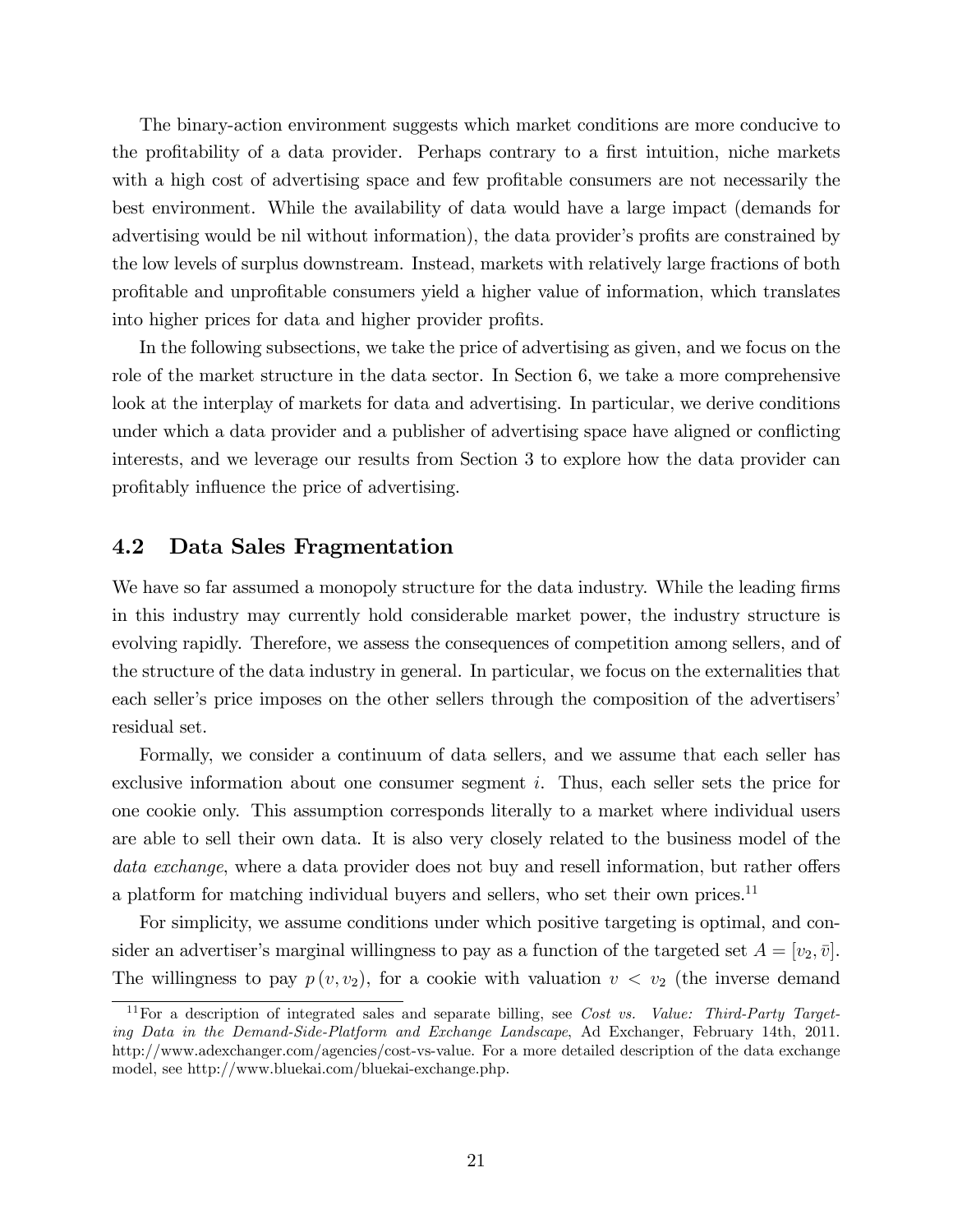The binary-action environment suggests which market conditions are more conducive to the profitability of a data provider. Perhaps contrary to a first intuition, niche markets with a high cost of advertising space and few profitable consumers are not necessarily the best environment. While the availability of data would have a large impact (demands for advertising would be nil without information), the data provider's profits are constrained by the low levels of surplus downstream. Instead, markets with relatively large fractions of both profitable and unprofitable consumers yield a higher value of information, which translates into higher prices for data and higher provider profits.

In the following subsections, we take the price of advertising as given, and we focus on the role of the market structure in the data sector. In Section 6, we take a more comprehensive look at the interplay of markets for data and advertising. In particular, we derive conditions under which a data provider and a publisher of advertising space have aligned or conflicting interests, and we leverage our results from Section 3 to explore how the data provider can profitably influence the price of advertising.

## 4.2 Data Sales Fragmentation

We have so far assumed a monopoly structure for the data industry. While the leading firms in this industry may currently hold considerable market power, the industry structure is evolving rapidly. Therefore, we assess the consequences of competition among sellers, and of the structure of the data industry in general. In particular, we focus on the externalities that each seller's price imposes on the other sellers through the composition of the advertisers' residual set.

Formally, we consider a continuum of data sellers, and we assume that each seller has exclusive information about one consumer segment $i$. Thus, each seller sets the price for one cookie only. This assumption corresponds literally to a market where individual users are able to sell their own data. It is also very closely related to the business model of the *data exchange*, where a data provider does not buy and resell information, but rather offers a platform for matching individual buyers and sellers, who set their own prices.[11]

For simplicity, we assume conditions under which positive targeting is optimal, and consider an advertiser's marginal willingness to pay as a function of the targeted set $A = [v_2, \bar{v}]$. The willingness to pay $p(v, v_2)$, for a cookie with valuation $v < v_2$ (the inverse demand

[11] For a description of integrated sales and separate billing, see *Cost vs. Value: Third-Party Targeting Data in the Demand-Side-Platform and Exchange Landscape*, Ad Exchanger, February 14th, 2011. http://www.adexchanger.com/agencies/cost-vs-value. For a more detailed description of the data exchange model, see http://www.bluekai.com/bluekai-exchange.php.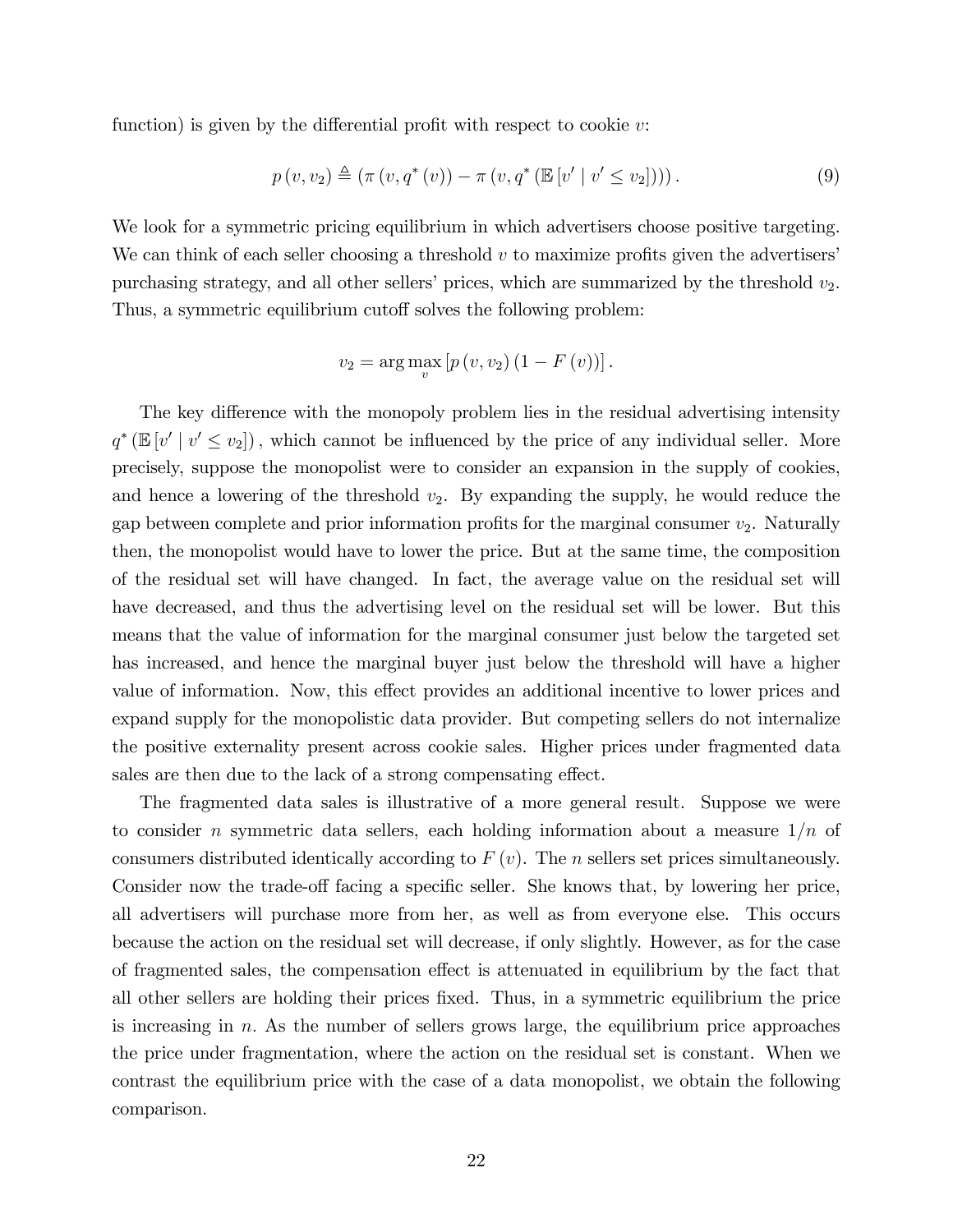function) is given by the differential profit with respect to cookie $v$:

$$p(v, v_2) \triangleq (\pi(v, q^*(v)) - \pi(v, q^*(\mathbb{E}[v' \mid v' \leq v_2]))) . \tag{9}$$

We look for a symmetric pricing equilibrium in which advertisers choose positive targeting. We can think of each seller choosing a threshold $v$ to maximize profits given the advertisers' purchasing strategy, and all other sellers' prices, which are summarized by the threshold $v_2$. Thus, a symmetric equilibrium cutoff solves the following problem:

$$v_2 = \arg\max_{v} \left[ p(v, v_2) (1 - F(v)) \right] .$$

The key difference with the monopoly problem lies in the residual advertising intensity $q^*(\mathbb{E}[v' \mid v' \leq v_2])$, which cannot be influenced by the price of any individual seller. More precisely, suppose the monopolist were to consider an expansion in the supply of cookies, and hence a lowering of the threshold $v_2$. By expanding the supply, he would reduce the gap between complete and prior information profits for the marginal consumer $v_2$. Naturally then, the monopolist would have to lower the price. But at the same time, the composition of the residual set will have changed. In fact, the average value on the residual set will have decreased, and thus the advertising level on the residual set will be lower. But this means that the value of information for the marginal consumer just below the targeted set has increased, and hence the marginal buyer just below the threshold will have a higher value of information. Now, this effect provides an additional incentive to lower prices and expand supply for the monopolistic data provider. But competing sellers do not internalize the positive externality present across cookie sales. Higher prices under fragmented data sales are then due to the lack of a strong compensating effect.

The fragmented data sales is illustrative of a more general result. Suppose we were to consider $n$ symmetric data sellers, each holding information about a measure $1/n$ of consumers distributed identically according to $F(v)$. The $n$ sellers set prices simultaneously. Consider now the trade-off facing a specific seller. She knows that, by lowering her price, all advertisers will purchase more from her, as well as from everyone else. This occurs because the action on the residual set will decrease, if only slightly. However, as for the case of fragmented sales, the compensation effect is attenuated in equilibrium by the fact that all other sellers are holding their prices fixed. Thus, in a symmetric equilibrium the price is increasing in $n$. As the number of sellers grows large, the equilibrium price approaches the price under fragmentation, where the action on the residual set is constant. When we contrast the equilibrium price with the case of a data monopolist, we obtain the following comparison.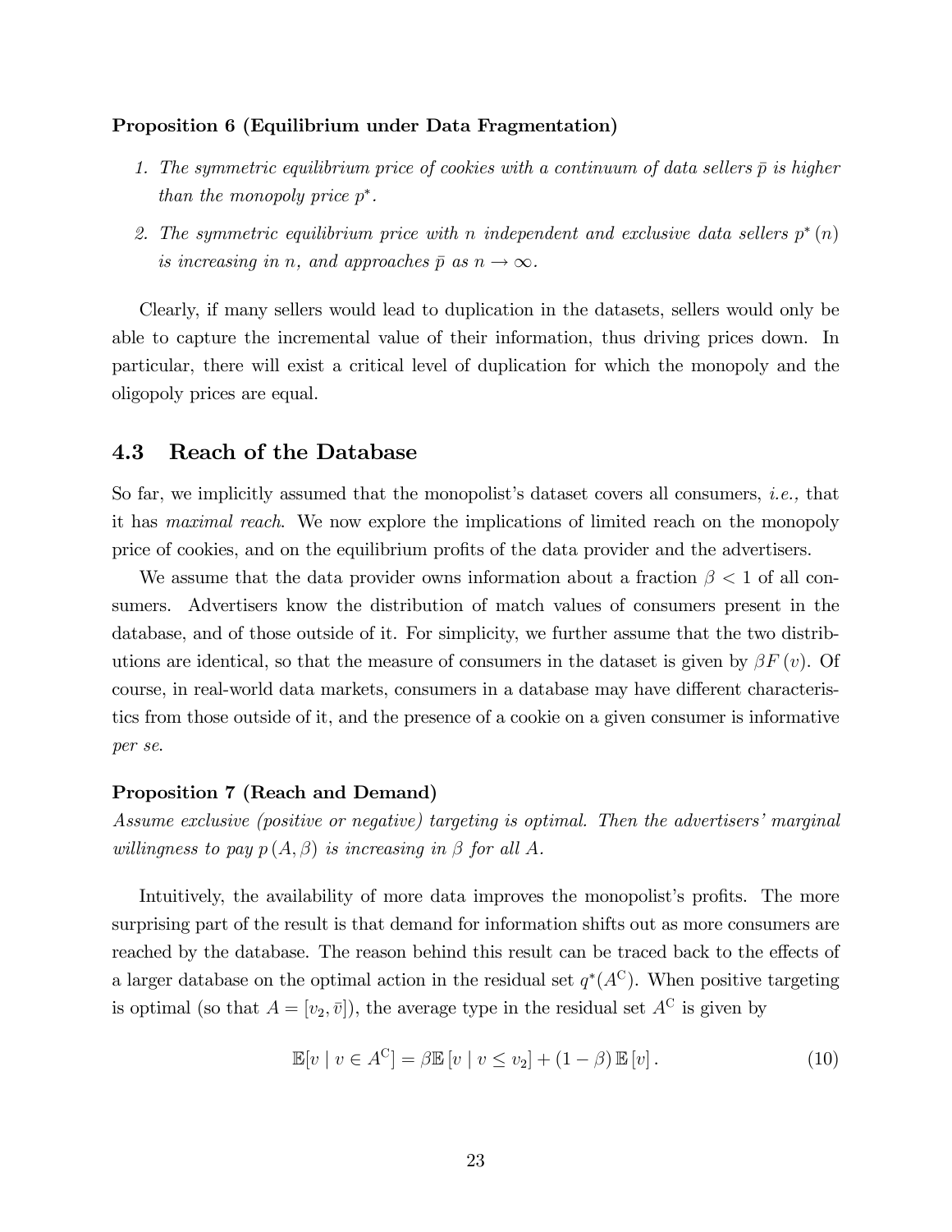**Proposition 6 (Equilibrium under Data Fragmentation)**

1. *The symmetric equilibrium price of cookies with a continuum of data sellers $\bar{p}$ is higher than the monopoly price $p^*$.*
2. *The symmetric equilibrium price with $n$ independent and exclusive data sellers $p^*(n)$ is increasing in $n$, and approaches $\bar{p}$ as $n \to \infty$.*

Clearly, if many sellers would lead to duplication in the datasets, sellers would only be able to capture the incremental value of their information, thus driving prices down. In particular, there will exist a critical level of duplication for which the monopoly and the oligopoly prices are equal.

## 4.3 Reach of the Database

So far, we implicitly assumed that the monopolist's dataset covers all consumers, *i.e.,* that it has *maximal reach*. We now explore the implications of limited reach on the monopoly price of cookies, and on the equilibrium profits of the data provider and the advertisers.

We assume that the data provider owns information about a fraction $\beta < 1$ of all consumers. Advertisers know the distribution of match values of consumers present in the database, and of those outside of it. For simplicity, we further assume that the two distributions are identical, so that the measure of consumers in the dataset is given by $\beta F(v)$. Of course, in real-world data markets, consumers in a database may have different characteristics from those outside of it, and the presence of a cookie on a given consumer is informative *per se*.

**Proposition 7 (Reach and Demand)**

*Assume exclusive (positive or negative) targeting is optimal. Then the advertisers' marginal willingness to pay $p(A, \beta)$ is increasing in $\beta$ for all $A$.*

Intuitively, the availability of more data improves the monopolist's profits. The more surprising part of the result is that demand for information shifts out as more consumers are reached by the database. The reason behind this result can be traced back to the effects of a larger database on the optimal action in the residual set $q^*(A^{\mathrm{C}})$. When positive targeting is optimal (so that $A = [v_2, \bar{v}]$), the average type in the residual set $A^{\mathrm{C}}$ is given by

$$\mathbb{E}[v \mid v \in A^{\mathrm{C}}] = \beta \mathbb{E}[v \mid v \leq v_2] + (1 - \beta) \mathbb{E}[v]. \tag{10}$$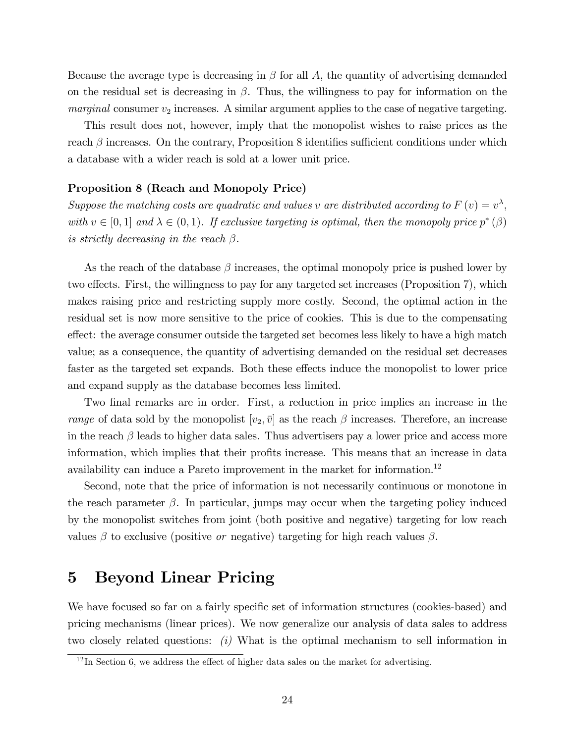Because the average type is decreasing in $\beta$ for all $A$, the quantity of advertising demanded on the residual set is decreasing in $\beta$. Thus, the willingness to pay for information on the *marginal* consumer $v_2$ increases. A similar argument applies to the case of negative targeting.

This result does not, however, imply that the monopolist wishes to raise prices as the reach $\beta$ increases. On the contrary, Proposition 8 identifies sufficient conditions under which a database with a wider reach is sold at a lower unit price.

**Proposition 8 (Reach and Monopoly Price)**
*Suppose the matching costs are quadratic and values $v$ are distributed according to $F(v) = v^{\lambda}$, with $v \in [0, 1]$ and $\lambda \in (0, 1)$. If exclusive targeting is optimal, then the monopoly price $p^*(\beta)$ is strictly decreasing in the reach $\beta$.*

As the reach of the database $\beta$ increases, the optimal monopoly price is pushed lower by two effects. First, the willingness to pay for any targeted set increases (Proposition 7), which makes raising price and restricting supply more costly. Second, the optimal action in the residual set is now more sensitive to the price of cookies. This is due to the compensating effect: the average consumer outside the targeted set becomes less likely to have a high match value; as a consequence, the quantity of advertising demanded on the residual set decreases faster as the targeted set expands. Both these effects induce the monopolist to lower price and expand supply as the database becomes less limited.

Two final remarks are in order. First, a reduction in price implies an increase in the *range* of data sold by the monopolist $[v_2, \bar{v}]$ as the reach $\beta$ increases. Therefore, an increase in the reach $\beta$ leads to higher data sales. Thus advertisers pay a lower price and access more information, which implies that their profits increase. This means that an increase in data availability can induce a Pareto improvement in the market for information.[12]

Second, note that the price of information is not necessarily continuous or monotone in the reach parameter $\beta$. In particular, jumps may occur when the targeting policy induced by the monopolist switches from joint (both positive and negative) targeting for low reach values $\beta$ to exclusive (positive *or* negative) targeting for high reach values $\beta$.

# 5 Beyond Linear Pricing

We have focused so far on a fairly specific set of information structures (cookies-based) and pricing mechanisms (linear prices). We now generalize our analysis of data sales to address two closely related questions: *(i)* What is the optimal mechanism to sell information in

[12] In Section 6, we address the effect of higher data sales on the market for advertising.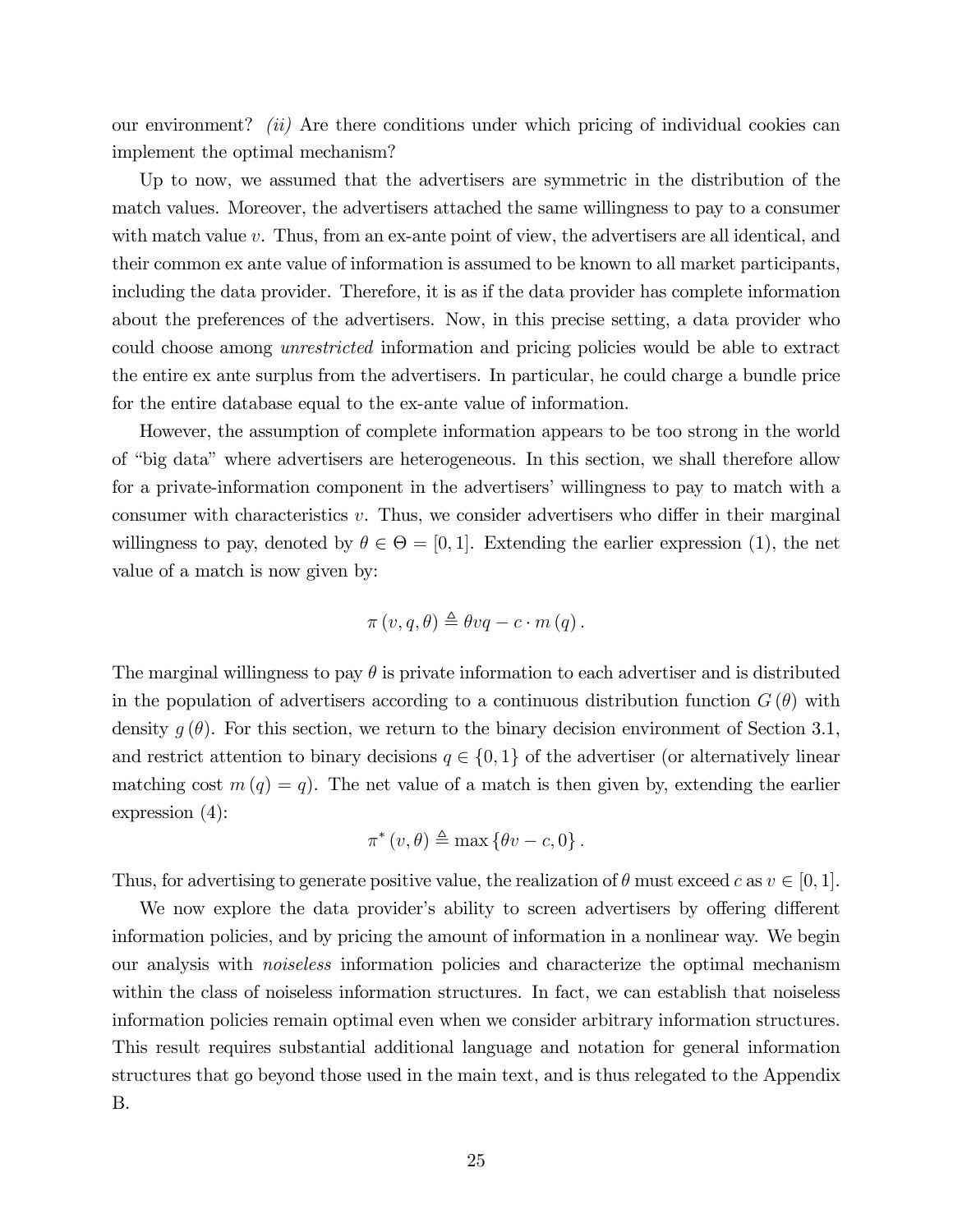our environment? *(ii)* Are there conditions under which pricing of individual cookies can implement the optimal mechanism?

Up to now, we assumed that the advertisers are symmetric in the distribution of the match values. Moreover, the advertisers attached the same willingness to pay to a consumer with match value $v$. Thus, from an ex-ante point of view, the advertisers are all identical, and their common ex ante value of information is assumed to be known to all market participants, including the data provider. Therefore, it is as if the data provider has complete information about the preferences of the advertisers. Now, in this precise setting, a data provider who could choose among *unrestricted* information and pricing policies would be able to extract the entire ex ante surplus from the advertisers. In particular, he could charge a bundle price for the entire database equal to the ex-ante value of information.

However, the assumption of complete information appears to be too strong in the world of "big data" where advertisers are heterogeneous. In this section, we shall therefore allow for a private-information component in the advertisers' willingness to pay to match with a consumer with characteristics $v$. Thus, we consider advertisers who differ in their marginal willingness to pay, denoted by $\theta \in \Theta = [0, 1]$. Extending the earlier expression (1), the net value of a match is now given by:

$$\pi(v, q, \theta) \triangleq \theta v q - c \cdot m(q).$$

The marginal willingness to pay $\theta$ is private information to each advertiser and is distributed in the population of advertisers according to a continuous distribution function $G(\theta)$ with density $g(\theta)$. For this section, we return to the binary decision environment of Section 3.1, and restrict attention to binary decisions $q \in \{0, 1\}$ of the advertiser (or alternatively linear matching cost $m(q) = q$). The net value of a match is then given by, extending the earlier expression (4):

$$\pi^*(v, \theta) \triangleq \max\{\theta v - c, 0\}.$$

Thus, for advertising to generate positive value, the realization of $\theta$ must exceed $c$ as $v \in [0, 1]$.

We now explore the data provider's ability to screen advertisers by offering different information policies, and by pricing the amount of information in a nonlinear way. We begin our analysis with *noiseless* information policies and characterize the optimal mechanism within the class of noiseless information structures. In fact, we can establish that noiseless information policies remain optimal even when we consider arbitrary information structures. This result requires substantial additional language and notation for general information structures that go beyond those used in the main text, and is thus relegated to the Appendix B.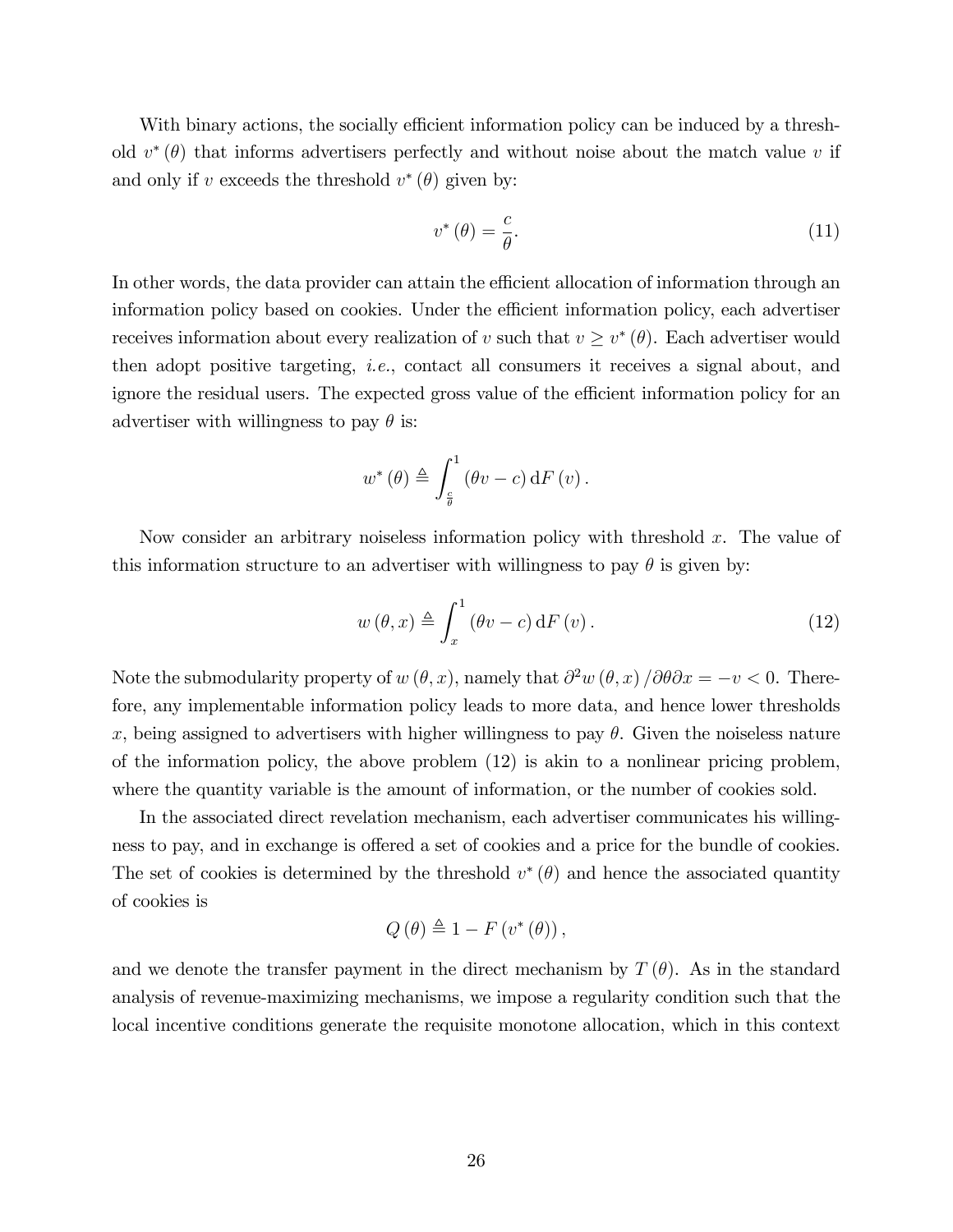With binary actions, the socially efficient information policy can be induced by a threshold $v^*(\theta)$ that informs advertisers perfectly and without noise about the match value $v$ if and only if $v$ exceeds the threshold $v^*(\theta)$ given by:

$$v^*(\theta) = \frac{c}{\theta}. \tag{11}$$

In other words, the data provider can attain the efficient allocation of information through an information policy based on cookies. Under the efficient information policy, each advertiser receives information about every realization of $v$ such that $v \geq v^*(\theta)$. Each advertiser would then adopt positive targeting, *i.e.*, contact all consumers it receives a signal about, and ignore the residual users. The expected gross value of the efficient information policy for an advertiser with willingness to pay $\theta$ is:

$$w^*(\theta) \triangleq \int_{\frac{c}{\theta}}^{1} (\theta v - c) \, \mathrm{d}F(v).$$

Now consider an arbitrary noiseless information policy with threshold $x$. The value of this information structure to an advertiser with willingness to pay $\theta$ is given by:

$$w(\theta, x) \triangleq \int_{x}^{1} (\theta v - c) \, \mathrm{d}F(v). \tag{12}$$

Note the submodularity property of $w(\theta, x)$, namely that $\partial^2 w(\theta, x) / \partial\theta\partial x = -v < 0$. Therefore, any implementable information policy leads to more data, and hence lower thresholds $x$, being assigned to advertisers with higher willingness to pay $\theta$. Given the noiseless nature of the information policy, the above problem (12) is akin to a nonlinear pricing problem, where the quantity variable is the amount of information, or the number of cookies sold.

In the associated direct revelation mechanism, each advertiser communicates his willingness to pay, and in exchange is offered a set of cookies and a price for the bundle of cookies. The set of cookies is determined by the threshold $v^*(\theta)$ and hence the associated quantity of cookies is

$$Q(\theta) \triangleq 1 - F(v^*(\theta)),$$

and we denote the transfer payment in the direct mechanism by $T(\theta)$. As in the standard analysis of revenue-maximizing mechanisms, we impose a regularity condition such that the local incentive conditions generate the requisite monotone allocation, which in this context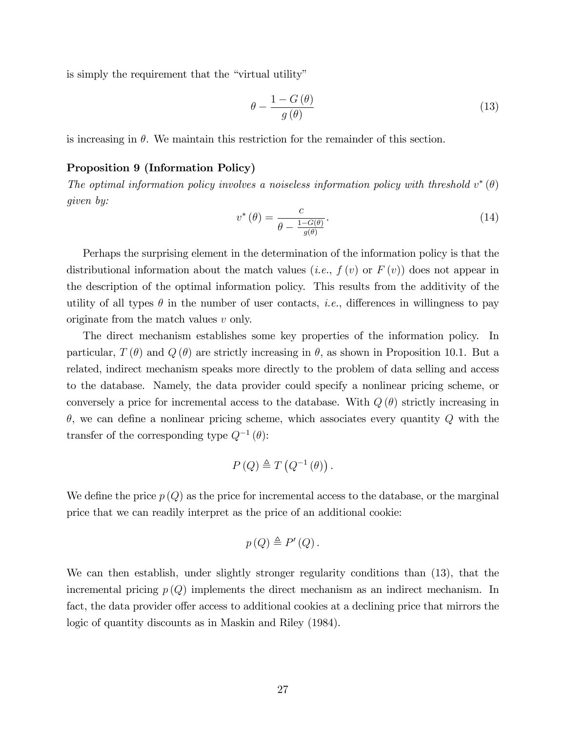is simply the requirement that the "virtual utility"

$$\theta - \frac{1 - G(\theta)}{g(\theta)} \tag{13}$$

is increasing in $\theta$. We maintain this restriction for the remainder of this section.

**Proposition 9 (Information Policy)**

*The optimal information policy involves a noiseless information policy with threshold $v^*(\theta)$ given by:*

$$v^*(\theta) = \frac{c}{\theta - \frac{1 - G(\theta)}{g(\theta)}}. \tag{14}$$

Perhaps the surprising element in the determination of the information policy is that the distributional information about the match values (*i.e.*, $f(v)$ or $F(v)$) does not appear in the description of the optimal information policy. This results from the additivity of the utility of all types $\theta$ in the number of user contacts, *i.e.*, differences in willingness to pay originate from the match values $v$ only.

The direct mechanism establishes some key properties of the information policy. In particular, $T(\theta)$ and $Q(\theta)$ are strictly increasing in $\theta$, as shown in Proposition 10.1. But a related, indirect mechanism speaks more directly to the problem of data selling and access to the database. Namely, the data provider could specify a nonlinear pricing scheme, or conversely a price for incremental access to the database. With $Q(\theta)$ strictly increasing in $\theta$, we can define a nonlinear pricing scheme, which associates every quantity $Q$ with the transfer of the corresponding type $Q^{-1}(\theta)$:

$$P(Q) \triangleq T\left(Q^{-1}(\theta)\right).$$

We define the price $p(Q)$ as the price for incremental access to the database, or the marginal price that we can readily interpret as the price of an additional cookie:

$$p(Q) \triangleq P'(Q).$$

We can then establish, under slightly stronger regularity conditions than (13), that the incremental pricing $p(Q)$ implements the direct mechanism as an indirect mechanism. In fact, the data provider offer access to additional cookies at a declining price that mirrors the logic of quantity discounts as in Maskin and Riley (1984).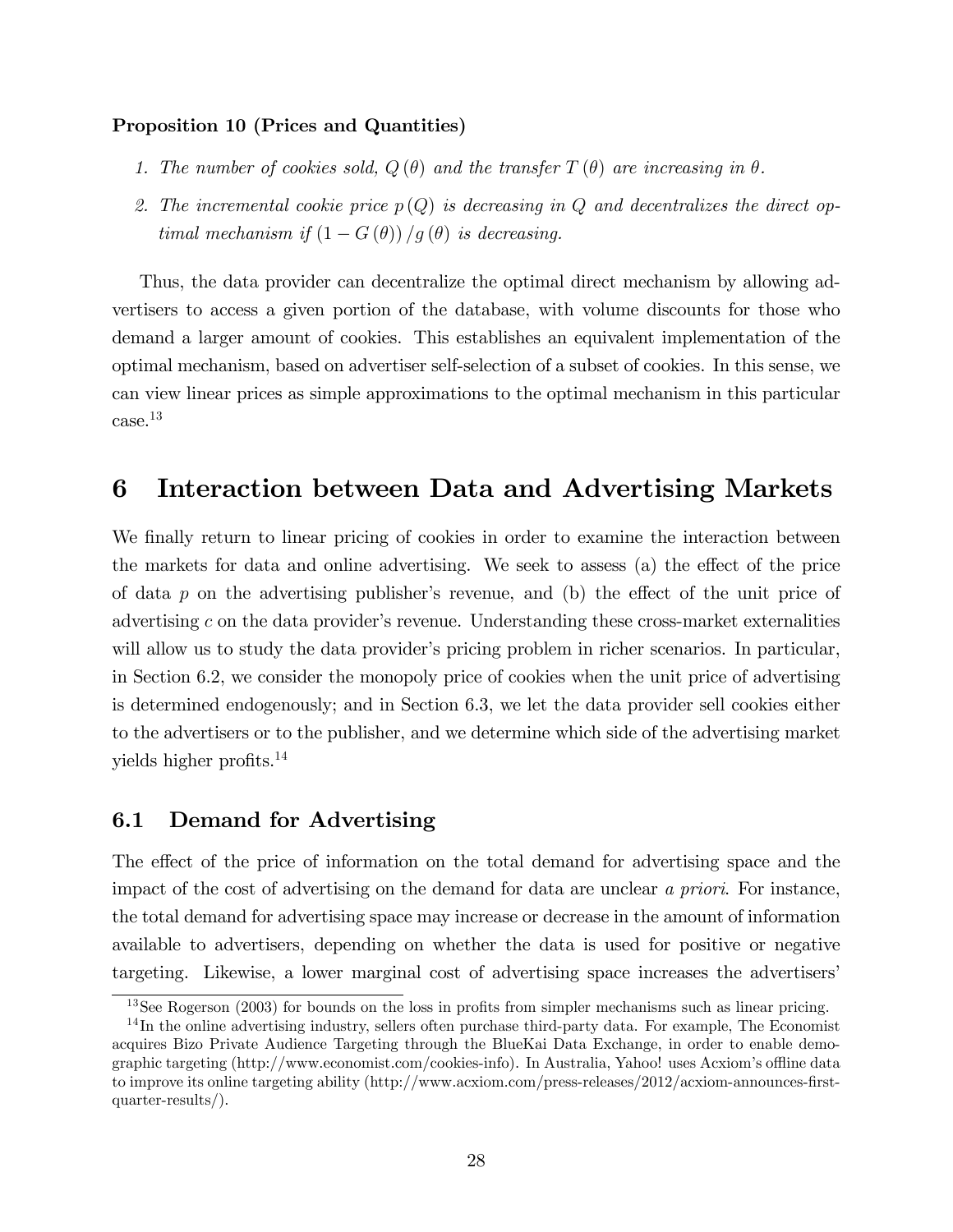**Proposition 10 (Prices and Quantities)**

1. *The number of cookies sold, $Q(\theta)$ and the transfer $T(\theta)$ are increasing in $\theta$.*
2. *The incremental cookie price $p(Q)$ is decreasing in $Q$ and decentralizes the direct optimal mechanism if $(1 - G(\theta))/g(\theta)$ is decreasing.*

Thus, the data provider can decentralize the optimal direct mechanism by allowing advertisers to access a given portion of the database, with volume discounts for those who demand a larger amount of cookies. This establishes an equivalent implementation of the optimal mechanism, based on advertiser self-selection of a subset of cookies. In this sense, we can view linear prices as simple approximations to the optimal mechanism in this particular case.[13]

# 6 Interaction between Data and Advertising Markets

We finally return to linear pricing of cookies in order to examine the interaction between the markets for data and online advertising. We seek to assess (a) the effect of the price of data $p$ on the advertising publisher's revenue, and (b) the effect of the unit price of advertising $c$ on the data provider's revenue. Understanding these cross-market externalities will allow us to study the data provider's pricing problem in richer scenarios. In particular, in Section 6.2, we consider the monopoly price of cookies when the unit price of advertising is determined endogenously; and in Section 6.3, we let the data provider sell cookies either to the advertisers or to the publisher, and we determine which side of the advertising market yields higher profits.[14]

## 6.1 Demand for Advertising

The effect of the price of information on the total demand for advertising space and the impact of the cost of advertising on the demand for data are unclear *a priori*. For instance, the total demand for advertising space may increase or decrease in the amount of information available to advertisers, depending on whether the data is used for positive or negative targeting. Likewise, a lower marginal cost of advertising space increases the advertisers'

[13] See Rogerson (2003) for bounds on the loss in profits from simpler mechanisms such as linear pricing.

[14] In the online advertising industry, sellers often purchase third-party data. For example, The Economist acquires Bizo Private Audience Targeting through the BlueKai Data Exchange, in order to enable demographic targeting (http://www.economist.com/cookies-info). In Australia, Yahoo! uses Acxiom's offline data to improve its online targeting ability (http://www.acxiom.com/press-releases/2012/acxiom-announces-first-quarter-results/).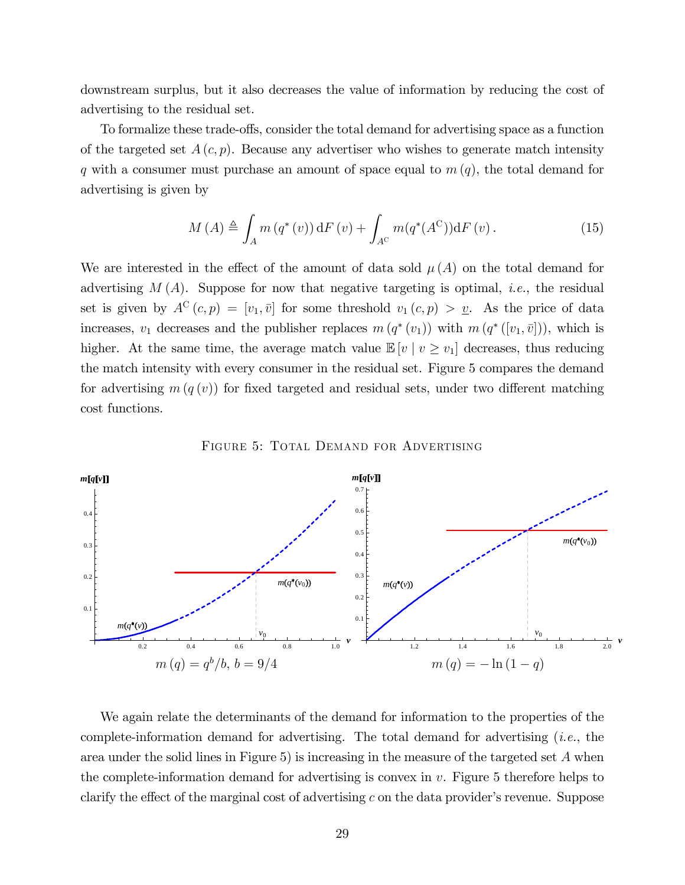downstream surplus, but it also decreases the value of information by reducing the cost of advertising to the residual set.

To formalize these trade-offs, consider the total demand for advertising space as a function of the targeted set $A(c,p)$. Because any advertiser who wishes to generate match intensity $q$ with a consumer must purchase an amount of space equal to $m(q)$, the total demand for advertising is given by

$$M(A) \triangleq \int_A m(q^*(v))\,\mathrm{d}F(v) + \int_{A^C} m(q^*(A^C))\mathrm{d}F(v). \tag{15}$$

We are interested in the effect of the amount of data sold $\mu(A)$ on the total demand for advertising $M(A)$. Suppose for now that negative targeting is optimal, *i.e.*, the residual set is given by $A^C(c,p) = [v_1, \bar{v}]$ for some threshold $v_1(c,p) > \underline{v}$. As the price of data increases, $v_1$ decreases and the publisher replaces $m(q^*(v_1))$ with $m(q^*([v_1,\bar{v}]))$, which is higher. At the same time, the average match value $\mathbb{E}[v \mid v \geq v_1]$ decreases, thus reducing the match intensity with every consumer in the residual set. Figure 5 compares the demand for advertising $m(q(v))$ for fixed targeted and residual sets, under two different matching cost functions.

Figure 5: Total Demand for Advertising

$m(q) = q^b/b,\ b = 9/4$ $\qquad$ $m(q) = -\ln(1-q)$

We again relate the determinants of the demand for information to the properties of the complete-information demand for advertising. The total demand for advertising (*i.e.*, the area under the solid lines in Figure 5) is increasing in the measure of the targeted set $A$ when the complete-information demand for advertising is convex in $v$. Figure 5 therefore helps to clarify the effect of the marginal cost of advertising $c$ on the data provider's revenue. Suppose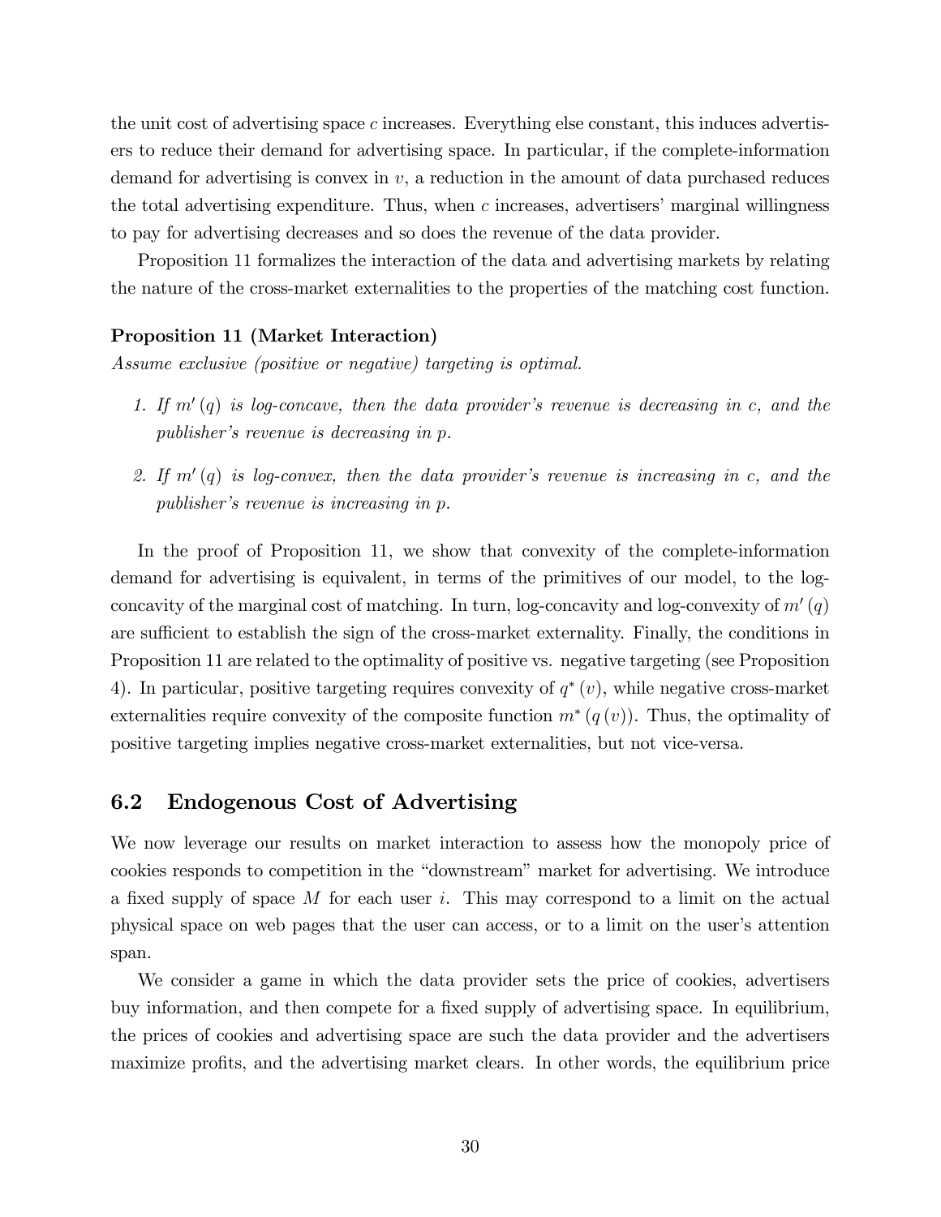the unit cost of advertising space $c$ increases. Everything else constant, this induces advertisers to reduce their demand for advertising space. In particular, if the complete-information demand for advertising is convex in $v$, a reduction in the amount of data purchased reduces the total advertising expenditure. Thus, when $c$ increases, advertisers' marginal willingness to pay for advertising decreases and so does the revenue of the data provider.

Proposition 11 formalizes the interaction of the data and advertising markets by relating the nature of the cross-market externalities to the properties of the matching cost function.

**Proposition 11 (Market Interaction)**

*Assume exclusive (positive or negative) targeting is optimal.*

1. *If $m'(q)$ is log-concave, then the data provider's revenue is decreasing in $c$, and the publisher's revenue is decreasing in $p$.*
2. *If $m'(q)$ is log-convex, then the data provider's revenue is increasing in $c$, and the publisher's revenue is increasing in $p$.*

In the proof of Proposition 11, we show that convexity of the complete-information demand for advertising is equivalent, in terms of the primitives of our model, to the log-concavity of the marginal cost of matching. In turn, log-concavity and log-convexity of $m'(q)$ are sufficient to establish the sign of the cross-market externality. Finally, the conditions in Proposition 11 are related to the optimality of positive vs. negative targeting (see Proposition 4). In particular, positive targeting requires convexity of $q^*(v)$, while negative cross-market externalities require convexity of the composite function $m^*(q(v))$. Thus, the optimality of positive targeting implies negative cross-market externalities, but not vice-versa.

## 6.2 Endogenous Cost of Advertising

We now leverage our results on market interaction to assess how the monopoly price of cookies responds to competition in the "downstream" market for advertising. We introduce a fixed supply of space $M$ for each user $i$. This may correspond to a limit on the actual physical space on web pages that the user can access, or to a limit on the user's attention span.

We consider a game in which the data provider sets the price of cookies, advertisers buy information, and then compete for a fixed supply of advertising space. In equilibrium, the prices of cookies and advertising space are such the data provider and the advertisers maximize profits, and the advertising market clears. In other words, the equilibrium price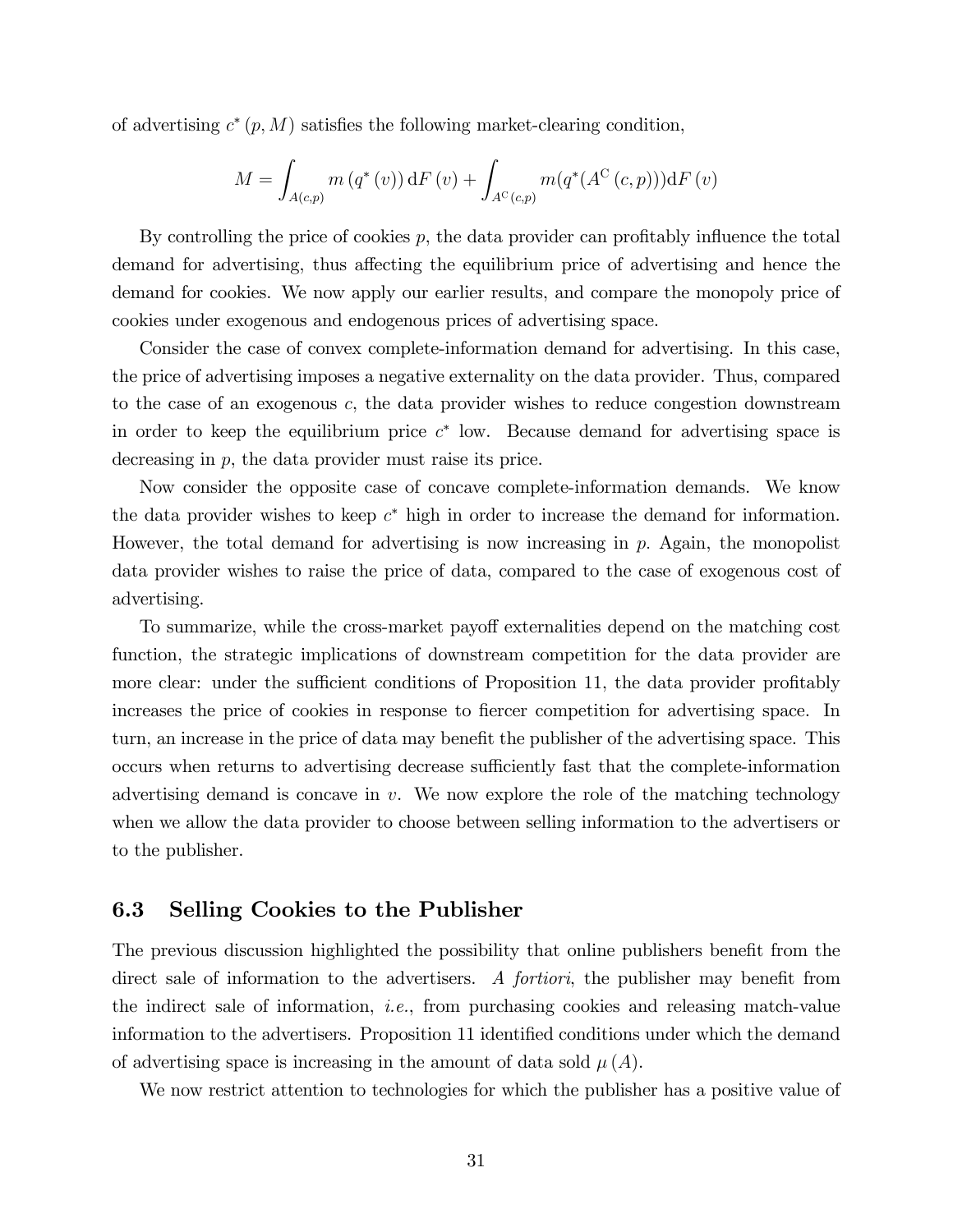of advertising $c^*(p, M)$ satisfies the following market-clearing condition,

$$M = \int_{A(c,p)} m(q^*(v)) \, \mathrm{d}F(v) + \int_{A^{\mathrm{C}}(c,p)} m(q^*(A^{\mathrm{C}}(c,p))) \mathrm{d}F(v)$$

By controlling the price of cookies $p$, the data provider can profitably influence the total demand for advertising, thus affecting the equilibrium price of advertising and hence the demand for cookies. We now apply our earlier results, and compare the monopoly price of cookies under exogenous and endogenous prices of advertising space.

Consider the case of convex complete-information demand for advertising. In this case, the price of advertising imposes a negative externality on the data provider. Thus, compared to the case of an exogenous $c$, the data provider wishes to reduce congestion downstream in order to keep the equilibrium price $c^*$ low. Because demand for advertising space is decreasing in $p$, the data provider must raise its price.

Now consider the opposite case of concave complete-information demands. We know the data provider wishes to keep $c^*$ high in order to increase the demand for information. However, the total demand for advertising is now increasing in $p$. Again, the monopolist data provider wishes to raise the price of data, compared to the case of exogenous cost of advertising.

To summarize, while the cross-market payoff externalities depend on the matching cost function, the strategic implications of downstream competition for the data provider are more clear: under the sufficient conditions of Proposition 11, the data provider profitably increases the price of cookies in response to fiercer competition for advertising space. In turn, an increase in the price of data may benefit the publisher of the advertising space. This occurs when returns to advertising decrease sufficiently fast that the complete-information advertising demand is concave in $v$. We now explore the role of the matching technology when we allow the data provider to choose between selling information to the advertisers or to the publisher.

### 6.3 Selling Cookies to the Publisher

The previous discussion highlighted the possibility that online publishers benefit from the direct sale of information to the advertisers. *A fortiori*, the publisher may benefit from the indirect sale of information, *i.e.*, from purchasing cookies and releasing match-value information to the advertisers. Proposition 11 identified conditions under which the demand of advertising space is increasing in the amount of data sold $\mu(A)$.

We now restrict attention to technologies for which the publisher has a positive value of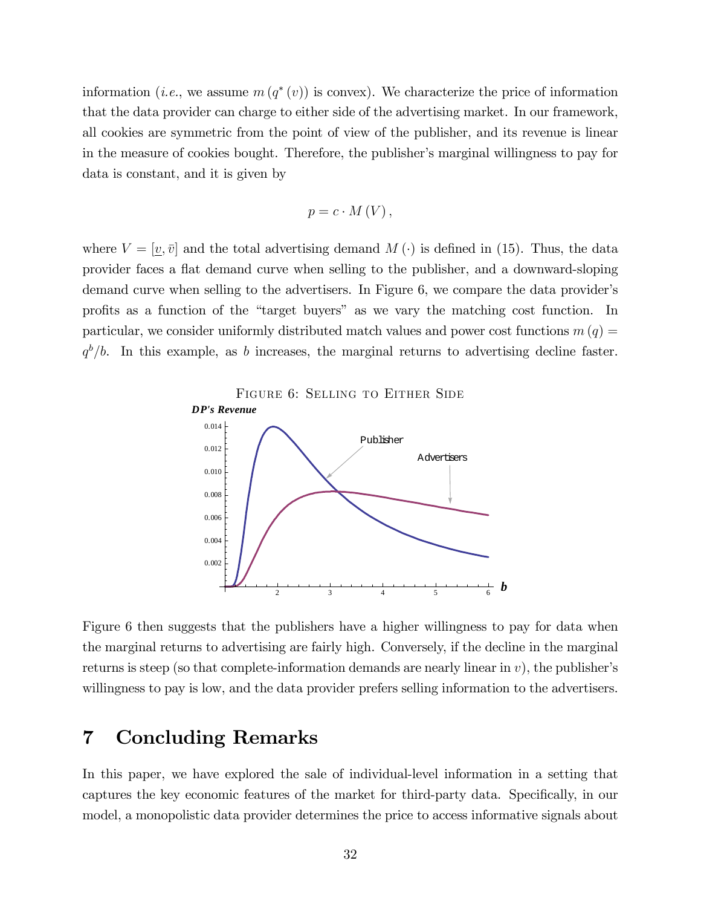information (*i.e.*, we assume $m(q^*(v))$ is convex). We characterize the price of information that the data provider can charge to either side of the advertising market. In our framework, all cookies are symmetric from the point of view of the publisher, and its revenue is linear in the measure of cookies bought. Therefore, the publisher's marginal willingness to pay for data is constant, and it is given by

$$p = c \cdot M(V),$$

where $V = [\underline{v}, \bar{v}]$ and the total advertising demand $M(\cdot)$ is defined in (15). Thus, the data provider faces a flat demand curve when selling to the publisher, and a downward-sloping demand curve when selling to the advertisers. In Figure 6, we compare the data provider's profits as a function of the "target buyers" as we vary the matching cost function. In particular, we consider uniformly distributed match values and power cost functions $m(q) = q^b/b$. In this example, as $b$ increases, the marginal returns to advertising decline faster.

FIGURE 6: SELLING TO EITHER SIDE

Figure 6 then suggests that the publishers have a higher willingness to pay for data when the marginal returns to advertising are fairly high. Conversely, if the decline in the marginal returns is steep (so that complete-information demands are nearly linear in $v$), the publisher's willingness to pay is low, and the data provider prefers selling information to the advertisers.

# 7 Concluding Remarks

In this paper, we have explored the sale of individual-level information in a setting that captures the key economic features of the market for third-party data. Specifically, in our model, a monopolistic data provider determines the price to access informative signals about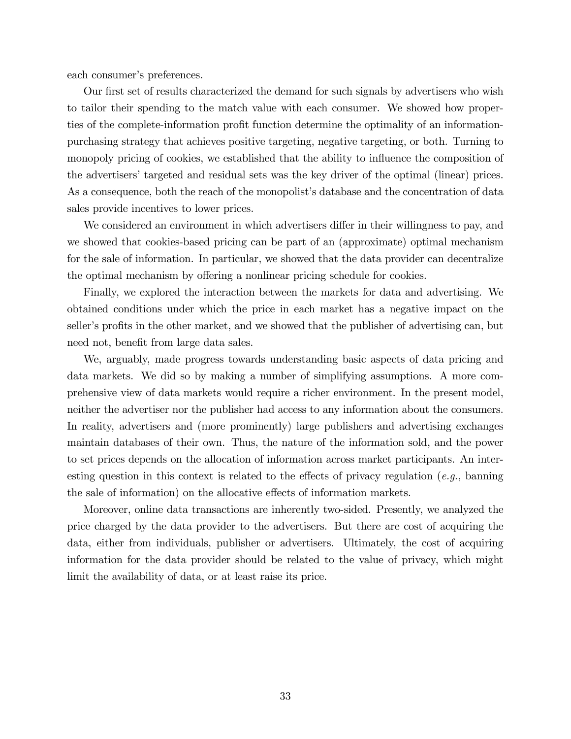each consumer's preferences.

Our first set of results characterized the demand for such signals by advertisers who wish to tailor their spending to the match value with each consumer. We showed how properties of the complete-information profit function determine the optimality of an information-purchasing strategy that achieves positive targeting, negative targeting, or both. Turning to monopoly pricing of cookies, we established that the ability to influence the composition of the advertisers' targeted and residual sets was the key driver of the optimal (linear) prices. As a consequence, both the reach of the monopolist's database and the concentration of data sales provide incentives to lower prices.

We considered an environment in which advertisers differ in their willingness to pay, and we showed that cookies-based pricing can be part of an (approximate) optimal mechanism for the sale of information. In particular, we showed that the data provider can decentralize the optimal mechanism by offering a nonlinear pricing schedule for cookies.

Finally, we explored the interaction between the markets for data and advertising. We obtained conditions under which the price in each market has a negative impact on the seller's profits in the other market, and we showed that the publisher of advertising can, but need not, benefit from large data sales.

We, arguably, made progress towards understanding basic aspects of data pricing and data markets. We did so by making a number of simplifying assumptions. A more comprehensive view of data markets would require a richer environment. In the present model, neither the advertiser nor the publisher had access to any information about the consumers. In reality, advertisers and (more prominently) large publishers and advertising exchanges maintain databases of their own. Thus, the nature of the information sold, and the power to set prices depends on the allocation of information across market participants. An interesting question in this context is related to the effects of privacy regulation (*e.g.*, banning the sale of information) on the allocative effects of information markets.

Moreover, online data transactions are inherently two-sided. Presently, we analyzed the price charged by the data provider to the advertisers. But there are cost of acquiring the data, either from individuals, publisher or advertisers. Ultimately, the cost of acquiring information for the data provider should be related to the value of privacy, which might limit the availability of data, or at least raise its price.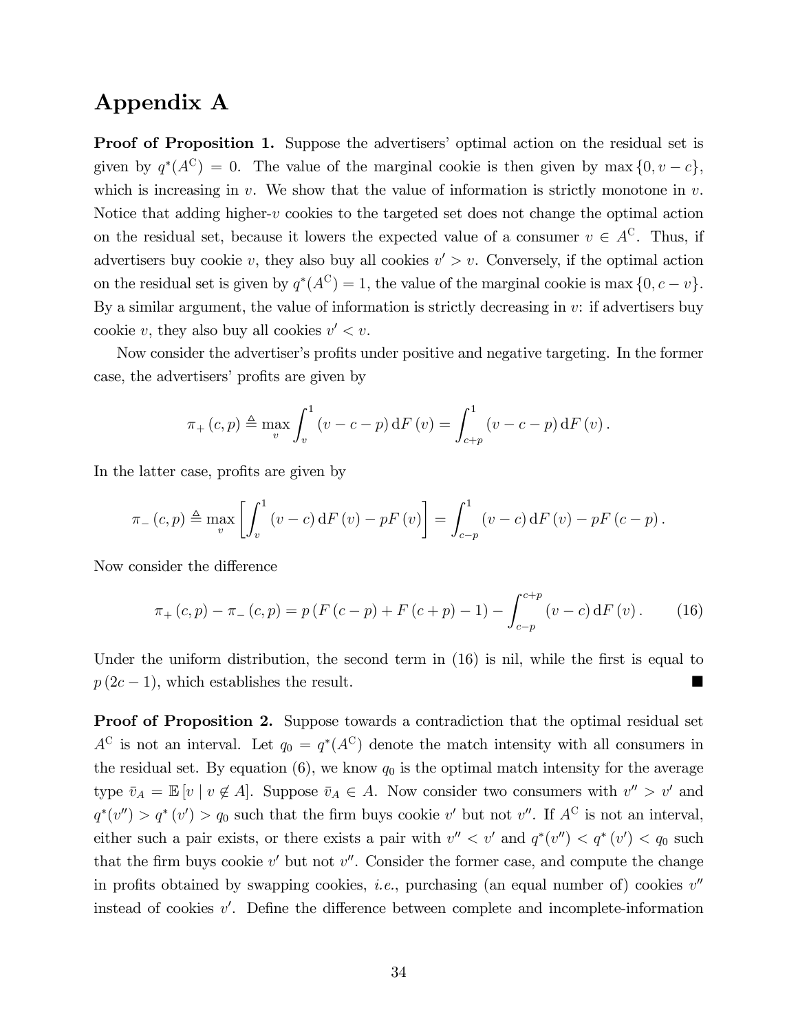# Appendix A

**Proof of Proposition 1.** Suppose the advertisers' optimal action on the residual set is given by $q^*(A^{\mathrm{C}}) = 0$. The value of the marginal cookie is then given by $\max\{0, v - c\}$, which is increasing in $v$. We show that the value of information is strictly monotone in $v$. Notice that adding higher-$v$ cookies to the targeted set does not change the optimal action on the residual set, because it lowers the expected value of a consumer $v \in A^{\mathrm{C}}$. Thus, if advertisers buy cookie $v$, they also buy all cookies $v' > v$. Conversely, if the optimal action on the residual set is given by $q^*(A^{\mathrm{C}}) = 1$, the value of the marginal cookie is $\max\{0, c - v\}$. By a similar argument, the value of information is strictly decreasing in $v$: if advertisers buy cookie $v$, they also buy all cookies $v' < v$.

Now consider the advertiser's profits under positive and negative targeting. In the former case, the advertisers' profits are given by

$$\pi_+(c, p) \triangleq \max_v \int_v^1 (v - c - p)\,\mathrm{d}F(v) = \int_{c+p}^1 (v - c - p)\,\mathrm{d}F(v).$$

In the latter case, profits are given by

$$\pi_-(c, p) \triangleq \max_v \left[\int_v^1 (v - c)\,\mathrm{d}F(v) - pF(v)\right] = \int_{c-p}^1 (v - c)\,\mathrm{d}F(v) - pF(c - p).$$

Now consider the difference

$$\pi_+(c, p) - \pi_-(c, p) = p\,(F(c - p) + F(c + p) - 1) - \int_{c-p}^{c+p} (v - c)\,\mathrm{d}F(v). \tag{16}$$

Under the uniform distribution, the second term in (16) is nil, while the first is equal to $p\,(2c - 1)$, which establishes the result. ■

**Proof of Proposition 2.** Suppose towards a contradiction that the optimal residual set $A^{\mathrm{C}}$ is not an interval. Let $q_0 = q^*(A^{\mathrm{C}})$ denote the match intensity with all consumers in the residual set. By equation (6), we know $q_0$ is the optimal match intensity for the average type $\bar{v}_A = \mathbb{E}[v \mid v \notin A]$. Suppose $\bar{v}_A \in A$. Now consider two consumers with $v'' > v'$ and $q^*(v'') > q^*(v') > q_0$ such that the firm buys cookie $v'$ but not $v''$. If $A^{\mathrm{C}}$ is not an interval, either such a pair exists, or there exists a pair with $v'' < v'$ and $q^*(v'') < q^*(v') < q_0$ such that the firm buys cookie $v'$ but not $v''$. Consider the former case, and compute the change in profits obtained by swapping cookies, *i.e.*, purchasing (an equal number of) cookies $v''$ instead of cookies $v'$. Define the difference between complete and incomplete-information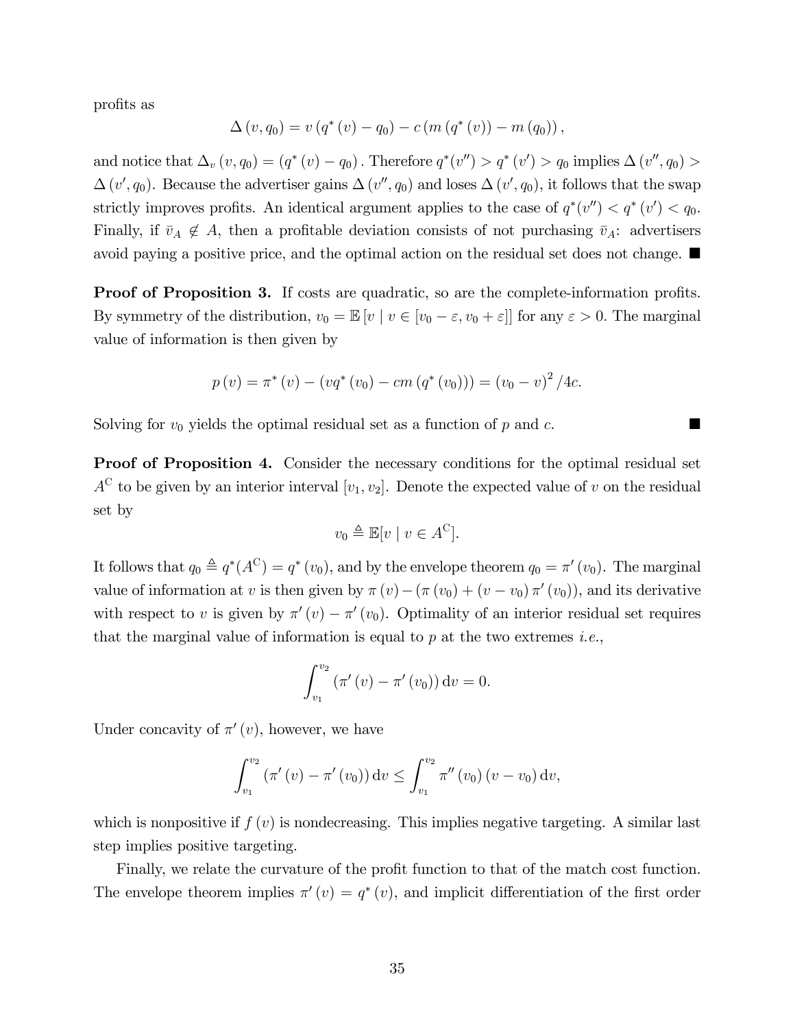profits as

$$\Delta(v, q_0) = v(q^*(v) - q_0) - c(m(q^*(v)) - m(q_0)),$$

and notice that $\Delta_v(v, q_0) = (q^*(v) - q_0)$. Therefore $q^*(v'') > q^*(v') > q_0$ implies $\Delta(v'', q_0) > \Delta(v', q_0)$. Because the advertiser gains $\Delta(v'', q_0)$ and loses $\Delta(v', q_0)$, it follows that the swap strictly improves profits. An identical argument applies to the case of $q^*(v'') < q^*(v') < q_0$. Finally, if $\bar{v}_A \notin A$, then a profitable deviation consists of not purchasing $\bar{v}_A$: advertisers avoid paying a positive price, and the optimal action on the residual set does not change. ■

**Proof of Proposition 3.** If costs are quadratic, so are the complete-information profits. By symmetry of the distribution, $v_0 = \mathbb{E}[v \mid v \in [v_0 - \varepsilon, v_0 + \varepsilon]]$ for any $\varepsilon > 0$. The marginal value of information is then given by

$$p(v) = \pi^*(v) - (vq^*(v_0) - cm(q^*(v_0))) = (v_0 - v)^2 / 4c.$$

Solving for $v_0$ yields the optimal residual set as a function of $p$ and $c$. ■

**Proof of Proposition 4.** Consider the necessary conditions for the optimal residual set $A^{\mathrm{C}}$ to be given by an interior interval $[v_1, v_2]$. Denote the expected value of $v$ on the residual set by

$$v_0 \triangleq \mathbb{E}[v \mid v \in A^{\mathrm{C}}].$$

It follows that $q_0 \triangleq q^*(A^{\mathrm{C}}) = q^*(v_0)$, and by the envelope theorem $q_0 = \pi'(v_0)$. The marginal value of information at $v$ is then given by $\pi(v) - (\pi(v_0) + (v - v_0)\pi'(v_0))$, and its derivative with respect to $v$ is given by $\pi'(v) - \pi'(v_0)$. Optimality of an interior residual set requires that the marginal value of information is equal to $p$ at the two extremes *i.e.*,

$$\int_{v_1}^{v_2} (\pi'(v) - \pi'(v_0))\,\mathrm{d}v = 0.$$

Under concavity of $\pi'(v)$, however, we have

$$\int_{v_1}^{v_2} (\pi'(v) - \pi'(v_0))\,\mathrm{d}v \leq \int_{v_1}^{v_2} \pi''(v_0)(v - v_0)\,\mathrm{d}v,$$

which is nonpositive if $f(v)$ is nondecreasing. This implies negative targeting. A similar last step implies positive targeting.

Finally, we relate the curvature of the profit function to that of the match cost function. The envelope theorem implies $\pi'(v) = q^*(v)$, and implicit differentiation of the first order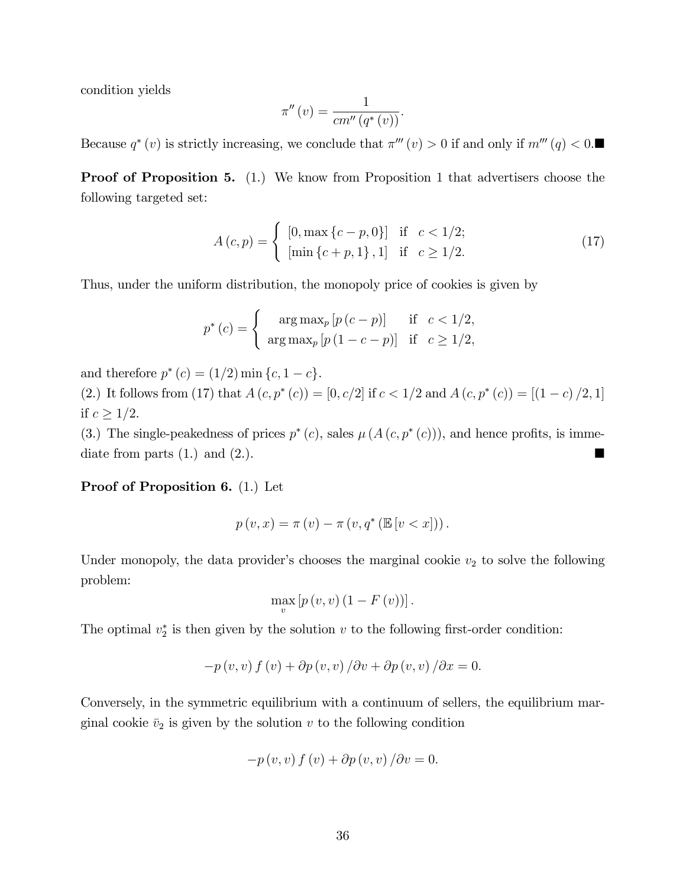condition yields

$$\pi''(v) = \frac{1}{cm''(q^*(v))}.$$

Because $q^*(v)$ is strictly increasing, we conclude that $\pi'''(v) > 0$ if and only if $m'''(q) < 0$.■

**Proof of Proposition 5.** (1.) We know from Proposition 1 that advertisers choose the following targeted set:

$$A(c,p) = \begin{cases} [0, \max\{c-p, 0\}] & \text{if} \quad c < 1/2; \\ [\min\{c+p, 1\}, 1] & \text{if} \quad c \geq 1/2. \end{cases} \tag{17}$$

Thus, under the uniform distribution, the monopoly price of cookies is given by

$$p^*(c) = \begin{cases} \arg\max_p [p(c-p)] & \text{if} \quad c < 1/2, \\ \arg\max_p [p(1-c-p)] & \text{if} \quad c \geq 1/2, \end{cases}$$

and therefore $p^*(c) = (1/2)\min\{c, 1-c\}$.

(2.) It follows from (17) that $A(c, p^*(c)) = [0, c/2]$ if $c < 1/2$ and $A(c, p^*(c)) = [(1-c)/2, 1]$ if $c \geq 1/2$.

(3.) The single-peakedness of prices $p^*(c)$, sales $\mu(A(c, p^*(c)))$, and hence profits, is immediate from parts (1.) and (2.). ■

**Proof of Proposition 6.** (1.) Let

$$p(v, x) = \pi(v) - \pi(v, q^*(\mathbb{E}[v < x])).$$

Under monopoly, the data provider's chooses the marginal cookie $v_2$ to solve the following problem:

$$\max_v [p(v, v)(1 - F(v))].$$

The optimal $v_2^*$ is then given by the solution $v$ to the following first-order condition:

$$-p(v, v) f(v) + \partial p(v, v)/\partial v + \partial p(v, v)/\partial x = 0.$$

Conversely, in the symmetric equilibrium with a continuum of sellers, the equilibrium marginal cookie $\bar{v}_2$ is given by the solution $v$ to the following condition

$$-p(v, v) f(v) + \partial p(v, v)/\partial v = 0.$$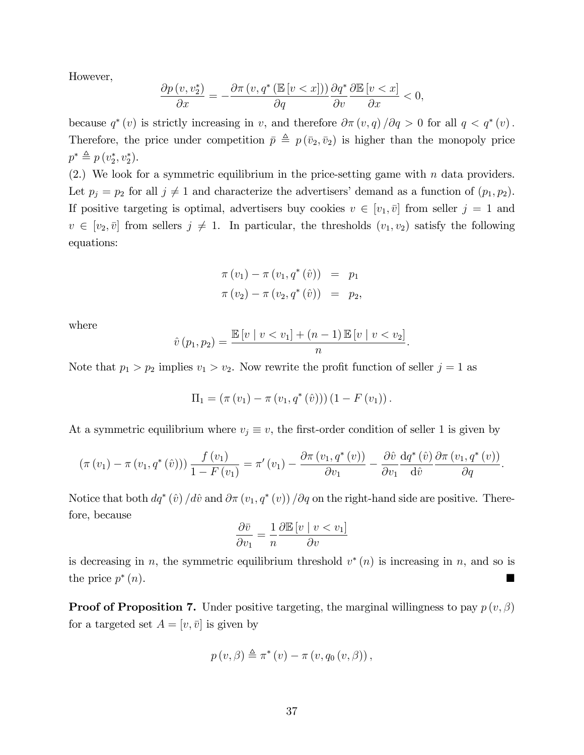However,

$$\frac{\partial p\left(v, v_2^*\right)}{\partial x}=-\frac{\partial \pi\left(v, q^*\left(\mathbb{E}\left[v<x\right]\right)\right)}{\partial q} \frac{\partial q^*}{\partial v} \frac{\partial \mathbb{E}\left[v<x\right]}{\partial x}<0,$$

because $q^*(v)$ is strictly increasing in $v$, and therefore $\partial \pi(v, q) / \partial q>0$ for all $q<q^*(v)$. Therefore, the price under competition $\bar{p} \triangleq p\left(\bar{v}_2, \bar{v}_2\right)$ is higher than the monopoly price $p^* \triangleq p\left(v_2^*, v_2^*\right)$.

(2.) We look for a symmetric equilibrium in the price-setting game with $n$ data providers. Let $p_j=p_2$ for all $j \neq 1$ and characterize the advertisers' demand as a function of $\left(p_1, p_2\right)$. If positive targeting is optimal, advertisers buy cookies $v \in\left[v_1, \bar{v}\right]$ from seller $j=1$ and $v \in\left[v_2, \bar{v}\right]$ from sellers $j \neq 1$. In particular, the thresholds $\left(v_1, v_2\right)$ satisfy the following equations:

$$\begin{aligned}
\pi\left(v_1\right)-\pi\left(v_1, q^*(\hat{v})\right) & =p_1 \\
\pi\left(v_2\right)-\pi\left(v_2, q^*(\hat{v})\right) & =p_2,
\end{aligned}$$

where

$$\hat{v}\left(p_1, p_2\right)=\frac{\mathbb{E}\left[v \mid v<v_1\right]+(n-1) \mathbb{E}\left[v \mid v<v_2\right]}{n}.$$

Note that $p_1>p_2$ implies $v_1>v_2$. Now rewrite the profit function of seller $j=1$ as

$$\Pi_1=\left(\pi\left(v_1\right)-\pi\left(v_1, q^*(\hat{v})\right)\right)\left(1-F\left(v_1\right)\right).$$

At a symmetric equilibrium where $v_j \equiv v$, the first-order condition of seller 1 is given by

$$\left(\pi\left(v_1\right)-\pi\left(v_1, q^*(\hat{v})\right)\right) \frac{f\left(v_1\right)}{1-F\left(v_1\right)}=\pi^{\prime}\left(v_1\right)-\frac{\partial \pi\left(v_1, q^*(v)\right)}{\partial v_1}-\frac{\partial \hat{v}}{\partial v_1} \frac{\mathrm{d} q^*(\hat{v})}{\mathrm{d} \hat{v}} \frac{\partial \pi\left(v_1, q^*(v)\right)}{\partial q}.$$

Notice that both $d q^*(\hat{v}) / d \hat{v}$ and $\partial \pi\left(v_1, q^*(v)\right) / \partial q$ on the right-hand side are positive. Therefore, because

$$\frac{\partial \bar{v}}{\partial v_1}=\frac{1}{n} \frac{\partial \mathbb{E}\left[v \mid v<v_1\right]}{\partial v}$$

is decreasing in $n$, the symmetric equilibrium threshold $v^*(n)$ is increasing in $n$, and so is the price $p^*(n)$. ∎

**Proof of Proposition 7.** Under positive targeting, the marginal willingness to pay $p(v, \beta)$ for a targeted set $A=[v, \bar{v}]$ is given by

$$p(v, \beta) \triangleq \pi^*(v)-\pi\left(v, q_0(v, \beta)\right),$$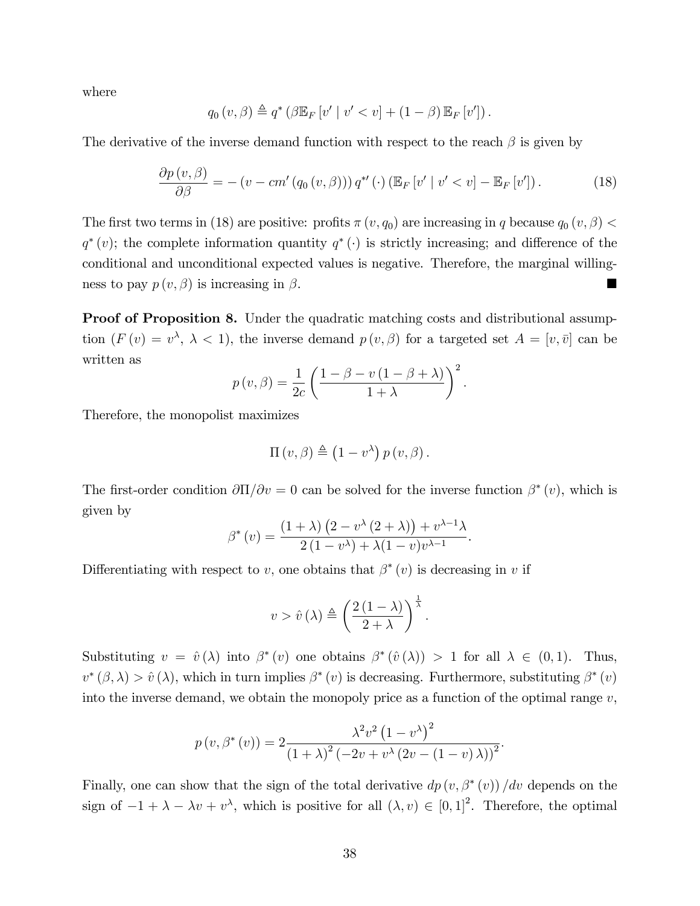where

$$q_0(v,\beta) \triangleq q^*\left(\beta \mathbb{E}_F[v' \mid v' < v] + (1-\beta)\mathbb{E}_F[v']\right).$$

The derivative of the inverse demand function with respect to the reach $\beta$ is given by

$$\frac{\partial p(v,\beta)}{\partial \beta} = -\left(v - cm'(q_0(v,\beta))\right) q^{*\prime}(\cdot)\left(\mathbb{E}_F[v' \mid v' < v] - \mathbb{E}_F[v']\right). \tag{18}$$

The first two terms in (18) are positive: profits $\pi(v, q_0)$ are increasing in $q$ because $q_0(v,\beta) < q^*(v)$; the complete information quantity $q^*(\cdot)$ is strictly increasing; and difference of the conditional and unconditional expected values is negative. Therefore, the marginal willingness to pay $p(v,\beta)$ is increasing in $\beta$. ■

**Proof of Proposition 8.** Under the quadratic matching costs and distributional assumption ($F(v) = v^\lambda$, $\lambda < 1$), the inverse demand $p(v,\beta)$ for a targeted set $A = [v, \bar{v}]$ can be written as

$$p(v,\beta) = \frac{1}{2c}\left(\frac{1-\beta - v(1-\beta+\lambda)}{1+\lambda}\right)^2.$$

Therefore, the monopolist maximizes

$$\Pi(v,\beta) \triangleq \left(1 - v^\lambda\right) p(v,\beta).$$

The first-order condition $\partial \Pi / \partial v = 0$ can be solved for the inverse function $\beta^*(v)$, which is given by

$$\beta^*(v) = \frac{(1+\lambda)\left(2 - v^\lambda(2+\lambda)\right) + v^{\lambda-1}\lambda}{2\left(1-v^\lambda\right) + \lambda(1-v)v^{\lambda-1}}.$$

Differentiating with respect to $v$, one obtains that $\beta^*(v)$ is decreasing in $v$ if

$$v > \hat{v}(\lambda) \triangleq \left(\frac{2(1-\lambda)}{2+\lambda}\right)^{\frac{1}{\lambda}}.$$

Substituting $v = \hat{v}(\lambda)$ into $\beta^*(v)$ one obtains $\beta^*(\hat{v}(\lambda)) > 1$ for all $\lambda \in (0,1)$. Thus, $v^*(\beta,\lambda) > \hat{v}(\lambda)$, which in turn implies $\beta^*(v)$ is decreasing. Furthermore, substituting $\beta^*(v)$ into the inverse demand, we obtain the monopoly price as a function of the optimal range $v$,

$$p(v, \beta^*(v)) = 2\frac{\lambda^2 v^2 \left(1 - v^\lambda\right)^2}{(1+\lambda)^2\left(-2v + v^\lambda\left(2v - (1-v)\lambda\right)\right)^2}.$$

Finally, one can show that the sign of the total derivative $dp(v, \beta^*(v))/dv$ depends on the sign of $-1 + \lambda - \lambda v + v^\lambda$, which is positive for all $(\lambda, v) \in [0,1]^2$. Therefore, the optimal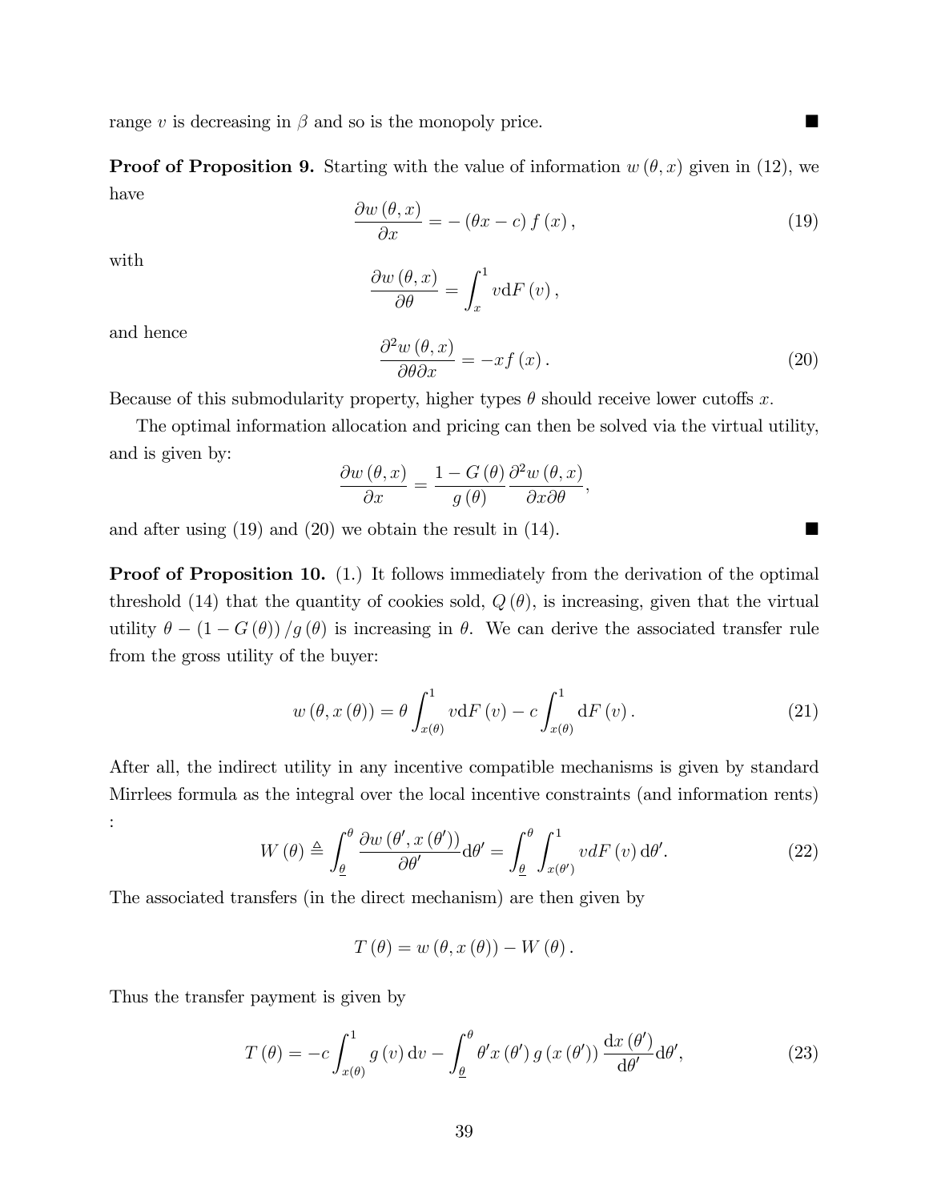range $v$ is decreasing in $\beta$ and so is the monopoly price. ■

**Proof of Proposition 9.** Starting with the value of information $w(\theta, x)$ given in (12), we have

$$\frac{\partial w(\theta, x)}{\partial x} = -(\theta x - c) f(x), \tag{19}$$

with

$$\frac{\partial w(\theta, x)}{\partial \theta} = \int_x^1 v \mathrm{d}F(v),$$

and hence

$$\frac{\partial^2 w(\theta, x)}{\partial \theta \partial x} = -x f(x). \tag{20}$$

Because of this submodularity property, higher types $\theta$ should receive lower cutoffs $x$.

The optimal information allocation and pricing can then be solved via the virtual utility, and is given by:

$$\frac{\partial w(\theta, x)}{\partial x} = \frac{1 - G(\theta)}{g(\theta)} \frac{\partial^2 w(\theta, x)}{\partial x \partial \theta},$$

and after using (19) and (20) we obtain the result in (14). ■

**Proof of Proposition 10.** (1.) It follows immediately from the derivation of the optimal threshold (14) that the quantity of cookies sold, $Q(\theta)$, is increasing, given that the virtual utility $\theta - (1 - G(\theta))/g(\theta)$ is increasing in $\theta$. We can derive the associated transfer rule from the gross utility of the buyer:

$$w(\theta, x(\theta)) = \theta \int_{x(\theta)}^1 v \mathrm{d}F(v) - c \int_{x(\theta)}^1 \mathrm{d}F(v). \tag{21}$$

After all, the indirect utility in any incentive compatible mechanisms is given by standard Mirrlees formula as the integral over the local incentive constraints (and information rents) :

$$W(\theta) \triangleq \int_{\underline{\theta}}^{\theta} \frac{\partial w(\theta', x(\theta'))}{\partial \theta'} \mathrm{d}\theta' = \int_{\underline{\theta}}^{\theta} \int_{x(\theta')}^1 v dF(v) \mathrm{d}\theta'. \tag{22}$$

The associated transfers (in the direct mechanism) are then given by

$$T(\theta) = w(\theta, x(\theta)) - W(\theta).$$

Thus the transfer payment is given by

$$T(\theta) = -c \int_{x(\theta)}^1 g(v) \mathrm{d}v - \int_{\underline{\theta}}^{\theta} \theta' x(\theta') g(x(\theta')) \frac{\mathrm{d}x(\theta')}{\mathrm{d}\theta'} \mathrm{d}\theta', \tag{23}$$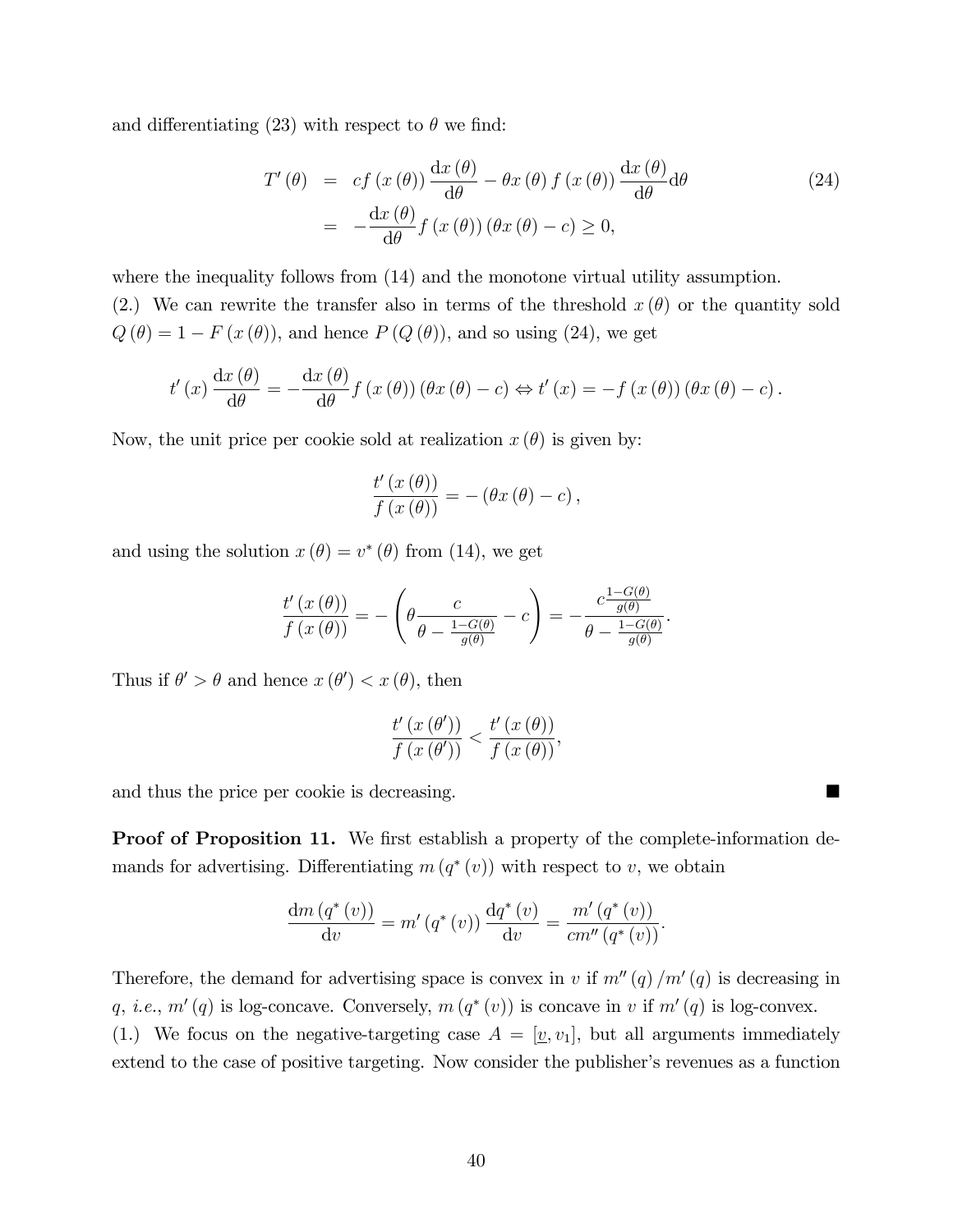and differentiating (23) with respect to $\theta$ we find:

$$
\begin{aligned}
T'(\theta) &= cf(x(\theta))\frac{\mathrm{d}x(\theta)}{\mathrm{d}\theta} - \theta x(\theta) f(x(\theta))\frac{\mathrm{d}x(\theta)}{\mathrm{d}\theta}\mathrm{d}\theta \\
&= -\frac{\mathrm{d}x(\theta)}{\mathrm{d}\theta} f(x(\theta))(\theta x(\theta) - c) \geq 0,
\end{aligned}
\tag{24}
$$

where the inequality follows from (14) and the monotone virtual utility assumption.

(2.) We can rewrite the transfer also in terms of the threshold $x(\theta)$ or the quantity sold $Q(\theta) = 1 - F(x(\theta))$, and hence $P(Q(\theta))$, and so using (24), we get

$$
t'(x)\frac{\mathrm{d}x(\theta)}{\mathrm{d}\theta} = -\frac{\mathrm{d}x(\theta)}{\mathrm{d}\theta} f(x(\theta))(\theta x(\theta) - c) \Leftrightarrow t'(x) = -f(x(\theta))(\theta x(\theta) - c).
$$

Now, the unit price per cookie sold at realization $x(\theta)$ is given by:

$$
\frac{t'(x(\theta))}{f(x(\theta))} = -(\theta x(\theta) - c),
$$

and using the solution $x(\theta) = v^*(\theta)$ from (14), we get

$$
\frac{t'(x(\theta))}{f(x(\theta))} = -\left(\theta \frac{c}{\theta - \frac{1-G(\theta)}{g(\theta)}} - c\right) = -\frac{c\frac{1-G(\theta)}{g(\theta)}}{\theta - \frac{1-G(\theta)}{g(\theta)}}.
$$

Thus if $\theta' > \theta$ and hence $x(\theta') < x(\theta)$, then

$$
\frac{t'(x(\theta'))}{f(x(\theta'))} < \frac{t'(x(\theta))}{f(x(\theta))},
$$

and thus the price per cookie is decreasing. ∎

**Proof of Proposition 11.** We first establish a property of the complete-information demands for advertising. Differentiating $m(q^*(v))$ with respect to $v$, we obtain

$$
\frac{\mathrm{d}m(q^*(v))}{\mathrm{d}v} = m'(q^*(v))\frac{\mathrm{d}q^*(v)}{\mathrm{d}v} = \frac{m'(q^*(v))}{cm''(q^*(v))}.
$$

Therefore, the demand for advertising space is convex in $v$ if $m''(q)/m'(q)$ is decreasing in $q$, *i.e.*, $m'(q)$ is log-concave. Conversely, $m(q^*(v))$ is concave in $v$ if $m'(q)$ is log-convex.

(1.) We focus on the negative-targeting case $A = [\underline{v}, v_1]$, but all arguments immediately extend to the case of positive targeting. Now consider the publisher's revenues as a function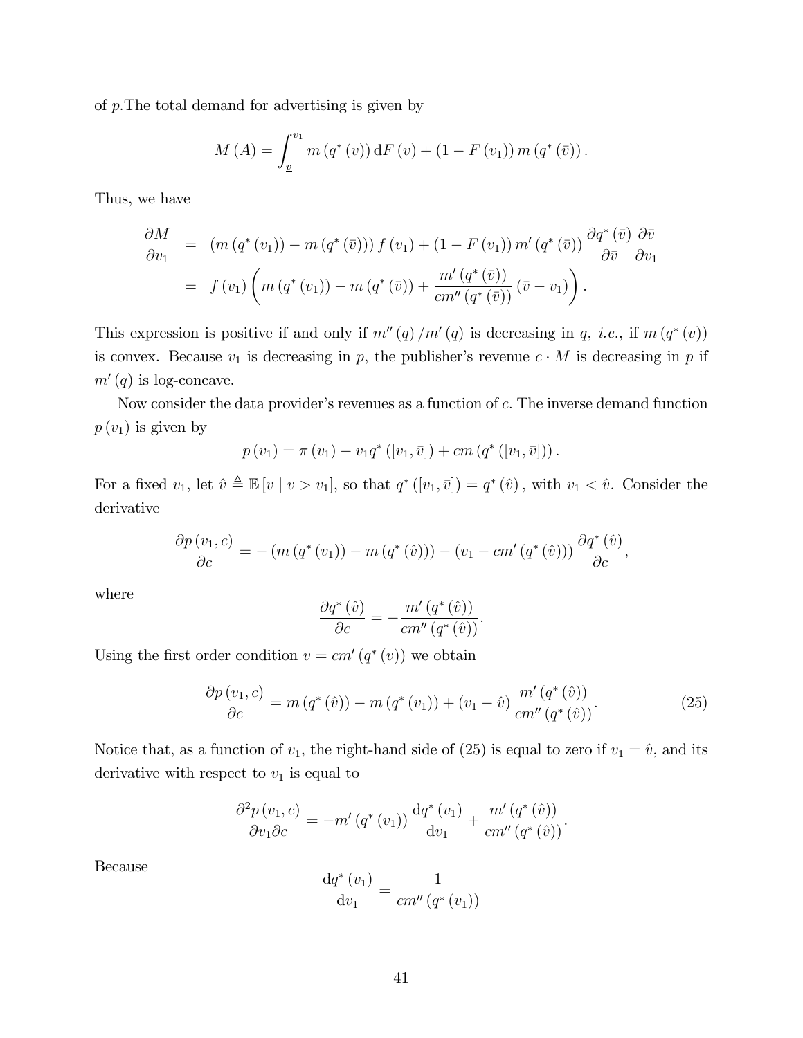of $p$.The total demand for advertising is given by

$$M(A) = \int_{\underline{v}}^{v_1} m(q^*(v))\,\mathrm{d}F(v) + (1 - F(v_1))\, m(q^*(\bar{v})).$$

Thus, we have

$$\begin{aligned}
\frac{\partial M}{\partial v_1} &= (m(q^*(v_1)) - m(q^*(\bar{v})))\, f(v_1) + (1 - F(v_1))\, m'(q^*(\bar{v})) \frac{\partial q^*(\bar{v})}{\partial \bar{v}} \frac{\partial \bar{v}}{\partial v_1} \\
&= f(v_1) \left( m(q^*(v_1)) - m(q^*(\bar{v})) + \frac{m'(q^*(\bar{v}))}{cm''(q^*(\bar{v}))} (\bar{v} - v_1) \right).
\end{aligned}$$

This expression is positive if and only if $m''(q)/m'(q)$ is decreasing in $q$, *i.e.*, if $m(q^*(v))$ is convex. Because $v_1$ is decreasing in $p$, the publisher's revenue $c \cdot M$ is decreasing in $p$ if $m'(q)$ is log-concave.

Now consider the data provider's revenues as a function of $c$. The inverse demand function $p(v_1)$ is given by

$$p(v_1) = \pi(v_1) - v_1 q^*([v_1, \bar{v}]) + cm(q^*([v_1, \bar{v}])).$$

For a fixed $v_1$, let $\hat{v} \triangleq \mathbb{E}[v \mid v > v_1]$, so that $q^*([v_1, \bar{v}]) = q^*(\hat{v})$, with $v_1 < \hat{v}$. Consider the derivative

$$\frac{\partial p(v_1, c)}{\partial c} = -(m(q^*(v_1)) - m(q^*(\hat{v}))) - (v_1 - cm'(q^*(\hat{v}))) \frac{\partial q^*(\hat{v})}{\partial c},$$

where

$$\frac{\partial q^*(\hat{v})}{\partial c} = -\frac{m'(q^*(\hat{v}))}{cm''(q^*(\hat{v}))}.$$

Using the first order condition $v = cm'(q^*(v))$ we obtain

$$\frac{\partial p(v_1, c)}{\partial c} = m(q^*(\hat{v})) - m(q^*(v_1)) + (v_1 - \hat{v}) \frac{m'(q^*(\hat{v}))}{cm''(q^*(\hat{v}))}. \tag{25}$$

Notice that, as a function of $v_1$, the right-hand side of (25) is equal to zero if $v_1 = \hat{v}$, and its derivative with respect to $v_1$ is equal to

$$\frac{\partial^2 p(v_1, c)}{\partial v_1 \partial c} = -m'(q^*(v_1)) \frac{\mathrm{d}q^*(v_1)}{\mathrm{d}v_1} + \frac{m'(q^*(\hat{v}))}{cm''(q^*(\hat{v}))}.$$

Because

$$\frac{\mathrm{d}q^*(v_1)}{\mathrm{d}v_1} = \frac{1}{cm''(q^*(v_1))}$$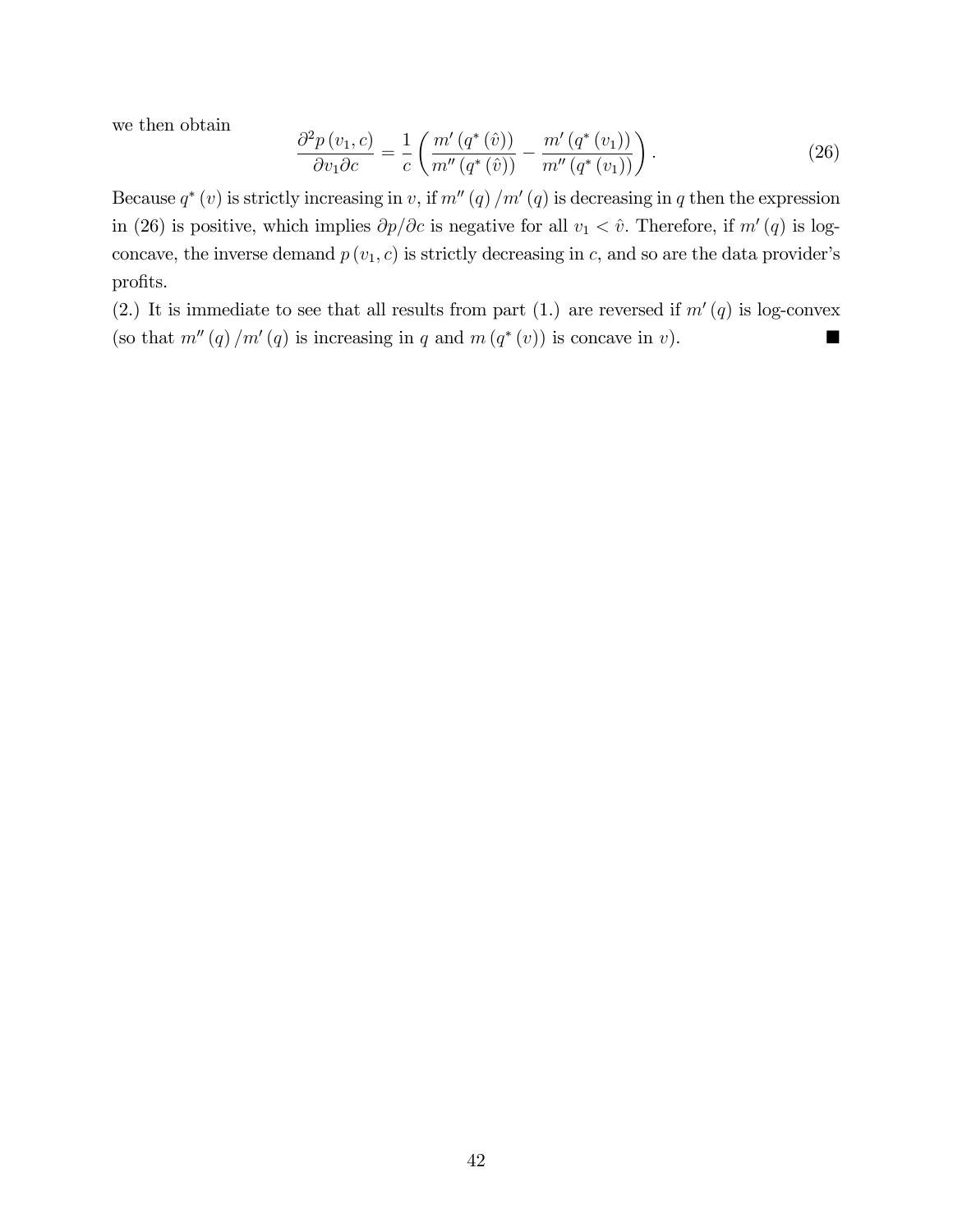we then obtain

$$\frac{\partial^2 p(v_1, c)}{\partial v_1 \partial c} = \frac{1}{c}\left(\frac{m'(q^*(\hat{v}))}{m''(q^*(\hat{v}))} - \frac{m'(q^*(v_1))}{m''(q^*(v_1))}\right). \tag{26}$$

Because $q^*(v)$ is strictly increasing in $v$, if $m''(q)/m'(q)$ is decreasing in $q$ then the expression in (26) is positive, which implies $\partial p/\partial c$ is negative for all $v_1 < \hat{v}$. Therefore, if $m'(q)$ is log-concave, the inverse demand $p(v_1, c)$ is strictly decreasing in $c$, and so are the data provider's profits.

(2.) It is immediate to see that all results from part (1.) are reversed if $m'(q)$ is log-convex (so that $m''(q)/m'(q)$ is increasing in $q$ and $m(q^*(v))$ is concave in $v$). ■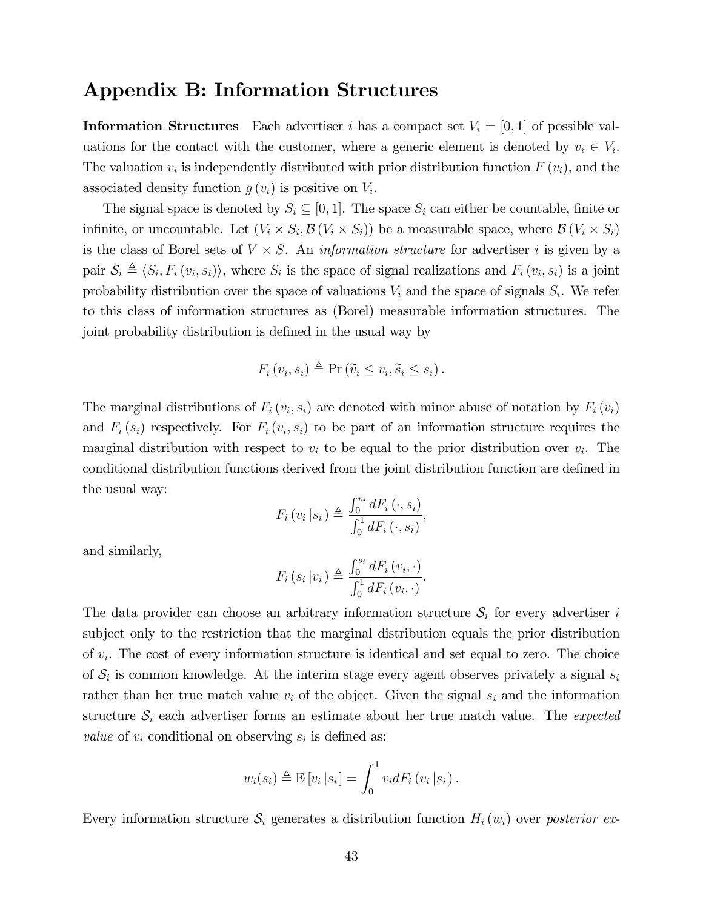## Appendix B: Information Structures

**Information Structures** Each advertiser $i$ has a compact set $V_i = [0,1]$ of possible valuations for the contact with the customer, where a generic element is denoted by $v_i \in V_i$. The valuation $v_i$ is independently distributed with prior distribution function $F(v_i)$, and the associated density function $g(v_i)$ is positive on $V_i$.

The signal space is denoted by $S_i \subseteq [0,1]$. The space $S_i$ can either be countable, finite or infinite, or uncountable. Let $(V_i \times S_i, \mathcal{B}(V_i \times S_i))$ be a measurable space, where $\mathcal{B}(V_i \times S_i)$ is the class of Borel sets of $V \times S$. An *information structure* for advertiser $i$ is given by a pair $\mathcal{S}_i \triangleq \langle S_i, F_i(v_i, s_i) \rangle$, where $S_i$ is the space of signal realizations and $F_i(v_i, s_i)$ is a joint probability distribution over the space of valuations $V_i$ and the space of signals $S_i$. We refer to this class of information structures as (Borel) measurable information structures. The joint probability distribution is defined in the usual way by

$$F_i(v_i, s_i) \triangleq \Pr(\widetilde{v}_i \leq v_i, \widetilde{s}_i \leq s_i).$$

The marginal distributions of $F_i(v_i, s_i)$ are denoted with minor abuse of notation by $F_i(v_i)$ and $F_i(s_i)$ respectively. For $F_i(v_i, s_i)$ to be part of an information structure requires the marginal distribution with respect to $v_i$ to be equal to the prior distribution over $v_i$. The conditional distribution functions derived from the joint distribution function are defined in the usual way:

$$F_i(v_i | s_i) \triangleq \frac{\int_0^{v_i} dF_i(\cdot, s_i)}{\int_0^1 dF_i(\cdot, s_i)},$$

and similarly,

$$F_i(s_i | v_i) \triangleq \frac{\int_0^{s_i} dF_i(v_i, \cdot)}{\int_0^1 dF_i(v_i, \cdot)}.$$

The data provider can choose an arbitrary information structure $\mathcal{S}_i$ for every advertiser $i$ subject only to the restriction that the marginal distribution equals the prior distribution of $v_i$. The cost of every information structure is identical and set equal to zero. The choice of $\mathcal{S}_i$ is common knowledge. At the interim stage every agent observes privately a signal $s_i$ rather than her true match value $v_i$ of the object. Given the signal $s_i$ and the information structure $\mathcal{S}_i$ each advertiser forms an estimate about her true match value. The *expected value* of $v_i$ conditional on observing $s_i$ is defined as:

$$w_i(s_i) \triangleq \mathbb{E}[v_i | s_i] = \int_0^1 v_i dF_i(v_i | s_i).$$

Every information structure $\mathcal{S}_i$ generates a distribution function $H_i(w_i)$ over *posterior ex-*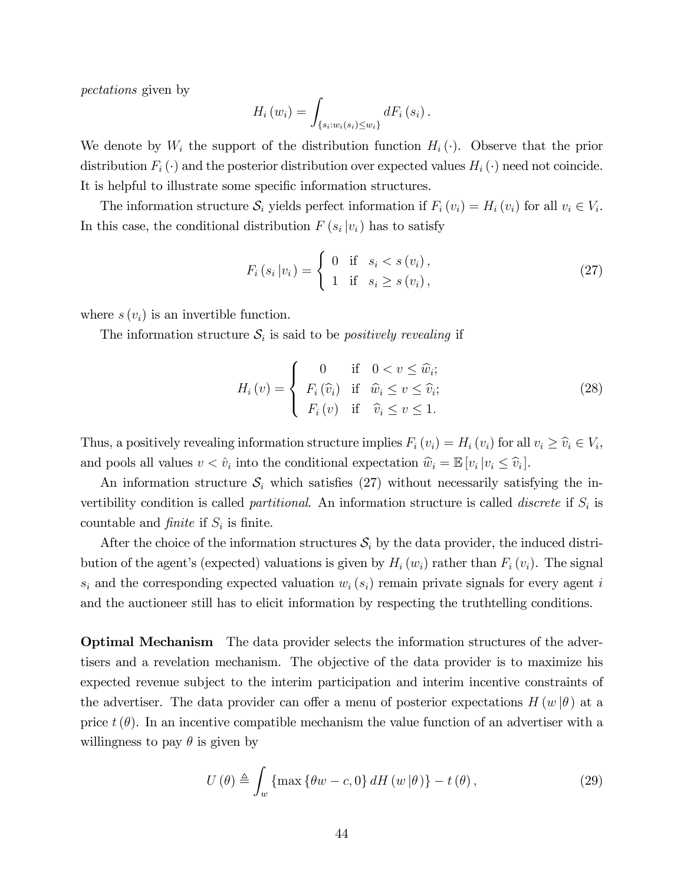*pectations* given by

$$H_i(w_i) = \int_{\{s_i : w_i(s_i) \leq w_i\}} dF_i(s_i).$$

We denote by $W_i$ the support of the distribution function $H_i(\cdot)$. Observe that the prior distribution $F_i(\cdot)$ and the posterior distribution over expected values $H_i(\cdot)$ need not coincide. It is helpful to illustrate some specific information structures.

The information structure $\mathcal{S}_i$ yields perfect information if $F_i(v_i) = H_i(v_i)$ for all $v_i \in V_i$. In this case, the conditional distribution $F(s_i | v_i)$ has to satisfy

$$F_i(s_i | v_i) = \begin{cases} 0 & \text{if} \quad s_i < s(v_i), \\ 1 & \text{if} \quad s_i \geq s(v_i), \end{cases} \tag{27}$$

where $s(v_i)$ is an invertible function.

The information structure $\mathcal{S}_i$ is said to be *positively revealing* if

$$H_i(v) = \begin{cases} 0 & \text{if} \quad 0 < v \leq \widehat{w}_i; \\ F_i(\widehat{v}_i) & \text{if} \quad \widehat{w}_i \leq v \leq \widehat{v}_i; \\ F_i(v) & \text{if} \quad \widehat{v}_i \leq v \leq 1. \end{cases} \tag{28}$$

Thus, a positively revealing information structure implies $F_i(v_i) = H_i(v_i)$ for all $v_i \geq \widehat{v}_i \in V_i$, and pools all values $v < \hat{v}_i$ into the conditional expectation $\widehat{w}_i = \mathbb{E}[v_i | v_i \leq \widehat{v}_i]$.

An information structure $\mathcal{S}_i$ which satisfies (27) without necessarily satisfying the invertibility condition is called *partitional*. An information structure is called *discrete* if $S_i$ is countable and *finite* if $S_i$ is finite.

After the choice of the information structures $\mathcal{S}_i$ by the data provider, the induced distribution of the agent's (expected) valuations is given by $H_i(w_i)$ rather than $F_i(v_i)$. The signal $s_i$ and the corresponding expected valuation $w_i(s_i)$ remain private signals for every agent $i$ and the auctioneer still has to elicit information by respecting the truthtelling conditions.

**Optimal Mechanism** The data provider selects the information structures of the advertisers and a revelation mechanism. The objective of the data provider is to maximize his expected revenue subject to the interim participation and interim incentive constraints of the advertiser. The data provider can offer a menu of posterior expectations $H(w | \theta)$ at a price $t(\theta)$. In an incentive compatible mechanism the value function of an advertiser with a willingness to pay $\theta$ is given by

$$U(\theta) \triangleq \int_w \{\max\{\theta w - c, 0\} dH(w | \theta)\} - t(\theta), \tag{29}$$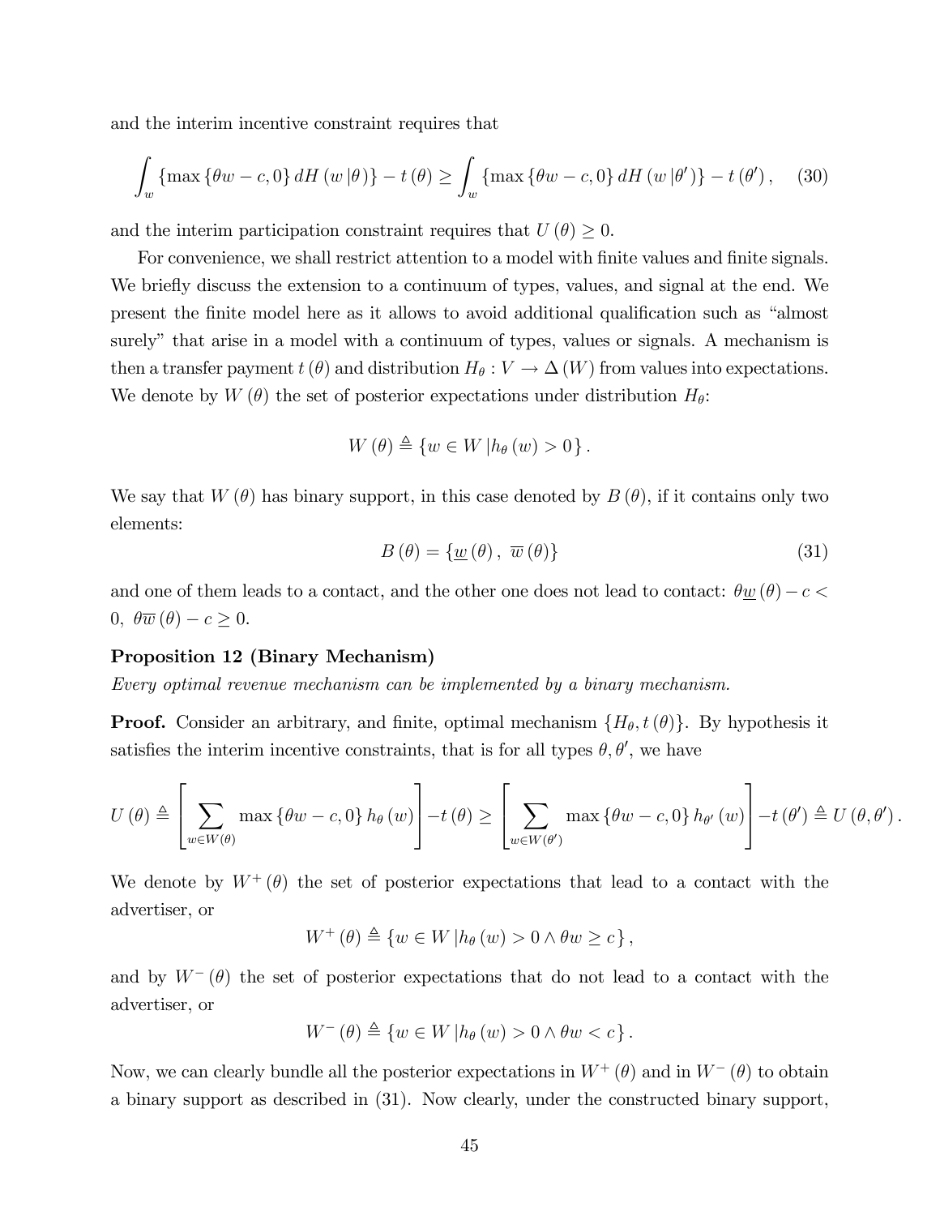and the interim incentive constraint requires that

$$\int_w \{\max\{\theta w - c, 0\} dH(w|\theta)\} - t(\theta) \geq \int_w \{\max\{\theta w - c, 0\} dH(w|\theta')\} - t(\theta'), \quad (30)$$

and the interim participation constraint requires that $U(\theta) \geq 0$.

For convenience, we shall restrict attention to a model with finite values and finite signals. We briefly discuss the extension to a continuum of types, values, and signal at the end. We present the finite model here as it allows to avoid additional qualification such as "almost surely" that arise in a model with a continuum of types, values or signals. A mechanism is then a transfer payment $t(\theta)$ and distribution $H_\theta : V \to \Delta(W)$ from values into expectations. We denote by $W(\theta)$ the set of posterior expectations under distribution $H_\theta$:

$$W(\theta) \triangleq \{w \in W \,| h_\theta(w) > 0\}.$$

We say that $W(\theta)$ has binary support, in this case denoted by $B(\theta)$, if it contains only two elements:

$$B(\theta) = \{\underline{w}(\theta), \ \overline{w}(\theta)\} \quad (31)$$

and one of them leads to a contact, and the other one does not lead to contact: $\theta\underline{w}(\theta) - c < 0, \ \theta\overline{w}(\theta) - c \geq 0$.

**Proposition 12 (Binary Mechanism)**

*Every optimal revenue mechanism can be implemented by a binary mechanism.*

**Proof.** Consider an arbitrary, and finite, optimal mechanism $\{H_\theta, t(\theta)\}$. By hypothesis it satisfies the interim incentive constraints, that is for all types $\theta, \theta'$, we have

$$U(\theta) \triangleq \left[\sum_{w \in W(\theta)} \max\{\theta w - c, 0\} h_\theta(w)\right] - t(\theta) \geq \left[\sum_{w \in W(\theta')} \max\{\theta w - c, 0\} h_{\theta'}(w)\right] - t(\theta') \triangleq U(\theta, \theta').$$

We denote by $W^+(\theta)$ the set of posterior expectations that lead to a contact with the advertiser, or

$$W^+(\theta) \triangleq \{w \in W \,| h_\theta(w) > 0 \wedge \theta w \geq c\},$$

and by $W^-(\theta)$ the set of posterior expectations that do not lead to a contact with the advertiser, or

$$W^-(\theta) \triangleq \{w \in W \,| h_\theta(w) > 0 \wedge \theta w < c\}.$$

Now, we can clearly bundle all the posterior expectations in $W^+(\theta)$ and in $W^-(\theta)$ to obtain a binary support as described in (31). Now clearly, under the constructed binary support,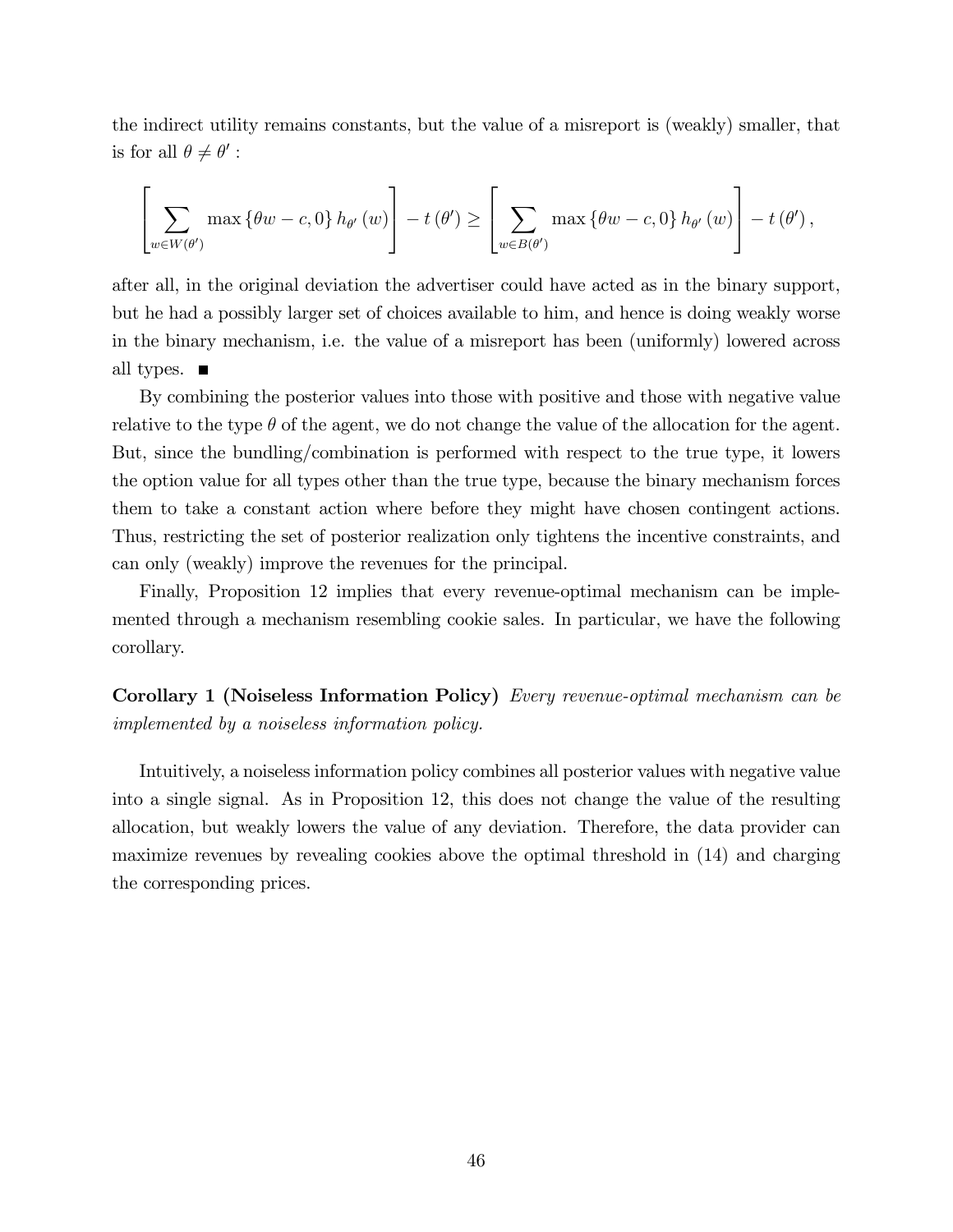the indirect utility remains constants, but the value of a misreport is (weakly) smaller, that is for all $\theta \neq \theta'$ :

$$\left[\sum_{w \in W(\theta')} \max\{\theta w - c, 0\} h_{\theta'}(w)\right] - t(\theta') \geq \left[\sum_{w \in B(\theta')} \max\{\theta w - c, 0\} h_{\theta'}(w)\right] - t(\theta'),$$

after all, in the original deviation the advertiser could have acted as in the binary support, but he had a possibly larger set of choices available to him, and hence is doing weakly worse in the binary mechanism, i.e. the value of a misreport has been (uniformly) lowered across all types. ■

By combining the posterior values into those with positive and those with negative value relative to the type $\theta$ of the agent, we do not change the value of the allocation for the agent. But, since the bundling/combination is performed with respect to the true type, it lowers the option value for all types other than the true type, because the binary mechanism forces them to take a constant action where before they might have chosen contingent actions. Thus, restricting the set of posterior realization only tightens the incentive constraints, and can only (weakly) improve the revenues for the principal.

Finally, Proposition 12 implies that every revenue-optimal mechanism can be implemented through a mechanism resembling cookie sales. In particular, we have the following corollary.

**Corollary 1 (Noiseless Information Policy)** *Every revenue-optimal mechanism can be implemented by a noiseless information policy.*

Intuitively, a noiseless information policy combines all posterior values with negative value into a single signal. As in Proposition 12, this does not change the value of the resulting allocation, but weakly lowers the value of any deviation. Therefore, the data provider can maximize revenues by revealing cookies above the optimal threshold in (14) and charging the corresponding prices.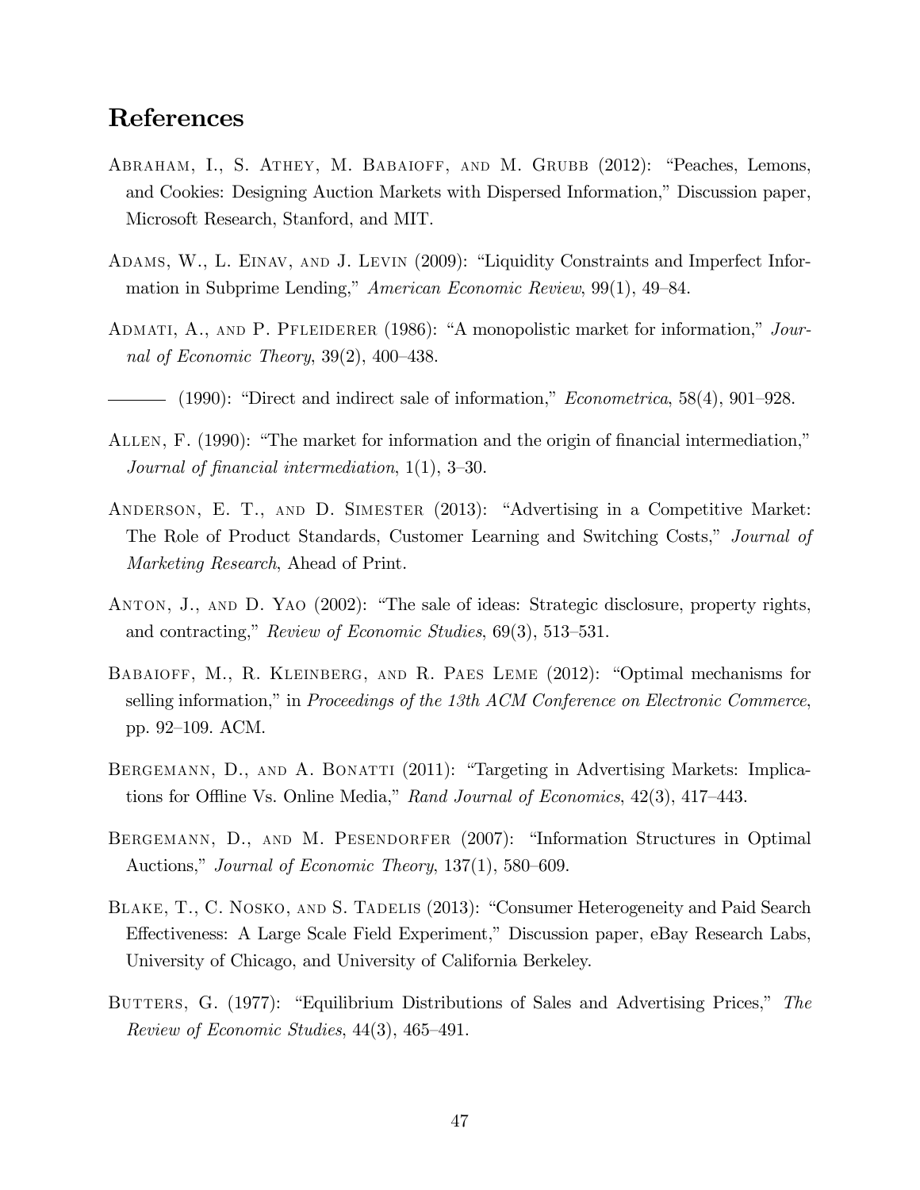## References

Abraham, I., S. Athey, M. Babaioff, and M. Grubb (2012): "Peaches, Lemons, and Cookies: Designing Auction Markets with Dispersed Information," Discussion paper, Microsoft Research, Stanford, and MIT.

Adams, W., L. Einav, and J. Levin (2009): "Liquidity Constraints and Imperfect Information in Subprime Lending," *American Economic Review*, 99(1), 49–84.

Admati, A., and P. Pfleiderer (1986): "A monopolistic market for information," *Journal of Economic Theory*, 39(2), 400–438.

——— (1990): "Direct and indirect sale of information," *Econometrica*, 58(4), 901–928.

Allen, F. (1990): "The market for information and the origin of financial intermediation," *Journal of financial intermediation*, 1(1), 3–30.

Anderson, E. T., and D. Simester (2013): "Advertising in a Competitive Market: The Role of Product Standards, Customer Learning and Switching Costs," *Journal of Marketing Research*, Ahead of Print.

Anton, J., and D. Yao (2002): "The sale of ideas: Strategic disclosure, property rights, and contracting," *Review of Economic Studies*, 69(3), 513–531.

Babaioff, M., R. Kleinberg, and R. Paes Leme (2012): "Optimal mechanisms for selling information," in *Proceedings of the 13th ACM Conference on Electronic Commerce*, pp. 92–109. ACM.

Bergemann, D., and A. Bonatti (2011): "Targeting in Advertising Markets: Implications for Offline Vs. Online Media," *Rand Journal of Economics*, 42(3), 417–443.

Bergemann, D., and M. Pesendorfer (2007): "Information Structures in Optimal Auctions," *Journal of Economic Theory*, 137(1), 580–609.

Blake, T., C. Nosko, and S. Tadelis (2013): "Consumer Heterogeneity and Paid Search Effectiveness: A Large Scale Field Experiment," Discussion paper, eBay Research Labs, University of Chicago, and University of California Berkeley.

Butters, G. (1977): "Equilibrium Distributions of Sales and Advertising Prices," *The Review of Economic Studies*, 44(3), 465–491.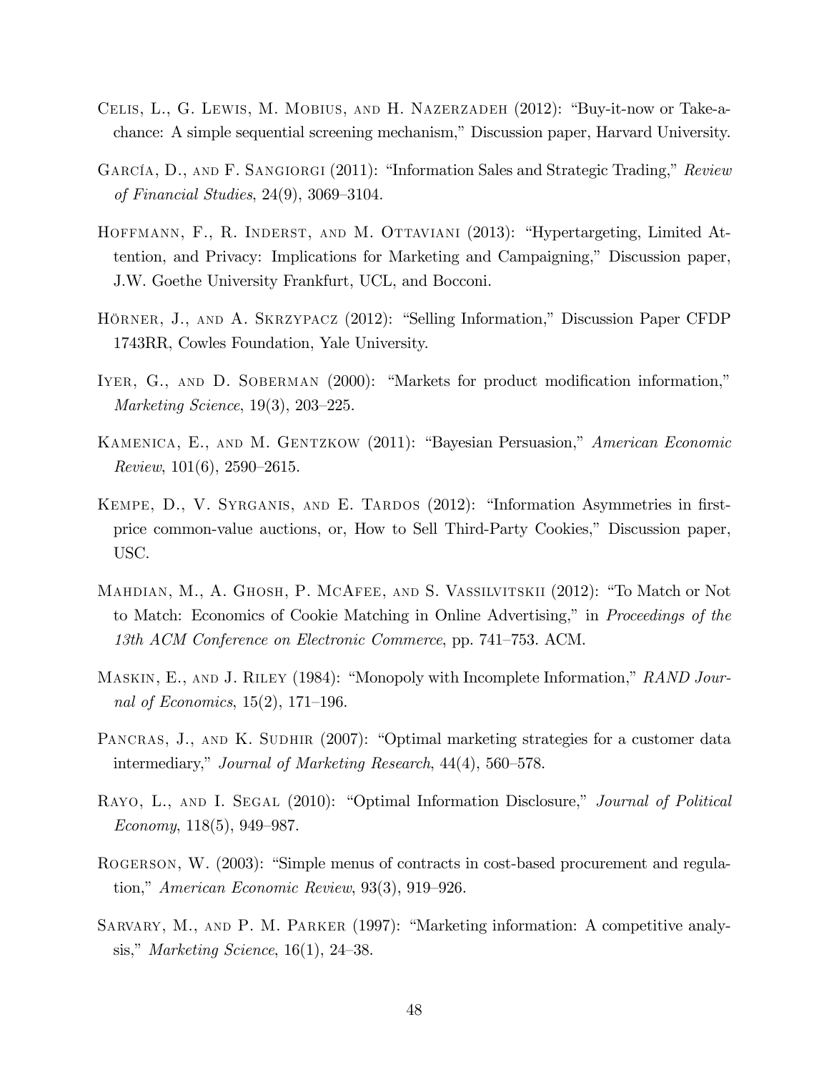Celis, L., G. Lewis, M. Mobius, and H. Nazerzadeh (2012): "Buy-it-now or Take-a-chance: A simple sequential screening mechanism," Discussion paper, Harvard University.

García, D., and F. Sangiorgi (2011): "Information Sales and Strategic Trading," *Review of Financial Studies*, 24(9), 3069–3104.

Hoffmann, F., R. Inderst, and M. Ottaviani (2013): "Hypertargeting, Limited Attention, and Privacy: Implications for Marketing and Campaigning," Discussion paper, J.W. Goethe University Frankfurt, UCL, and Bocconi.

Hörner, J., and A. Skrzypacz (2012): "Selling Information," Discussion Paper CFDP 1743RR, Cowles Foundation, Yale University.

Iyer, G., and D. Soberman (2000): "Markets for product modification information," *Marketing Science*, 19(3), 203–225.

Kamenica, E., and M. Gentzkow (2011): "Bayesian Persuasion," *American Economic Review*, 101(6), 2590–2615.

Kempe, D., V. Syrganis, and E. Tardos (2012): "Information Asymmetries in first-price common-value auctions, or, How to Sell Third-Party Cookies," Discussion paper, USC.

Mahdian, M., A. Ghosh, P. McAfee, and S. Vassilvitskii (2012): "To Match or Not to Match: Economics of Cookie Matching in Online Advertising," in *Proceedings of the 13th ACM Conference on Electronic Commerce*, pp. 741–753. ACM.

Maskin, E., and J. Riley (1984): "Monopoly with Incomplete Information," *RAND Journal of Economics*, 15(2), 171–196.

Pancras, J., and K. Sudhir (2007): "Optimal marketing strategies for a customer data intermediary," *Journal of Marketing Research*, 44(4), 560–578.

Rayo, L., and I. Segal (2010): "Optimal Information Disclosure," *Journal of Political Economy*, 118(5), 949–987.

Rogerson, W. (2003): "Simple menus of contracts in cost-based procurement and regulation," *American Economic Review*, 93(3), 919–926.

Sarvary, M., and P. M. Parker (1997): "Marketing information: A competitive analysis," *Marketing Science*, 16(1), 24–38.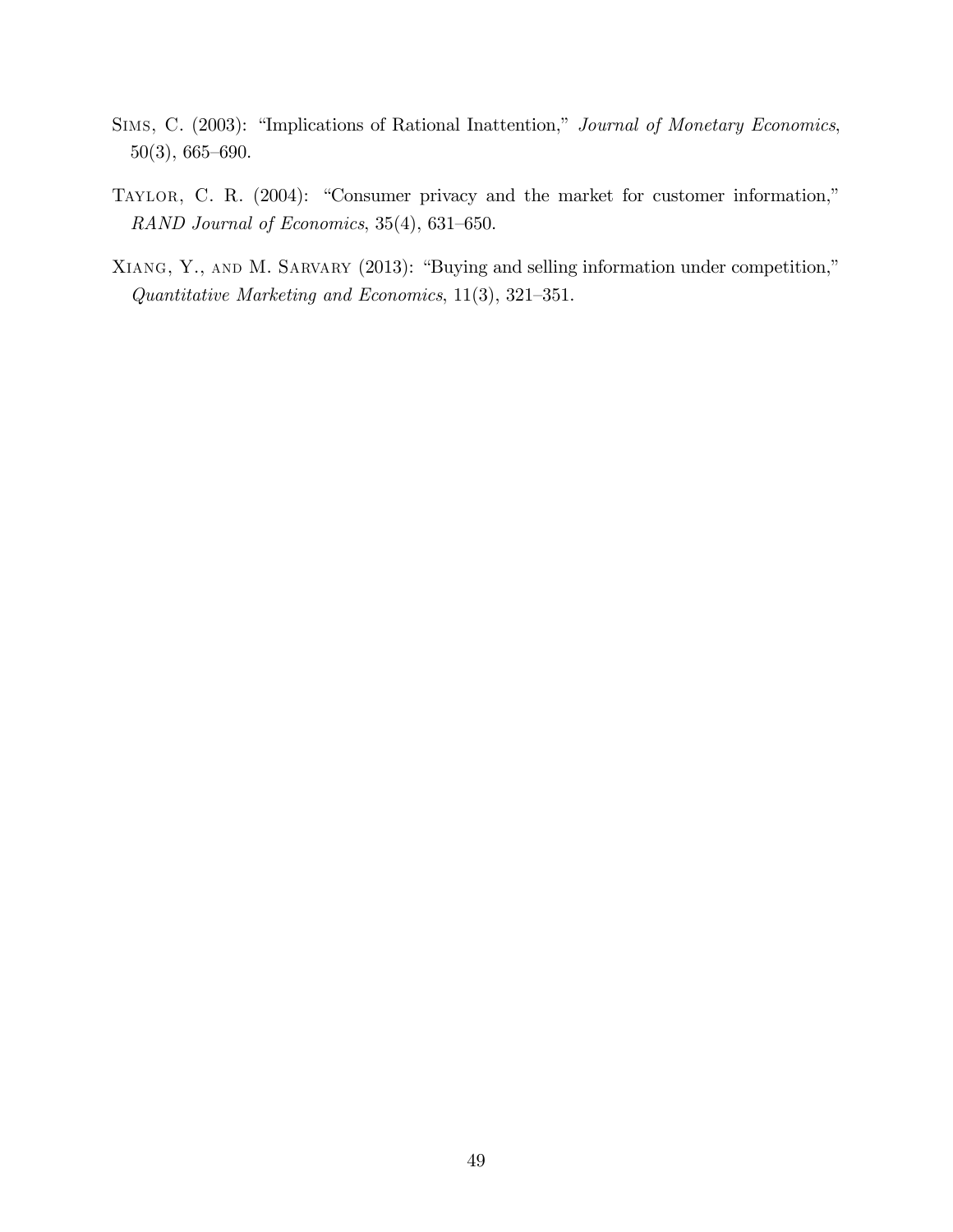Sims, C. (2003): "Implications of Rational Inattention," *Journal of Monetary Economics*, 50(3), 665–690.

Taylor, C. R. (2004): "Consumer privacy and the market for customer information," *RAND Journal of Economics*, 35(4), 631–650.

Xiang, Y., and M. Sarvary (2013): "Buying and selling information under competition," *Quantitative Marketing and Economics*, 11(3), 321–351.